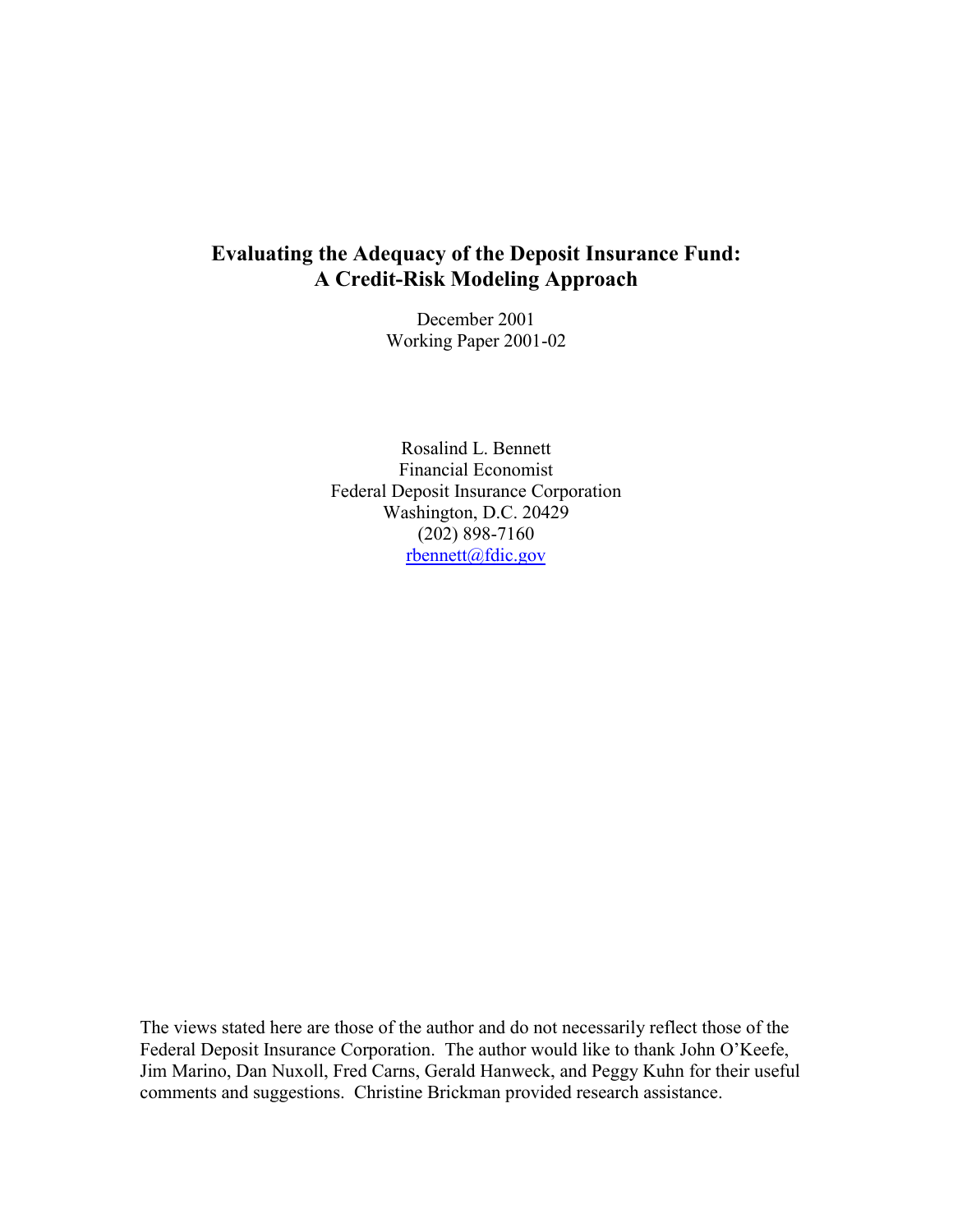# Evaluating the Adequacy of the Deposit Insurance Fund: A Credit-Risk Modeling Approach

December 2001
Working Paper 2001-02

Rosalind L. Bennett
Financial Economist
Federal Deposit Insurance Corporation
Washington, D.C. 20429
(202) 898-7160
rbennett@fdic.gov

The views stated here are those of the author and do not necessarily reflect those of the Federal Deposit Insurance Corporation. The author would like to thank John O'Keefe, Jim Marino, Dan Nuxoll, Fred Carns, Gerald Hanweck, and Peggy Kuhn for their useful comments and suggestions. Christine Brickman provided research assistance.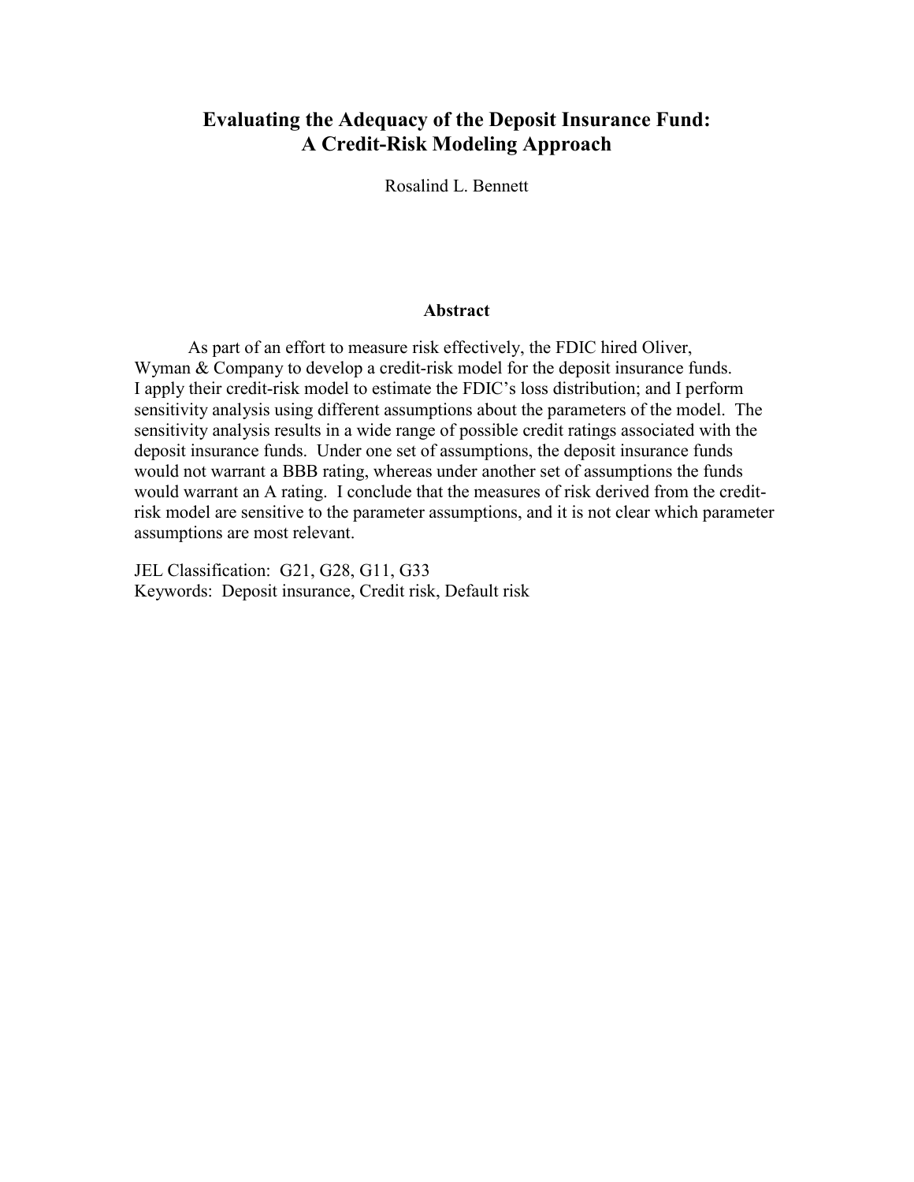# Evaluating the Adequacy of the Deposit Insurance Fund: A Credit-Risk Modeling Approach

Rosalind L. Bennett

## Abstract

As part of an effort to measure risk effectively, the FDIC hired Oliver, Wyman & Company to develop a credit-risk model for the deposit insurance funds. I apply their credit-risk model to estimate the FDIC's loss distribution; and I perform sensitivity analysis using different assumptions about the parameters of the model. The sensitivity analysis results in a wide range of possible credit ratings associated with the deposit insurance funds. Under one set of assumptions, the deposit insurance funds would not warrant a BBB rating, whereas under another set of assumptions the funds would warrant an A rating. I conclude that the measures of risk derived from the credit-risk model are sensitive to the parameter assumptions, and it is not clear which parameter assumptions are most relevant.

JEL Classification: G21, G28, G11, G33
Keywords: Deposit insurance, Credit risk, Default risk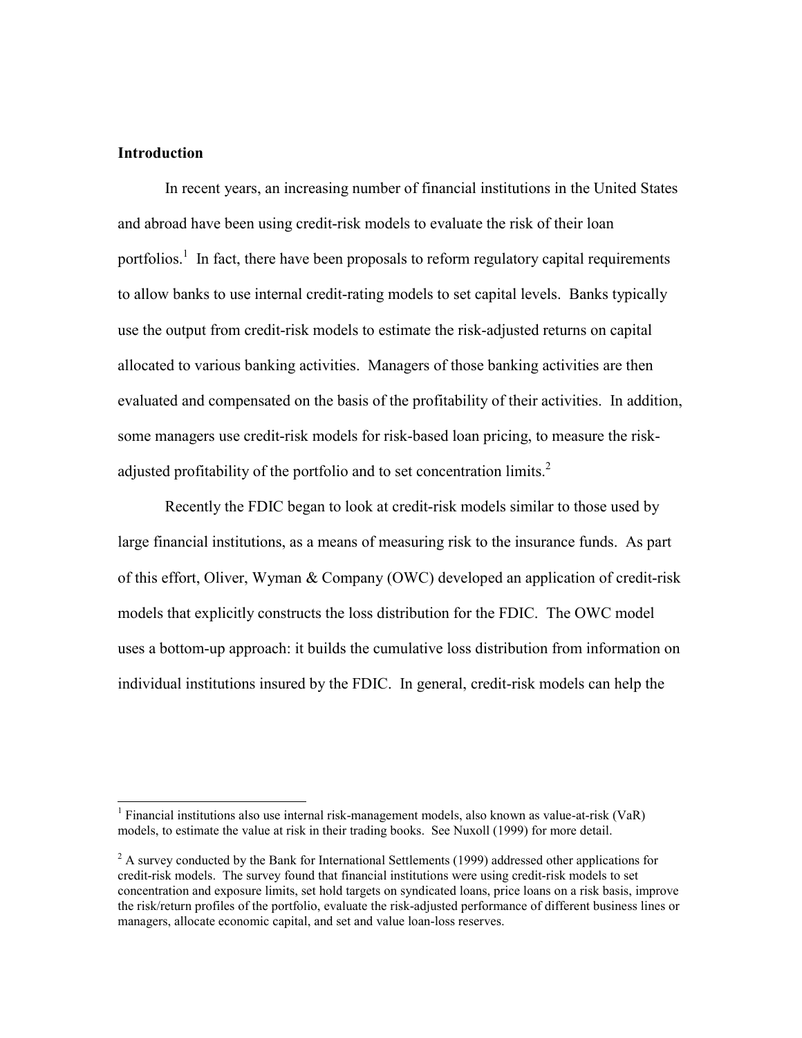## Introduction

In recent years, an increasing number of financial institutions in the United States and abroad have been using credit-risk models to evaluate the risk of their loan portfolios.[1] In fact, there have been proposals to reform regulatory capital requirements to allow banks to use internal credit-rating models to set capital levels. Banks typically use the output from credit-risk models to estimate the risk-adjusted returns on capital allocated to various banking activities. Managers of those banking activities are then evaluated and compensated on the basis of the profitability of their activities. In addition, some managers use credit-risk models for risk-based loan pricing, to measure the risk-adjusted profitability of the portfolio and to set concentration limits.[2]

Recently the FDIC began to look at credit-risk models similar to those used by large financial institutions, as a means of measuring risk to the insurance funds. As part of this effort, Oliver, Wyman & Company (OWC) developed an application of credit-risk models that explicitly constructs the loss distribution for the FDIC. The OWC model uses a bottom-up approach: it builds the cumulative loss distribution from information on individual institutions insured by the FDIC. In general, credit-risk models can help the

---

[1] Financial institutions also use internal risk-management models, also known as value-at-risk (VaR) models, to estimate the value at risk in their trading books. See Nuxoll (1999) for more detail.

[2] A survey conducted by the Bank for International Settlements (1999) addressed other applications for credit-risk models. The survey found that financial institutions were using credit-risk models to set concentration and exposure limits, set hold targets on syndicated loans, price loans on a risk basis, improve the risk/return profiles of the portfolio, evaluate the risk-adjusted performance of different business lines or managers, allocate economic capital, and set and value loan-loss reserves.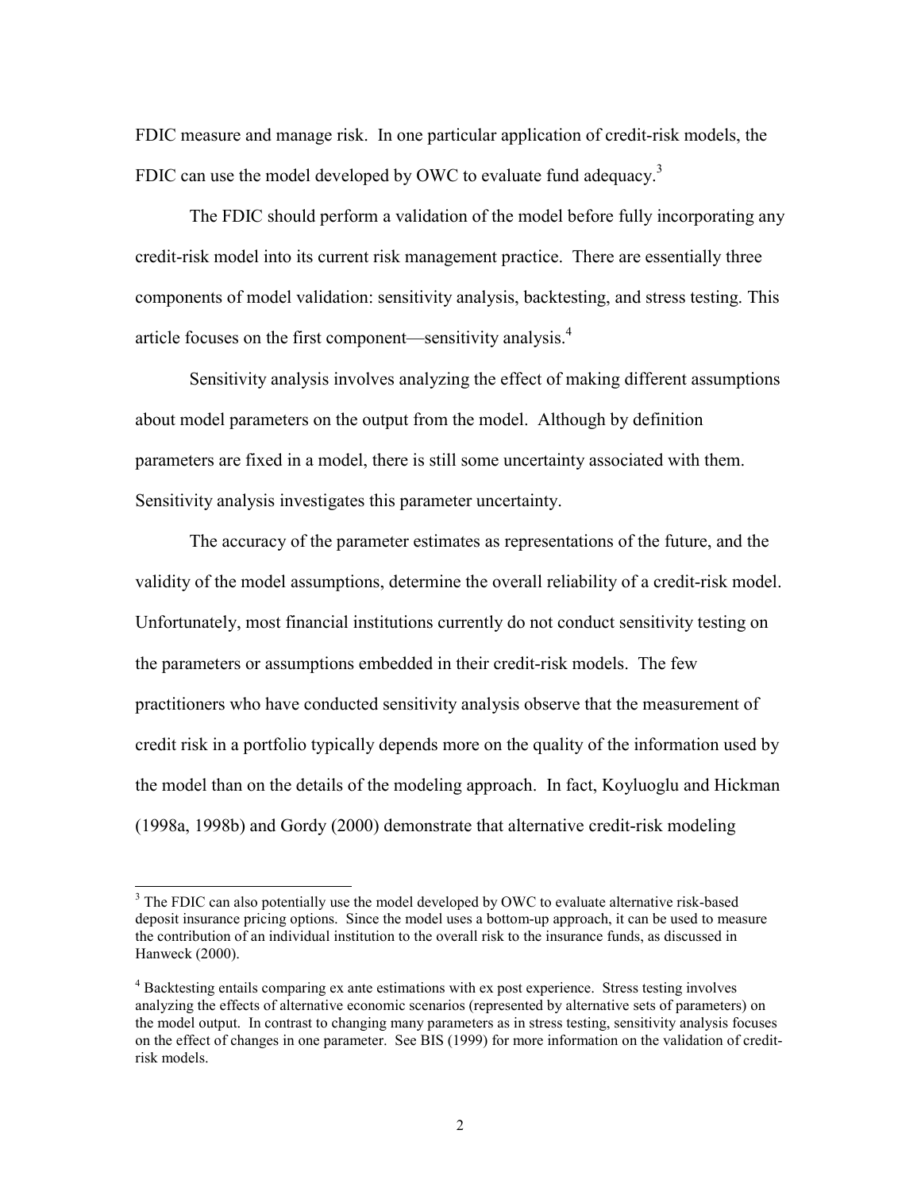FDIC measure and manage risk. In one particular application of credit-risk models, the FDIC can use the model developed by OWC to evaluate fund adequacy.[3]

The FDIC should perform a validation of the model before fully incorporating any credit-risk model into its current risk management practice. There are essentially three components of model validation: sensitivity analysis, backtesting, and stress testing. This article focuses on the first component—sensitivity analysis.[4]

Sensitivity analysis involves analyzing the effect of making different assumptions about model parameters on the output from the model. Although by definition parameters are fixed in a model, there is still some uncertainty associated with them. Sensitivity analysis investigates this parameter uncertainty.

The accuracy of the parameter estimates as representations of the future, and the validity of the model assumptions, determine the overall reliability of a credit-risk model. Unfortunately, most financial institutions currently do not conduct sensitivity testing on the parameters or assumptions embedded in their credit-risk models. The few practitioners who have conducted sensitivity analysis observe that the measurement of credit risk in a portfolio typically depends more on the quality of the information used by the model than on the details of the modeling approach. In fact, Koyluoglu and Hickman (1998a, 1998b) and Gordy (2000) demonstrate that alternative credit-risk modeling

---

[3] The FDIC can also potentially use the model developed by OWC to evaluate alternative risk-based deposit insurance pricing options. Since the model uses a bottom-up approach, it can be used to measure the contribution of an individual institution to the overall risk to the insurance funds, as discussed in Hanweck (2000).

[4] Backtesting entails comparing ex ante estimations with ex post experience. Stress testing involves analyzing the effects of alternative economic scenarios (represented by alternative sets of parameters) on the model output. In contrast to changing many parameters as in stress testing, sensitivity analysis focuses on the effect of changes in one parameter. See BIS (1999) for more information on the validation of credit-risk models.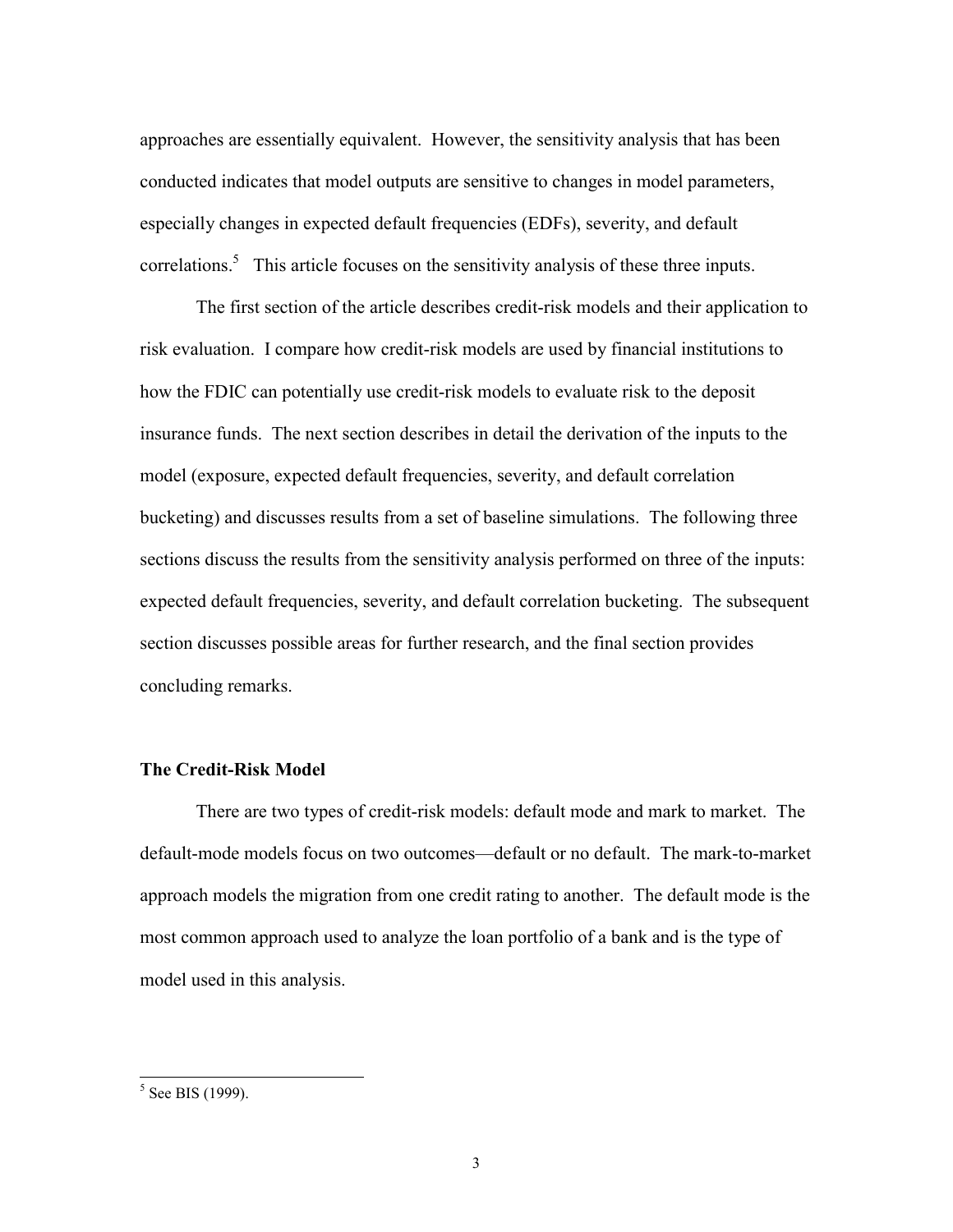approaches are essentially equivalent. However, the sensitivity analysis that has been conducted indicates that model outputs are sensitive to changes in model parameters, especially changes in expected default frequencies (EDFs), severity, and default correlations.[5] This article focuses on the sensitivity analysis of these three inputs.

The first section of the article describes credit-risk models and their application to risk evaluation. I compare how credit-risk models are used by financial institutions to how the FDIC can potentially use credit-risk models to evaluate risk to the deposit insurance funds. The next section describes in detail the derivation of the inputs to the model (exposure, expected default frequencies, severity, and default correlation bucketing) and discusses results from a set of baseline simulations. The following three sections discuss the results from the sensitivity analysis performed on three of the inputs: expected default frequencies, severity, and default correlation bucketing. The subsequent section discusses possible areas for further research, and the final section provides concluding remarks.

### The Credit-Risk Model

There are two types of credit-risk models: default mode and mark to market. The default-mode models focus on two outcomes—default or no default. The mark-to-market approach models the migration from one credit rating to another. The default mode is the most common approach used to analyze the loan portfolio of a bank and is the type of model used in this analysis.

---

[5] See BIS (1999).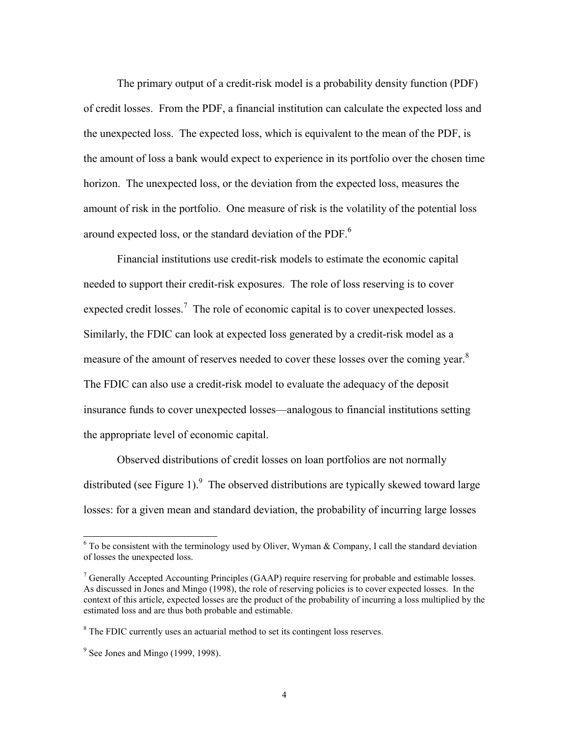The primary output of a credit-risk model is a probability density function (PDF) of credit losses. From the PDF, a financial institution can calculate the expected loss and the unexpected loss. The expected loss, which is equivalent to the mean of the PDF, is the amount of loss a bank would expect to experience in its portfolio over the chosen time horizon. The unexpected loss, or the deviation from the expected loss, measures the amount of risk in the portfolio. One measure of risk is the volatility of the potential loss around expected loss, or the standard deviation of the PDF.[6]

Financial institutions use credit-risk models to estimate the economic capital needed to support their credit-risk exposures. The role of loss reserving is to cover expected credit losses.[7] The role of economic capital is to cover unexpected losses. Similarly, the FDIC can look at expected loss generated by a credit-risk model as a measure of the amount of reserves needed to cover these losses over the coming year.[8] The FDIC can also use a credit-risk model to evaluate the adequacy of the deposit insurance funds to cover unexpected losses—analogous to financial institutions setting the appropriate level of economic capital.

Observed distributions of credit losses on loan portfolios are not normally distributed (see Figure 1).[9] The observed distributions are typically skewed toward large losses: for a given mean and standard deviation, the probability of incurring large losses

---

[6] To be consistent with the terminology used by Oliver, Wyman & Company, I call the standard deviation of losses the unexpected loss.

[7] Generally Accepted Accounting Principles (GAAP) require reserving for probable and estimable losses. As discussed in Jones and Mingo (1998), the role of reserving policies is to cover expected losses. In the context of this article, expected losses are the product of the probability of incurring a loss multiplied by the estimated loss and are thus both probable and estimable.

[8] The FDIC currently uses an actuarial method to set its contingent loss reserves.

[9] See Jones and Mingo (1999, 1998).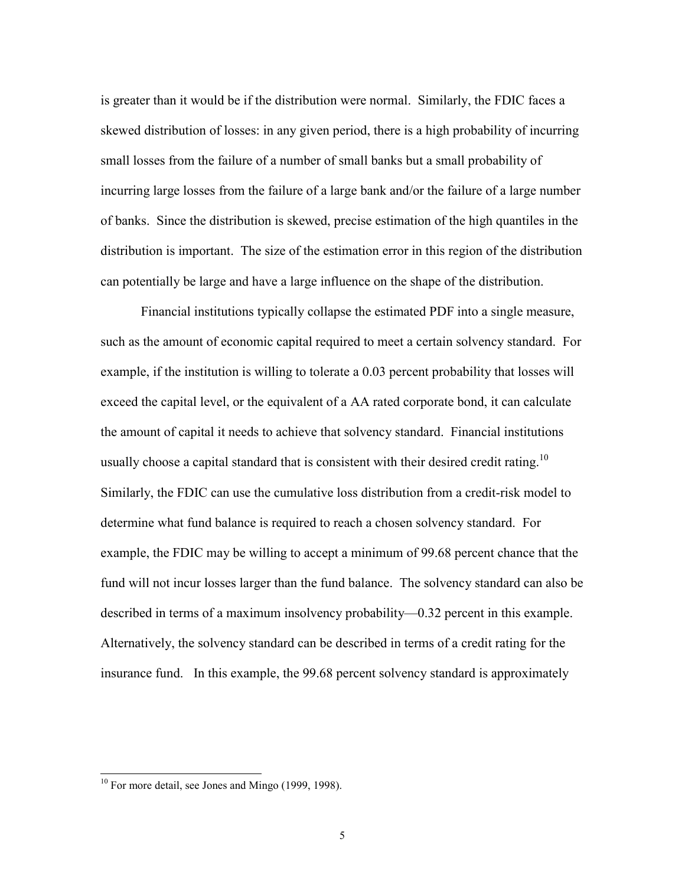is greater than it would be if the distribution were normal. Similarly, the FDIC faces a skewed distribution of losses: in any given period, there is a high probability of incurring small losses from the failure of a number of small banks but a small probability of incurring large losses from the failure of a large bank and/or the failure of a large number of banks. Since the distribution is skewed, precise estimation of the high quantiles in the distribution is important. The size of the estimation error in this region of the distribution can potentially be large and have a large influence on the shape of the distribution.

Financial institutions typically collapse the estimated PDF into a single measure, such as the amount of economic capital required to meet a certain solvency standard. For example, if the institution is willing to tolerate a 0.03 percent probability that losses will exceed the capital level, or the equivalent of a AA rated corporate bond, it can calculate the amount of capital it needs to achieve that solvency standard. Financial institutions usually choose a capital standard that is consistent with their desired credit rating.[10] Similarly, the FDIC can use the cumulative loss distribution from a credit-risk model to determine what fund balance is required to reach a chosen solvency standard. For example, the FDIC may be willing to accept a minimum of 99.68 percent chance that the fund will not incur losses larger than the fund balance. The solvency standard can also be described in terms of a maximum insolvency probability—0.32 percent in this example. Alternatively, the solvency standard can be described in terms of a credit rating for the insurance fund. In this example, the 99.68 percent solvency standard is approximately

---

[10] For more detail, see Jones and Mingo (1999, 1998).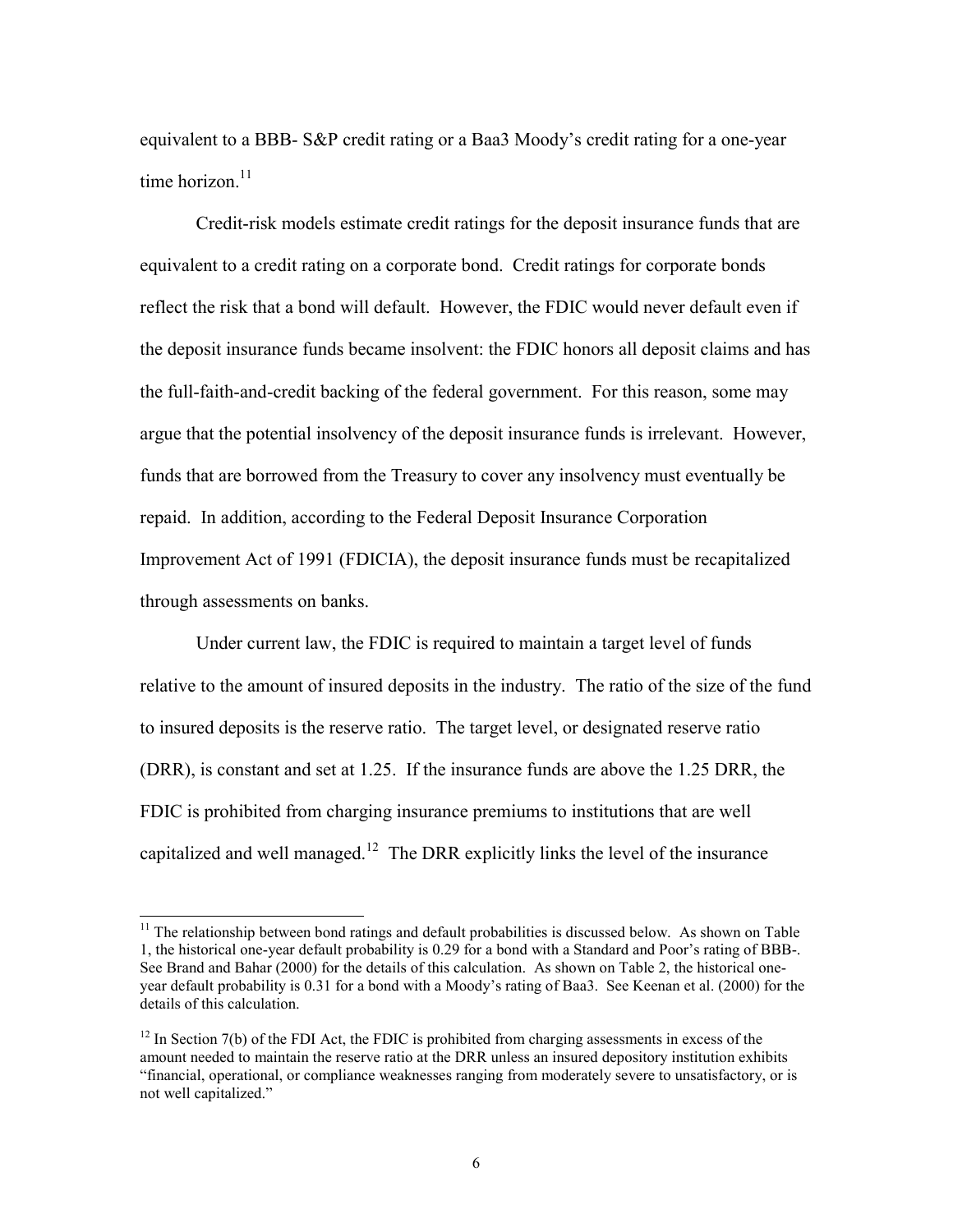equivalent to a BBB- S&P credit rating or a Baa3 Moody's credit rating for a one-year time horizon.[11]

Credit-risk models estimate credit ratings for the deposit insurance funds that are equivalent to a credit rating on a corporate bond. Credit ratings for corporate bonds reflect the risk that a bond will default. However, the FDIC would never default even if the deposit insurance funds became insolvent: the FDIC honors all deposit claims and has the full-faith-and-credit backing of the federal government. For this reason, some may argue that the potential insolvency of the deposit insurance funds is irrelevant. However, funds that are borrowed from the Treasury to cover any insolvency must eventually be repaid. In addition, according to the Federal Deposit Insurance Corporation Improvement Act of 1991 (FDICIA), the deposit insurance funds must be recapitalized through assessments on banks.

Under current law, the FDIC is required to maintain a target level of funds relative to the amount of insured deposits in the industry. The ratio of the size of the fund to insured deposits is the reserve ratio. The target level, or designated reserve ratio (DRR), is constant and set at 1.25. If the insurance funds are above the 1.25 DRR, the FDIC is prohibited from charging insurance premiums to institutions that are well capitalized and well managed.[12] The DRR explicitly links the level of the insurance

---

[11] The relationship between bond ratings and default probabilities is discussed below. As shown on Table 1, the historical one-year default probability is 0.29 for a bond with a Standard and Poor's rating of BBB-. See Brand and Bahar (2000) for the details of this calculation. As shown on Table 2, the historical one-year default probability is 0.31 for a bond with a Moody's rating of Baa3. See Keenan et al. (2000) for the details of this calculation.

[12] In Section 7(b) of the FDI Act, the FDIC is prohibited from charging assessments in excess of the amount needed to maintain the reserve ratio at the DRR unless an insured depository institution exhibits "financial, operational, or compliance weaknesses ranging from moderately severe to unsatisfactory, or is not well capitalized."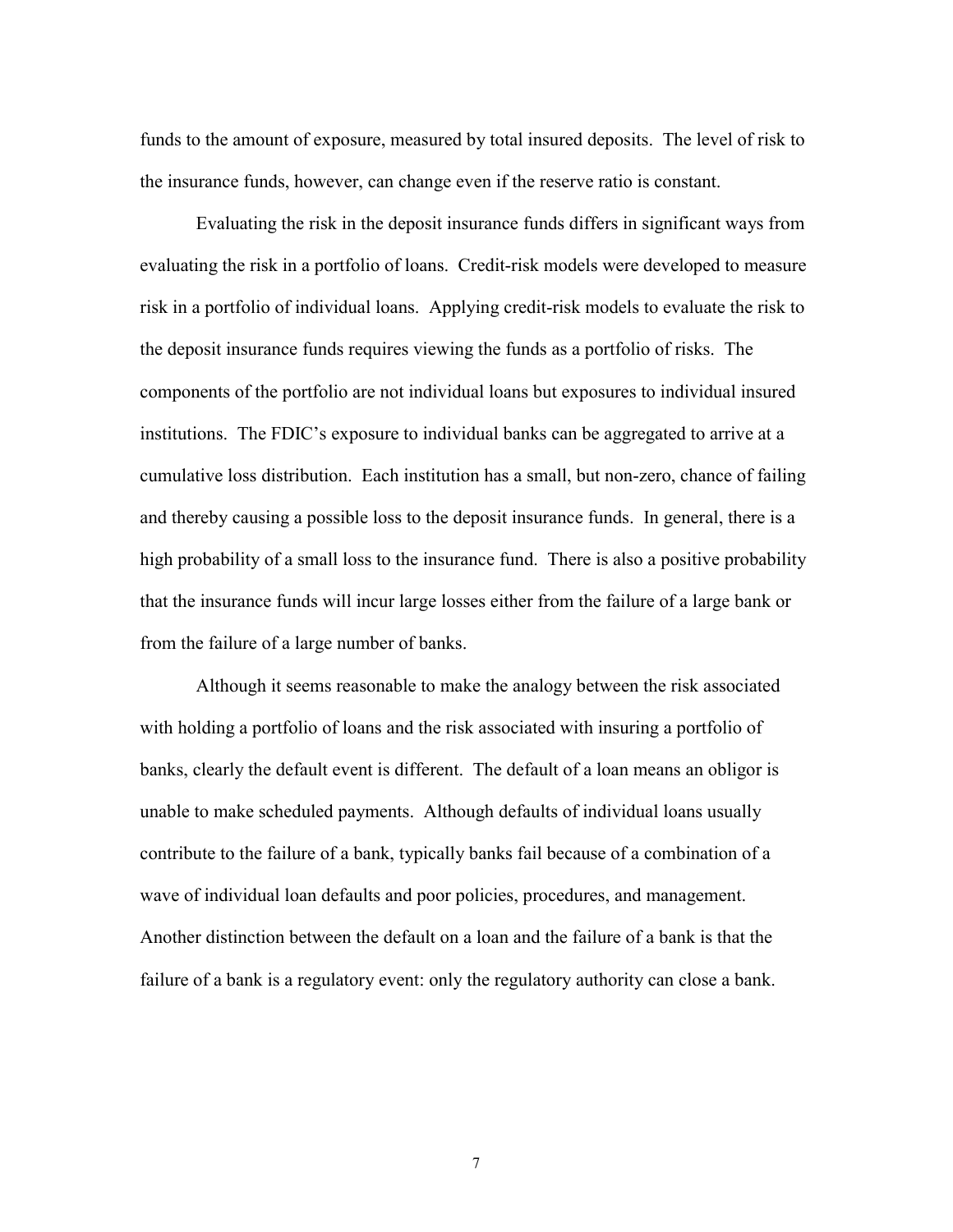funds to the amount of exposure, measured by total insured deposits. The level of risk to the insurance funds, however, can change even if the reserve ratio is constant.

Evaluating the risk in the deposit insurance funds differs in significant ways from evaluating the risk in a portfolio of loans. Credit-risk models were developed to measure risk in a portfolio of individual loans. Applying credit-risk models to evaluate the risk to the deposit insurance funds requires viewing the funds as a portfolio of risks. The components of the portfolio are not individual loans but exposures to individual insured institutions. The FDIC's exposure to individual banks can be aggregated to arrive at a cumulative loss distribution. Each institution has a small, but non-zero, chance of failing and thereby causing a possible loss to the deposit insurance funds. In general, there is a high probability of a small loss to the insurance fund. There is also a positive probability that the insurance funds will incur large losses either from the failure of a large bank or from the failure of a large number of banks.

Although it seems reasonable to make the analogy between the risk associated with holding a portfolio of loans and the risk associated with insuring a portfolio of banks, clearly the default event is different. The default of a loan means an obligor is unable to make scheduled payments. Although defaults of individual loans usually contribute to the failure of a bank, typically banks fail because of a combination of a wave of individual loan defaults and poor policies, procedures, and management. Another distinction between the default on a loan and the failure of a bank is that the failure of a bank is a regulatory event: only the regulatory authority can close a bank.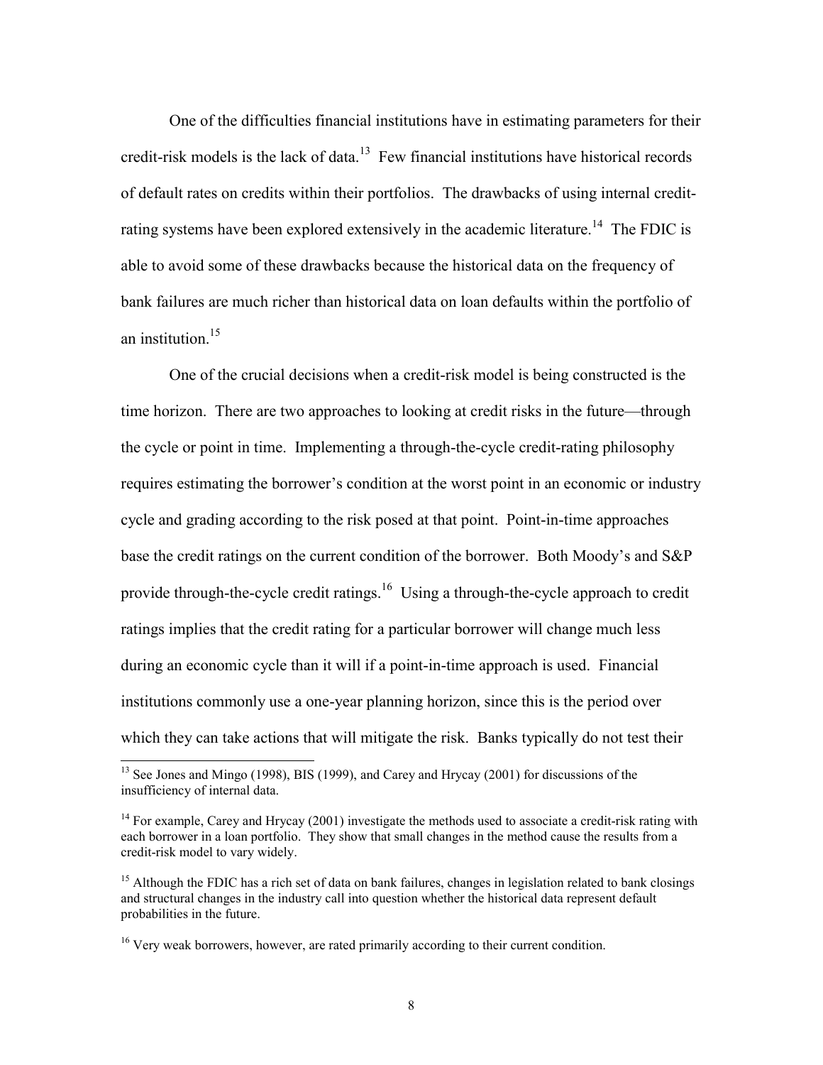One of the difficulties financial institutions have in estimating parameters for their credit-risk models is the lack of data.[13] Few financial institutions have historical records of default rates on credits within their portfolios. The drawbacks of using internal credit-rating systems have been explored extensively in the academic literature.[14] The FDIC is able to avoid some of these drawbacks because the historical data on the frequency of bank failures are much richer than historical data on loan defaults within the portfolio of an institution.[15]

One of the crucial decisions when a credit-risk model is being constructed is the time horizon. There are two approaches to looking at credit risks in the future—through the cycle or point in time. Implementing a through-the-cycle credit-rating philosophy requires estimating the borrower's condition at the worst point in an economic or industry cycle and grading according to the risk posed at that point. Point-in-time approaches base the credit ratings on the current condition of the borrower. Both Moody's and S&P provide through-the-cycle credit ratings.[16] Using a through-the-cycle approach to credit ratings implies that the credit rating for a particular borrower will change much less during an economic cycle than it will if a point-in-time approach is used. Financial institutions commonly use a one-year planning horizon, since this is the period over which they can take actions that will mitigate the risk. Banks typically do not test their

---

[13] See Jones and Mingo (1998), BIS (1999), and Carey and Hrycay (2001) for discussions of the insufficiency of internal data.

[14] For example, Carey and Hrycay (2001) investigate the methods used to associate a credit-risk rating with each borrower in a loan portfolio. They show that small changes in the method cause the results from a credit-risk model to vary widely.

[15] Although the FDIC has a rich set of data on bank failures, changes in legislation related to bank closings and structural changes in the industry call into question whether the historical data represent default probabilities in the future.

[16] Very weak borrowers, however, are rated primarily according to their current condition.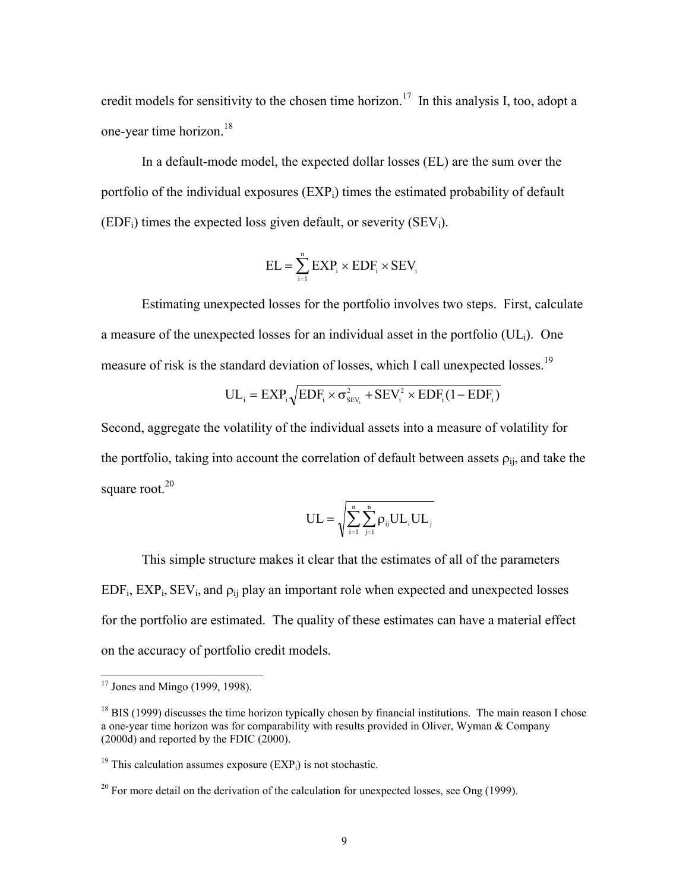credit models for sensitivity to the chosen time horizon.[17] In this analysis I, too, adopt a one-year time horizon.[18]

In a default-mode model, the expected dollar losses (EL) are the sum over the portfolio of the individual exposures ($EXP_i$) times the estimated probability of default ($EDF_i$) times the expected loss given default, or severity ($SEV_i$).

$$EL = \sum_{i=1}^{n} EXP_i \times EDF_i \times SEV_i$$

Estimating unexpected losses for the portfolio involves two steps. First, calculate a measure of the unexpected losses for an individual asset in the portfolio ($UL_i$). One measure of risk is the standard deviation of losses, which I call unexpected losses.[19]

$$UL_i = EXP_i \sqrt{EDF_i \times \sigma^2_{SEV_i} + SEV_i^2 \times EDF_i(1 - EDF_i)}$$

Second, aggregate the volatility of the individual assets into a measure of volatility for the portfolio, taking into account the correlation of default between assets $\rho_{ij}$, and take the square root.[20]

$$UL = \sqrt{\sum_{i=1}^{n} \sum_{j=1}^{n} \rho_{ij} UL_i UL_j}$$

This simple structure makes it clear that the estimates of all of the parameters $EDF_i$, $EXP_i$, $SEV_i$, and $\rho_{ij}$ play an important role when expected and unexpected losses for the portfolio are estimated. The quality of these estimates can have a material effect on the accuracy of portfolio credit models.

---

[17] Jones and Mingo (1999, 1998).

[18] BIS (1999) discusses the time horizon typically chosen by financial institutions. The main reason I chose a one-year time horizon was for comparability with results provided in Oliver, Wyman & Company (2000d) and reported by the FDIC (2000).

[19] This calculation assumes exposure ($EXP_i$) is not stochastic.

[20] For more detail on the derivation of the calculation for unexpected losses, see Ong (1999).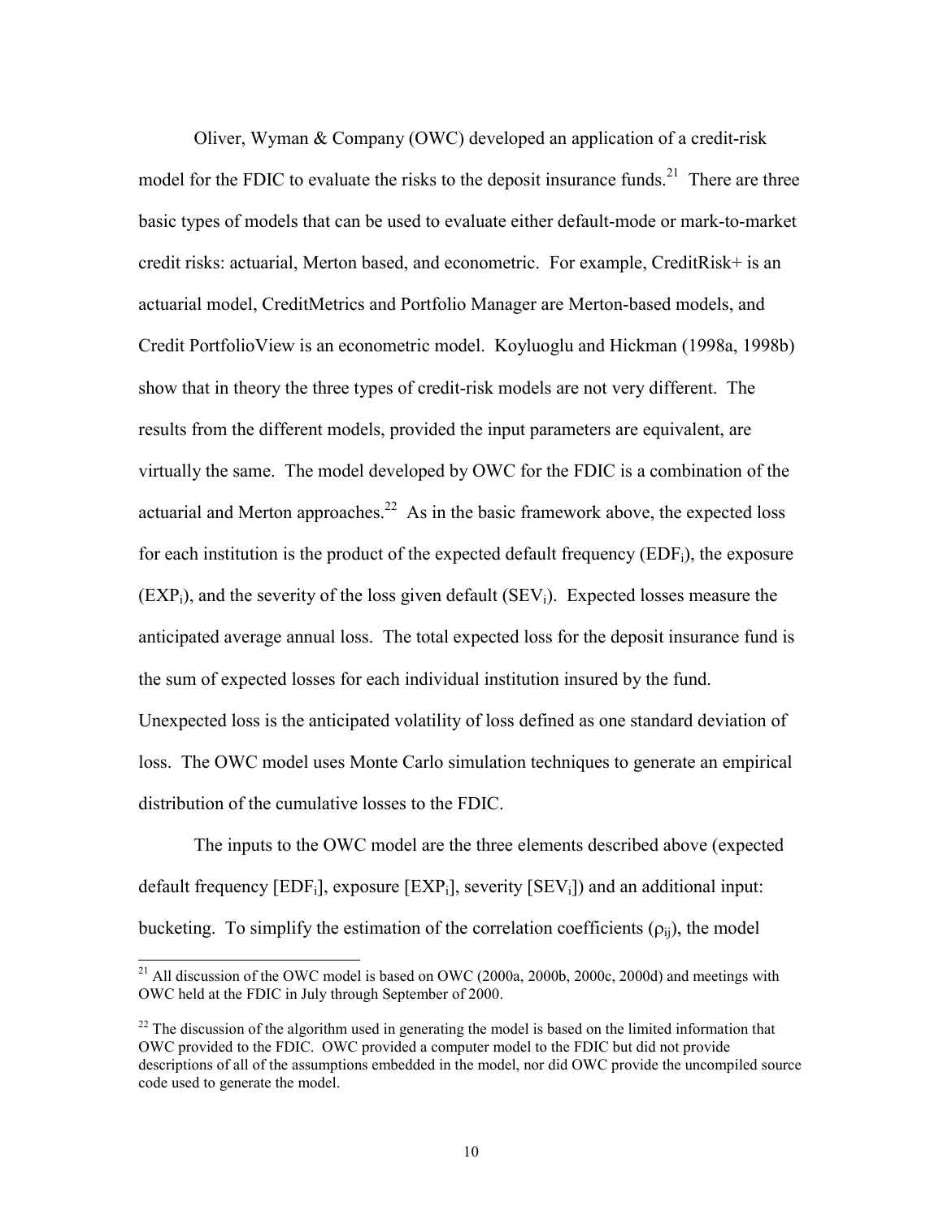Oliver, Wyman & Company (OWC) developed an application of a credit-risk model for the FDIC to evaluate the risks to the deposit insurance funds.[21] There are three basic types of models that can be used to evaluate either default-mode or mark-to-market credit risks: actuarial, Merton based, and econometric. For example, CreditRisk+ is an actuarial model, CreditMetrics and Portfolio Manager are Merton-based models, and Credit PortfolioView is an econometric model. Koyluoglu and Hickman (1998a, 1998b) show that in theory the three types of credit-risk models are not very different. The results from the different models, provided the input parameters are equivalent, are virtually the same. The model developed by OWC for the FDIC is a combination of the actuarial and Merton approaches.[22] As in the basic framework above, the expected loss for each institution is the product of the expected default frequency ($EDF_i$), the exposure ($EXP_i$), and the severity of the loss given default ($SEV_i$). Expected losses measure the anticipated average annual loss. The total expected loss for the deposit insurance fund is the sum of expected losses for each individual institution insured by the fund. Unexpected loss is the anticipated volatility of loss defined as one standard deviation of loss. The OWC model uses Monte Carlo simulation techniques to generate an empirical distribution of the cumulative losses to the FDIC.

The inputs to the OWC model are the three elements described above (expected default frequency [$EDF_i$], exposure [$EXP_i$], severity [$SEV_i$]) and an additional input: bucketing. To simplify the estimation of the correlation coefficients ($\rho_{ij}$), the model

---

[21] All discussion of the OWC model is based on OWC (2000a, 2000b, 2000c, 2000d) and meetings with OWC held at the FDIC in July through September of 2000.

[22] The discussion of the algorithm used in generating the model is based on the limited information that OWC provided to the FDIC. OWC provided a computer model to the FDIC but did not provide descriptions of all of the assumptions embedded in the model, nor did OWC provide the uncompiled source code used to generate the model.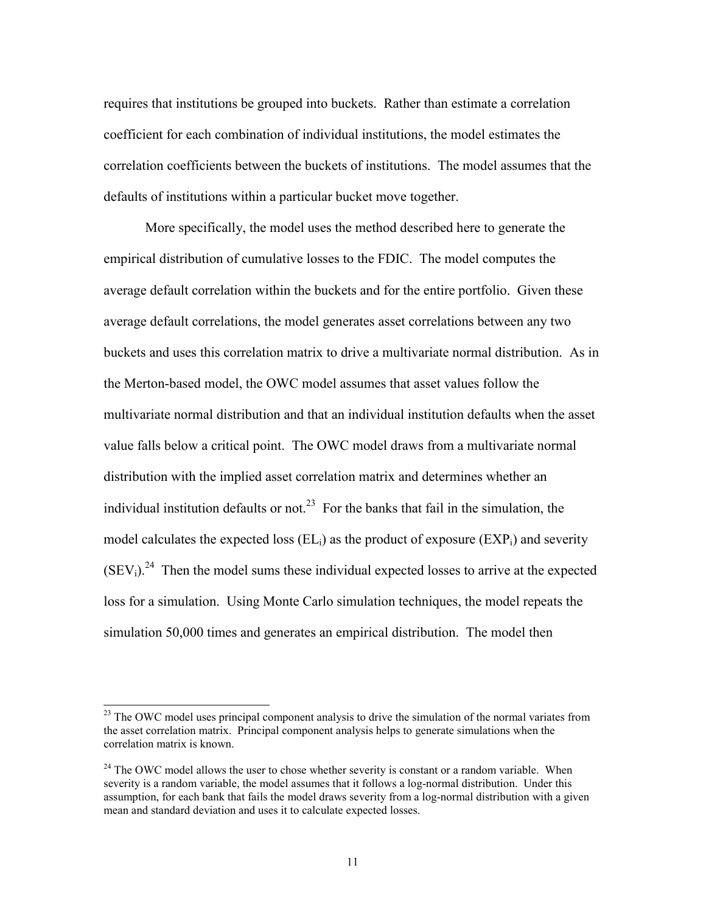requires that institutions be grouped into buckets. Rather than estimate a correlation coefficient for each combination of individual institutions, the model estimates the correlation coefficients between the buckets of institutions. The model assumes that the defaults of institutions within a particular bucket move together.

More specifically, the model uses the method described here to generate the empirical distribution of cumulative losses to the FDIC. The model computes the average default correlation within the buckets and for the entire portfolio. Given these average default correlations, the model generates asset correlations between any two buckets and uses this correlation matrix to drive a multivariate normal distribution. As in the Merton-based model, the OWC model assumes that asset values follow the multivariate normal distribution and that an individual institution defaults when the asset value falls below a critical point. The OWC model draws from a multivariate normal distribution with the implied asset correlation matrix and determines whether an individual institution defaults or not.[23] For the banks that fail in the simulation, the model calculates the expected loss ($EL_i$) as the product of exposure ($EXP_i$) and severity ($SEV_i$).[24] Then the model sums these individual expected losses to arrive at the expected loss for a simulation. Using Monte Carlo simulation techniques, the model repeats the simulation 50,000 times and generates an empirical distribution. The model then

---

[23] The OWC model uses principal component analysis to drive the simulation of the normal variates from the asset correlation matrix. Principal component analysis helps to generate simulations when the correlation matrix is known.

[24] The OWC model allows the user to chose whether severity is constant or a random variable. When severity is a random variable, the model assumes that it follows a log-normal distribution. Under this assumption, for each bank that fails the model draws severity from a log-normal distribution with a given mean and standard deviation and uses it to calculate expected losses.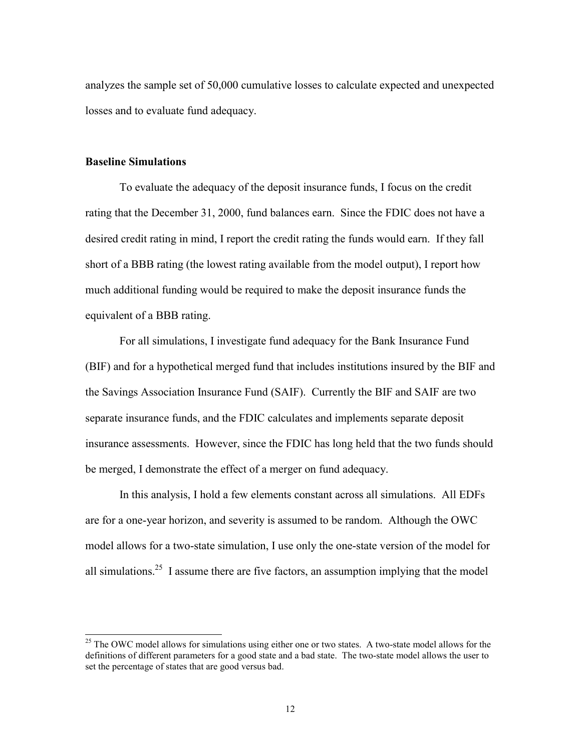analyzes the sample set of 50,000 cumulative losses to calculate expected and unexpected losses and to evaluate fund adequacy.

### Baseline Simulations

To evaluate the adequacy of the deposit insurance funds, I focus on the credit rating that the December 31, 2000, fund balances earn. Since the FDIC does not have a desired credit rating in mind, I report the credit rating the funds would earn. If they fall short of a BBB rating (the lowest rating available from the model output), I report how much additional funding would be required to make the deposit insurance funds the equivalent of a BBB rating.

For all simulations, I investigate fund adequacy for the Bank Insurance Fund (BIF) and for a hypothetical merged fund that includes institutions insured by the BIF and the Savings Association Insurance Fund (SAIF). Currently the BIF and SAIF are two separate insurance funds, and the FDIC calculates and implements separate deposit insurance assessments. However, since the FDIC has long held that the two funds should be merged, I demonstrate the effect of a merger on fund adequacy.

In this analysis, I hold a few elements constant across all simulations. All EDFs are for a one-year horizon, and severity is assumed to be random. Although the OWC model allows for a two-state simulation, I use only the one-state version of the model for all simulations.[25] I assume there are five factors, an assumption implying that the model

---

[25] The OWC model allows for simulations using either one or two states. A two-state model allows for the definitions of different parameters for a good state and a bad state. The two-state model allows the user to set the percentage of states that are good versus bad.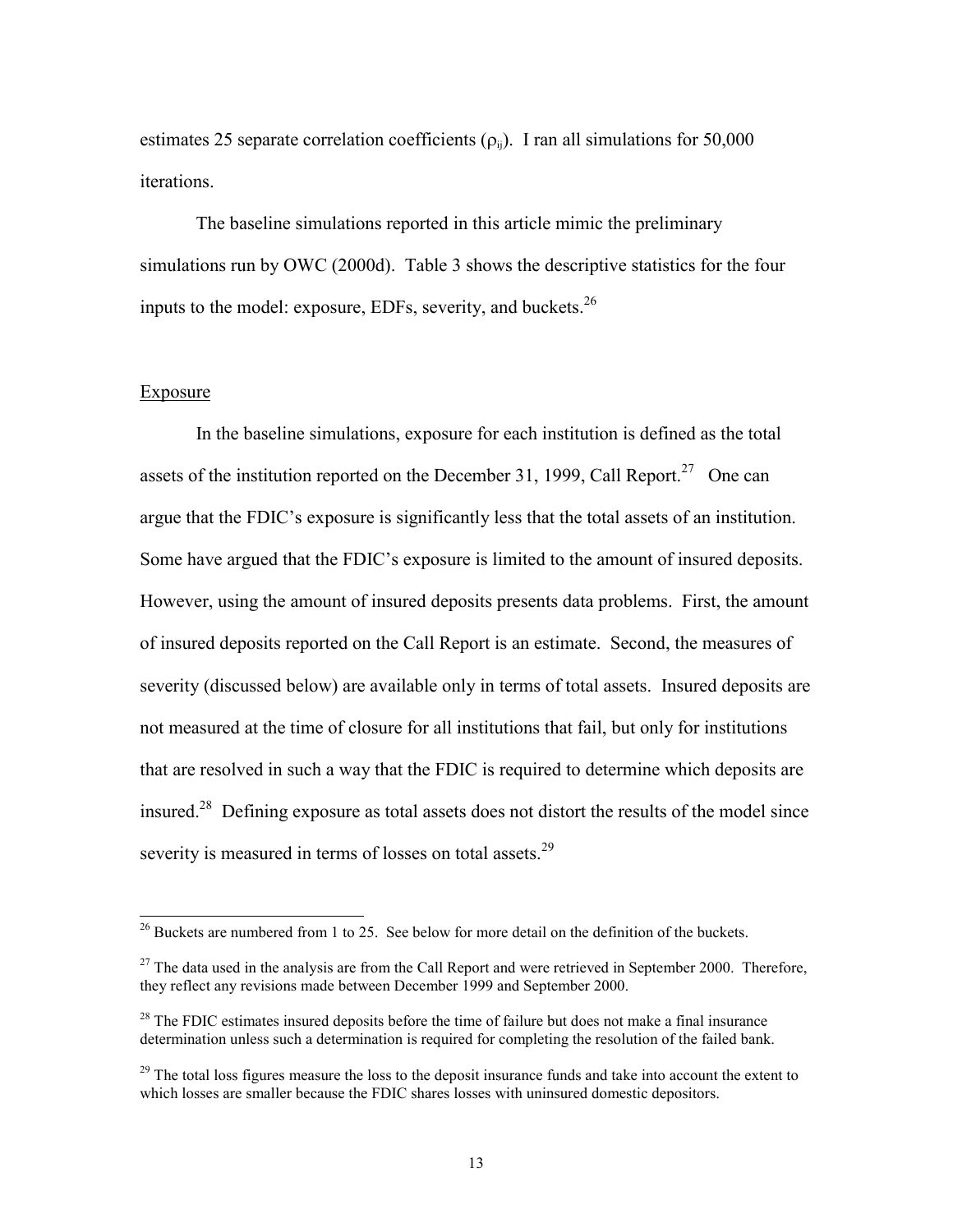estimates 25 separate correlation coefficients ($\rho_{ij}$). I ran all simulations for 50,000 iterations.

The baseline simulations reported in this article mimic the preliminary simulations run by OWC (2000d). Table 3 shows the descriptive statistics for the four inputs to the model: exposure, EDFs, severity, and buckets.[26]

Exposure

In the baseline simulations, exposure for each institution is defined as the total assets of the institution reported on the December 31, 1999, Call Report.[27] One can argue that the FDIC's exposure is significantly less that the total assets of an institution. Some have argued that the FDIC's exposure is limited to the amount of insured deposits. However, using the amount of insured deposits presents data problems. First, the amount of insured deposits reported on the Call Report is an estimate. Second, the measures of severity (discussed below) are available only in terms of total assets. Insured deposits are not measured at the time of closure for all institutions that fail, but only for institutions that are resolved in such a way that the FDIC is required to determine which deposits are insured.[28] Defining exposure as total assets does not distort the results of the model since severity is measured in terms of losses on total assets.[29]

---

[26] Buckets are numbered from 1 to 25. See below for more detail on the definition of the buckets.

[27] The data used in the analysis are from the Call Report and were retrieved in September 2000. Therefore, they reflect any revisions made between December 1999 and September 2000.

[28] The FDIC estimates insured deposits before the time of failure but does not make a final insurance determination unless such a determination is required for completing the resolution of the failed bank.

[29] The total loss figures measure the loss to the deposit insurance funds and take into account the extent to which losses are smaller because the FDIC shares losses with uninsured domestic depositors.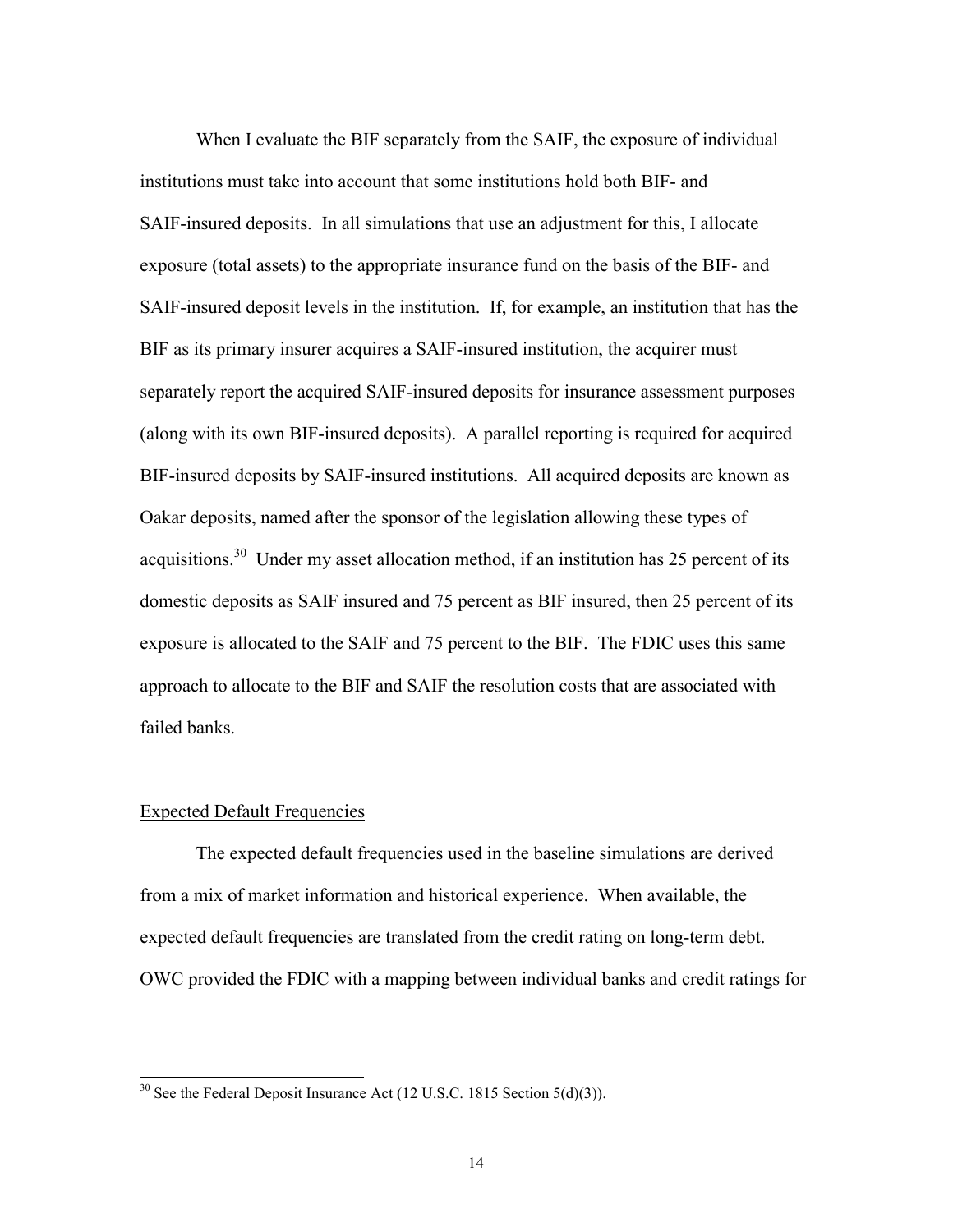When I evaluate the BIF separately from the SAIF, the exposure of individual institutions must take into account that some institutions hold both BIF- and SAIF-insured deposits. In all simulations that use an adjustment for this, I allocate exposure (total assets) to the appropriate insurance fund on the basis of the BIF- and SAIF-insured deposit levels in the institution. If, for example, an institution that has the BIF as its primary insurer acquires a SAIF-insured institution, the acquirer must separately report the acquired SAIF-insured deposits for insurance assessment purposes (along with its own BIF-insured deposits). A parallel reporting is required for acquired BIF-insured deposits by SAIF-insured institutions. All acquired deposits are known as Oakar deposits, named after the sponsor of the legislation allowing these types of acquisitions.[30] Under my asset allocation method, if an institution has 25 percent of its domestic deposits as SAIF insured and 75 percent as BIF insured, then 25 percent of its exposure is allocated to the SAIF and 75 percent to the BIF. The FDIC uses this same approach to allocate to the BIF and SAIF the resolution costs that are associated with failed banks.

<u>Expected Default Frequencies</u>

The expected default frequencies used in the baseline simulations are derived from a mix of market information and historical experience. When available, the expected default frequencies are translated from the credit rating on long-term debt. OWC provided the FDIC with a mapping between individual banks and credit ratings for

[30] See the Federal Deposit Insurance Act (12 U.S.C. 1815 Section 5(d)(3)).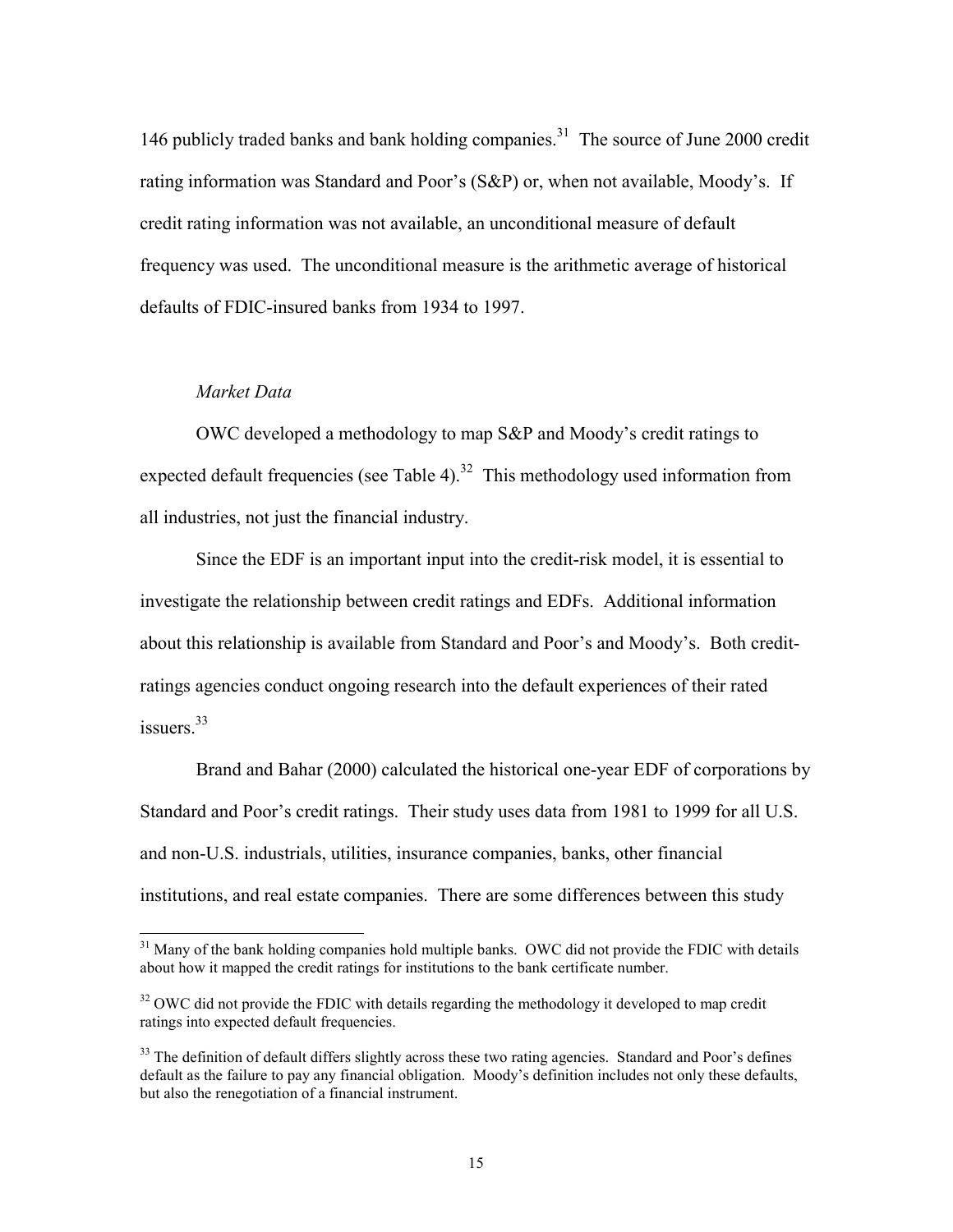146 publicly traded banks and bank holding companies.[31] The source of June 2000 credit rating information was Standard and Poor's (S&P) or, when not available, Moody's. If credit rating information was not available, an unconditional measure of default frequency was used. The unconditional measure is the arithmetic average of historical defaults of FDIC-insured banks from 1934 to 1997.

*Market Data*

OWC developed a methodology to map S&P and Moody's credit ratings to expected default frequencies (see Table 4).[32] This methodology used information from all industries, not just the financial industry.

Since the EDF is an important input into the credit-risk model, it is essential to investigate the relationship between credit ratings and EDFs. Additional information about this relationship is available from Standard and Poor's and Moody's. Both credit-ratings agencies conduct ongoing research into the default experiences of their rated issuers.[33]

Brand and Bahar (2000) calculated the historical one-year EDF of corporations by Standard and Poor's credit ratings. Their study uses data from 1981 to 1999 for all U.S. and non-U.S. industrials, utilities, insurance companies, banks, other financial institutions, and real estate companies. There are some differences between this study

---

[31] Many of the bank holding companies hold multiple banks. OWC did not provide the FDIC with details about how it mapped the credit ratings for institutions to the bank certificate number.

[32] OWC did not provide the FDIC with details regarding the methodology it developed to map credit ratings into expected default frequencies.

[33] The definition of default differs slightly across these two rating agencies. Standard and Poor's defines default as the failure to pay any financial obligation. Moody's definition includes not only these defaults, but also the renegotiation of a financial instrument.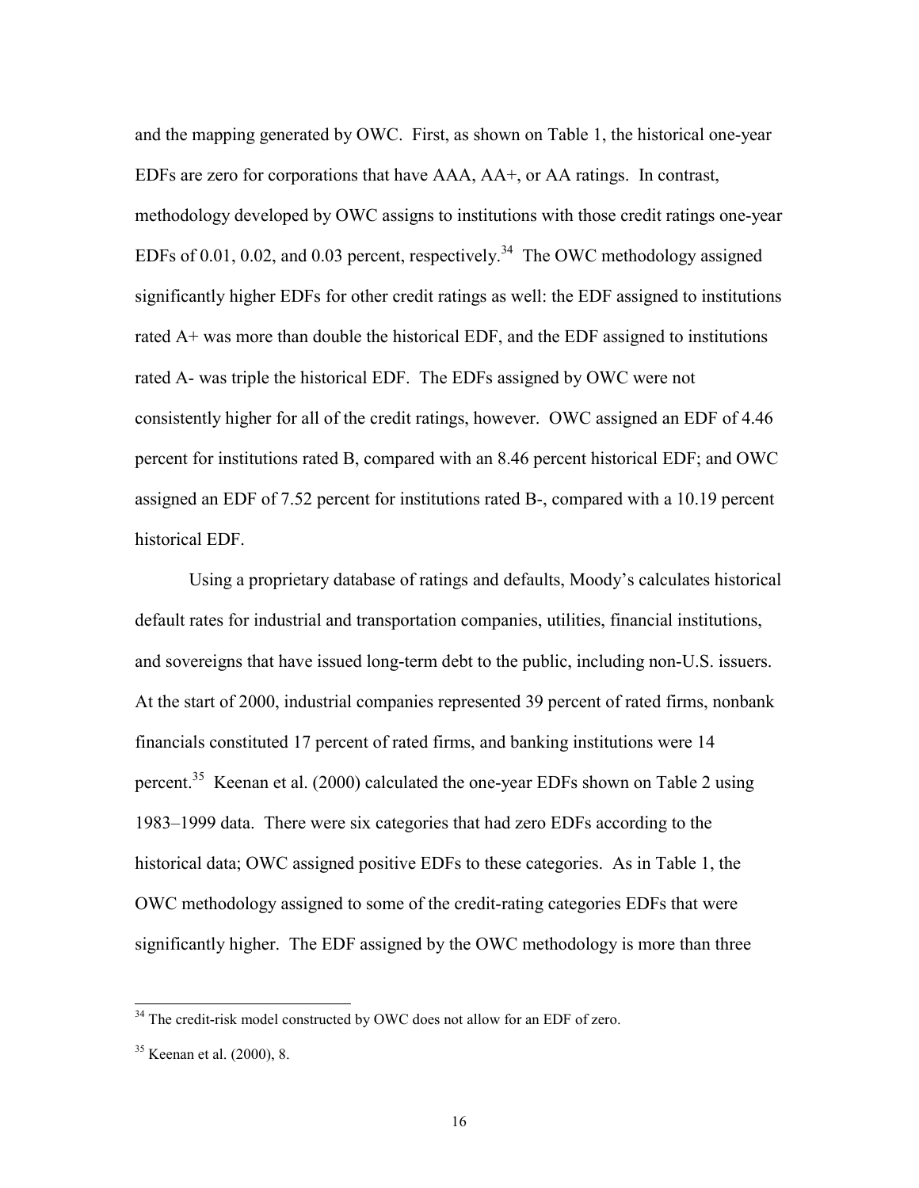and the mapping generated by OWC. First, as shown on Table 1, the historical one-year EDFs are zero for corporations that have AAA, AA+, or AA ratings. In contrast, methodology developed by OWC assigns to institutions with those credit ratings one-year EDFs of 0.01, 0.02, and 0.03 percent, respectively.[34] The OWC methodology assigned significantly higher EDFs for other credit ratings as well: the EDF assigned to institutions rated A+ was more than double the historical EDF, and the EDF assigned to institutions rated A- was triple the historical EDF. The EDFs assigned by OWC were not consistently higher for all of the credit ratings, however. OWC assigned an EDF of 4.46 percent for institutions rated B, compared with an 8.46 percent historical EDF; and OWC assigned an EDF of 7.52 percent for institutions rated B-, compared with a 10.19 percent historical EDF.

Using a proprietary database of ratings and defaults, Moody's calculates historical default rates for industrial and transportation companies, utilities, financial institutions, and sovereigns that have issued long-term debt to the public, including non-U.S. issuers. At the start of 2000, industrial companies represented 39 percent of rated firms, nonbank financials constituted 17 percent of rated firms, and banking institutions were 14 percent.[35] Keenan et al. (2000) calculated the one-year EDFs shown on Table 2 using 1983–1999 data. There were six categories that had zero EDFs according to the historical data; OWC assigned positive EDFs to these categories. As in Table 1, the OWC methodology assigned to some of the credit-rating categories EDFs that were significantly higher. The EDF assigned by the OWC methodology is more than three

---

[34] The credit-risk model constructed by OWC does not allow for an EDF of zero.

[35] Keenan et al. (2000), 8.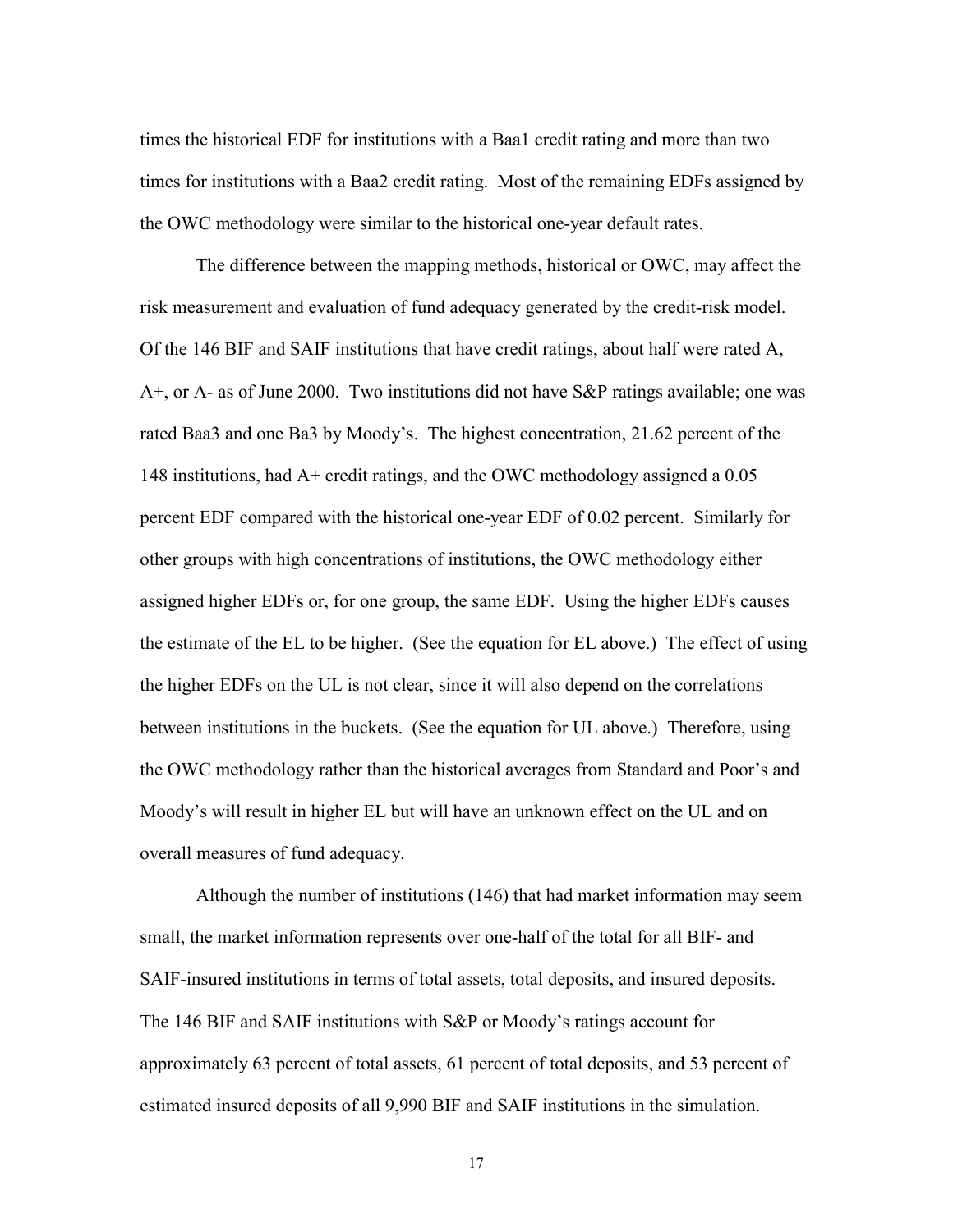times the historical EDF for institutions with a Baa1 credit rating and more than two times for institutions with a Baa2 credit rating. Most of the remaining EDFs assigned by the OWC methodology were similar to the historical one-year default rates.

The difference between the mapping methods, historical or OWC, may affect the risk measurement and evaluation of fund adequacy generated by the credit-risk model. Of the 146 BIF and SAIF institutions that have credit ratings, about half were rated A, A+, or A- as of June 2000. Two institutions did not have S&P ratings available; one was rated Baa3 and one Ba3 by Moody's. The highest concentration, 21.62 percent of the 148 institutions, had A+ credit ratings, and the OWC methodology assigned a 0.05 percent EDF compared with the historical one-year EDF of 0.02 percent. Similarly for other groups with high concentrations of institutions, the OWC methodology either assigned higher EDFs or, for one group, the same EDF. Using the higher EDFs causes the estimate of the EL to be higher. (See the equation for EL above.) The effect of using the higher EDFs on the UL is not clear, since it will also depend on the correlations between institutions in the buckets. (See the equation for UL above.) Therefore, using the OWC methodology rather than the historical averages from Standard and Poor's and Moody's will result in higher EL but will have an unknown effect on the UL and on overall measures of fund adequacy.

Although the number of institutions (146) that had market information may seem small, the market information represents over one-half of the total for all BIF- and SAIF-insured institutions in terms of total assets, total deposits, and insured deposits. The 146 BIF and SAIF institutions with S&P or Moody's ratings account for approximately 63 percent of total assets, 61 percent of total deposits, and 53 percent of estimated insured deposits of all 9,990 BIF and SAIF institutions in the simulation.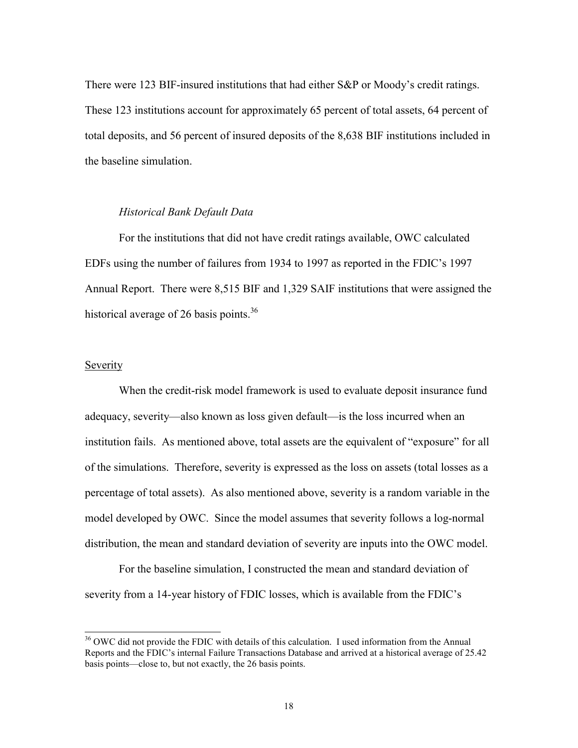There were 123 BIF-insured institutions that had either S&P or Moody's credit ratings. These 123 institutions account for approximately 65 percent of total assets, 64 percent of total deposits, and 56 percent of insured deposits of the 8,638 BIF institutions included in the baseline simulation.

*Historical Bank Default Data*

For the institutions that did not have credit ratings available, OWC calculated EDFs using the number of failures from 1934 to 1997 as reported in the FDIC's 1997 Annual Report. There were 8,515 BIF and 1,329 SAIF institutions that were assigned the historical average of 26 basis points.[36]

## Severity

When the credit-risk model framework is used to evaluate deposit insurance fund adequacy, severity—also known as loss given default—is the loss incurred when an institution fails. As mentioned above, total assets are the equivalent of "exposure" for all of the simulations. Therefore, severity is expressed as the loss on assets (total losses as a percentage of total assets). As also mentioned above, severity is a random variable in the model developed by OWC. Since the model assumes that severity follows a log-normal distribution, the mean and standard deviation of severity are inputs into the OWC model.

For the baseline simulation, I constructed the mean and standard deviation of severity from a 14-year history of FDIC losses, which is available from the FDIC's

---

[36] OWC did not provide the FDIC with details of this calculation. I used information from the Annual Reports and the FDIC's internal Failure Transactions Database and arrived at a historical average of 25.42 basis points—close to, but not exactly, the 26 basis points.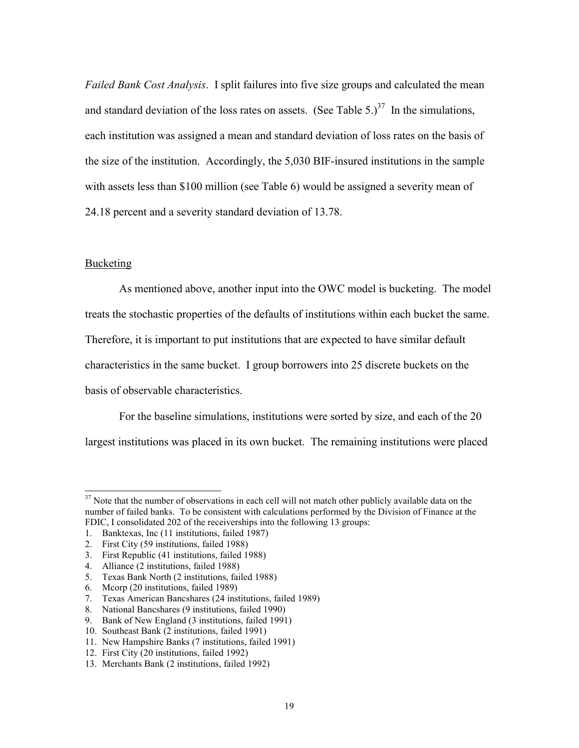*Failed Bank Cost Analysis*. I split failures into five size groups and calculated the mean and standard deviation of the loss rates on assets. (See Table 5.)[37] In the simulations, each institution was assigned a mean and standard deviation of loss rates on the basis of the size of the institution. Accordingly, the 5,030 BIF-insured institutions in the sample with assets less than $100 million (see Table 6) would be assigned a severity mean of 24.18 percent and a severity standard deviation of 13.78.

Bucketing

As mentioned above, another input into the OWC model is bucketing. The model treats the stochastic properties of the defaults of institutions within each bucket the same. Therefore, it is important to put institutions that are expected to have similar default characteristics in the same bucket. I group borrowers into 25 discrete buckets on the basis of observable characteristics.

For the baseline simulations, institutions were sorted by size, and each of the 20 largest institutions was placed in its own bucket. The remaining institutions were placed

---

[37] Note that the number of observations in each cell will not match other publicly available data on the number of failed banks. To be consistent with calculations performed by the Division of Finance at the FDIC, I consolidated 202 of the receiverships into the following 13 groups:

1. Banktexas, Inc (11 institutions, failed 1987)
2. First City (59 institutions, failed 1988)
3. First Republic (41 institutions, failed 1988)
4. Alliance (2 institutions, failed 1988)
5. Texas Bank North (2 institutions, failed 1988)
6. Mcorp (20 institutions, failed 1989)
7. Texas American Bancshares (24 institutions, failed 1989)
8. National Bancshares (9 institutions, failed 1990)
9. Bank of New England (3 institutions, failed 1991)
10. Southeast Bank (2 institutions, failed 1991)
11. New Hampshire Banks (7 institutions, failed 1991)
12. First City (20 institutions, failed 1992)
13. Merchants Bank (2 institutions, failed 1992)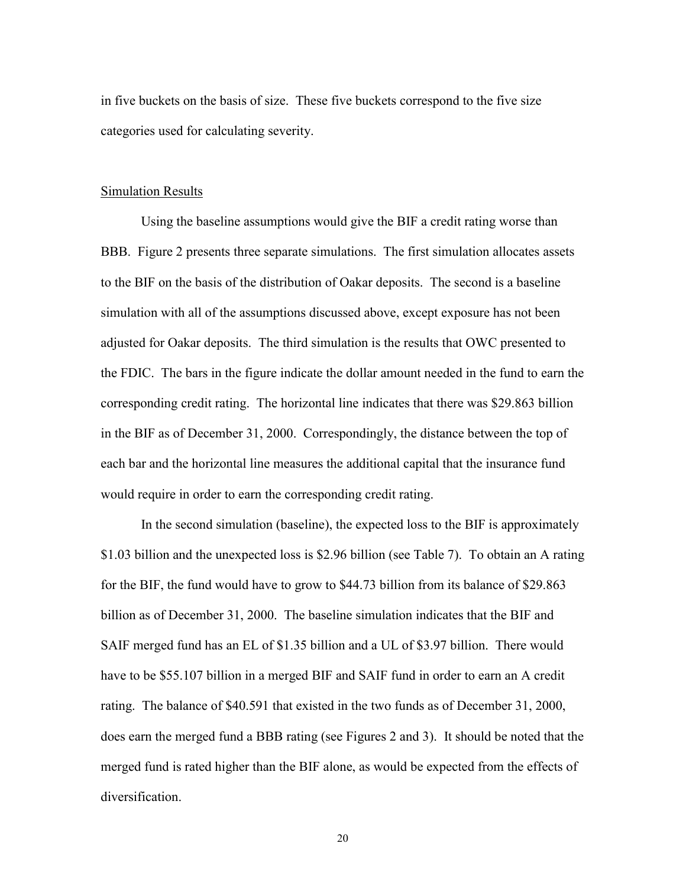in five buckets on the basis of size. These five buckets correspond to the five size categories used for calculating severity.

Simulation Results

Using the baseline assumptions would give the BIF a credit rating worse than BBB. Figure 2 presents three separate simulations. The first simulation allocates assets to the BIF on the basis of the distribution of Oakar deposits. The second is a baseline simulation with all of the assumptions discussed above, except exposure has not been adjusted for Oakar deposits. The third simulation is the results that OWC presented to the FDIC. The bars in the figure indicate the dollar amount needed in the fund to earn the corresponding credit rating. The horizontal line indicates that there was $29.863 billion in the BIF as of December 31, 2000. Correspondingly, the distance between the top of each bar and the horizontal line measures the additional capital that the insurance fund would require in order to earn the corresponding credit rating.

In the second simulation (baseline), the expected loss to the BIF is approximately $1.03 billion and the unexpected loss is $2.96 billion (see Table 7). To obtain an A rating for the BIF, the fund would have to grow to $44.73 billion from its balance of $29.863 billion as of December 31, 2000. The baseline simulation indicates that the BIF and SAIF merged fund has an EL of $1.35 billion and a UL of $3.97 billion. There would have to be $55.107 billion in a merged BIF and SAIF fund in order to earn an A credit rating. The balance of $40.591 that existed in the two funds as of December 31, 2000, does earn the merged fund a BBB rating (see Figures 2 and 3). It should be noted that the merged fund is rated higher than the BIF alone, as would be expected from the effects of diversification.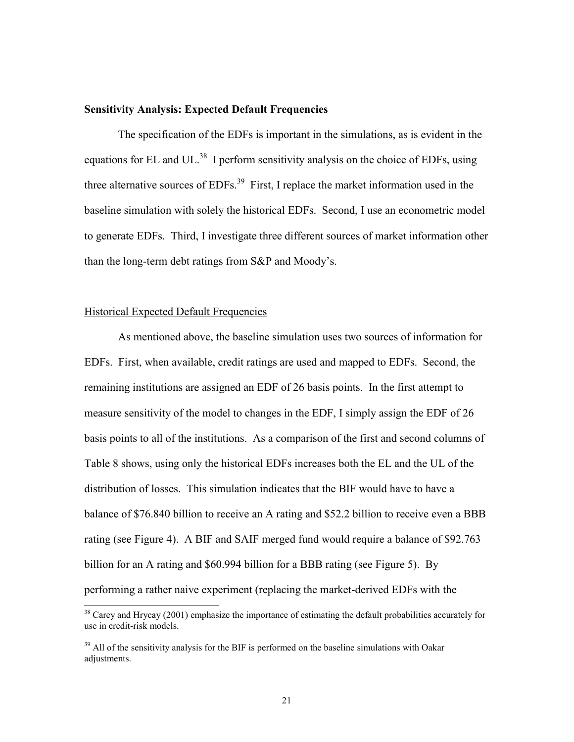**Sensitivity Analysis: Expected Default Frequencies**

The specification of the EDFs is important in the simulations, as is evident in the equations for EL and UL.[38] I perform sensitivity analysis on the choice of EDFs, using three alternative sources of EDFs.[39] First, I replace the market information used in the baseline simulation with solely the historical EDFs. Second, I use an econometric model to generate EDFs. Third, I investigate three different sources of market information other than the long-term debt ratings from S&P and Moody's.

Historical Expected Default Frequencies

As mentioned above, the baseline simulation uses two sources of information for EDFs. First, when available, credit ratings are used and mapped to EDFs. Second, the remaining institutions are assigned an EDF of 26 basis points. In the first attempt to measure sensitivity of the model to changes in the EDF, I simply assign the EDF of 26 basis points to all of the institutions. As a comparison of the first and second columns of Table 8 shows, using only the historical EDFs increases both the EL and the UL of the distribution of losses. This simulation indicates that the BIF would have to have a balance of $76.840 billion to receive an A rating and $52.2 billion to receive even a BBB rating (see Figure 4). A BIF and SAIF merged fund would require a balance of $92.763 billion for an A rating and $60.994 billion for a BBB rating (see Figure 5). By performing a rather naive experiment (replacing the market-derived EDFs with the

[38] Carey and Hrycay (2001) emphasize the importance of estimating the default probabilities accurately for use in credit-risk models.

[39] All of the sensitivity analysis for the BIF is performed on the baseline simulations with Oakar adjustments.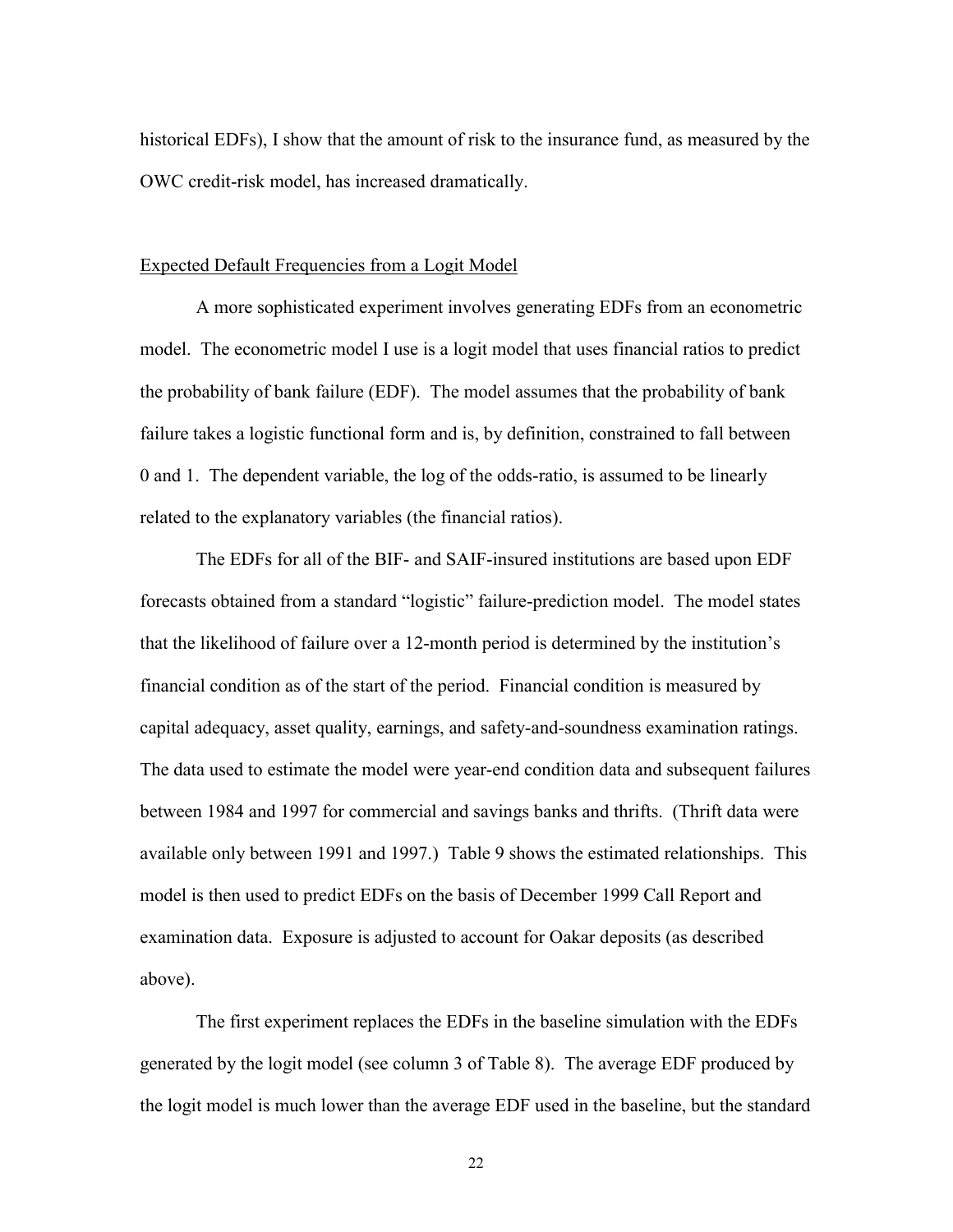historical EDFs), I show that the amount of risk to the insurance fund, as measured by the OWC credit-risk model, has increased dramatically.

## Expected Default Frequencies from a Logit Model

A more sophisticated experiment involves generating EDFs from an econometric model. The econometric model I use is a logit model that uses financial ratios to predict the probability of bank failure (EDF). The model assumes that the probability of bank failure takes a logistic functional form and is, by definition, constrained to fall between 0 and 1. The dependent variable, the log of the odds-ratio, is assumed to be linearly related to the explanatory variables (the financial ratios).

The EDFs for all of the BIF- and SAIF-insured institutions are based upon EDF forecasts obtained from a standard "logistic" failure-prediction model. The model states that the likelihood of failure over a 12-month period is determined by the institution's financial condition as of the start of the period. Financial condition is measured by capital adequacy, asset quality, earnings, and safety-and-soundness examination ratings. The data used to estimate the model were year-end condition data and subsequent failures between 1984 and 1997 for commercial and savings banks and thrifts. (Thrift data were available only between 1991 and 1997.) Table 9 shows the estimated relationships. This model is then used to predict EDFs on the basis of December 1999 Call Report and examination data. Exposure is adjusted to account for Oakar deposits (as described above).

The first experiment replaces the EDFs in the baseline simulation with the EDFs generated by the logit model (see column 3 of Table 8). The average EDF produced by the logit model is much lower than the average EDF used in the baseline, but the standard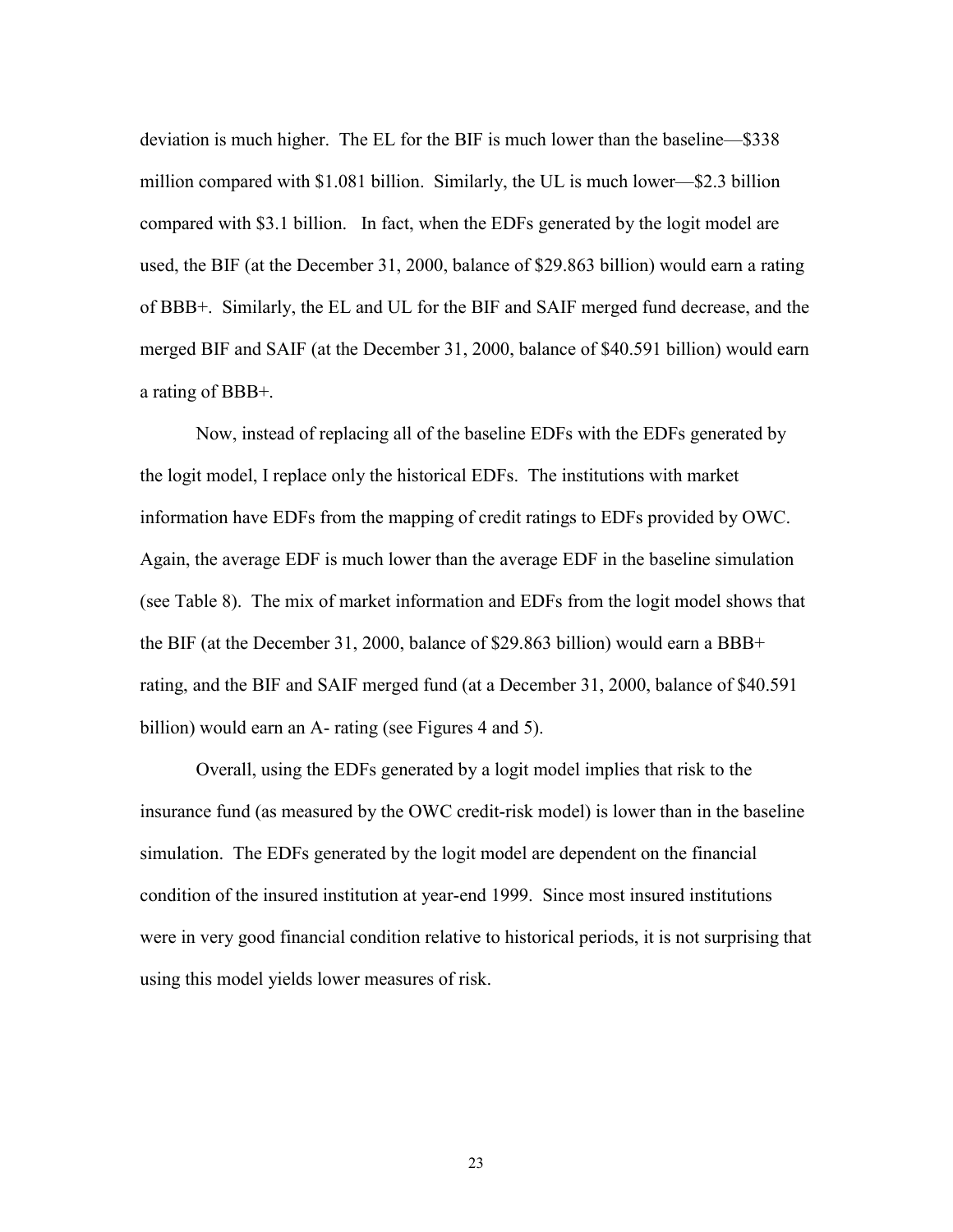deviation is much higher. The EL for the BIF is much lower than the baseline—$338 million compared with $1.081 billion. Similarly, the UL is much lower—$2.3 billion compared with $3.1 billion. In fact, when the EDFs generated by the logit model are used, the BIF (at the December 31, 2000, balance of $29.863 billion) would earn a rating of BBB+. Similarly, the EL and UL for the BIF and SAIF merged fund decrease, and the merged BIF and SAIF (at the December 31, 2000, balance of $40.591 billion) would earn a rating of BBB+.

Now, instead of replacing all of the baseline EDFs with the EDFs generated by the logit model, I replace only the historical EDFs. The institutions with market information have EDFs from the mapping of credit ratings to EDFs provided by OWC. Again, the average EDF is much lower than the average EDF in the baseline simulation (see Table 8). The mix of market information and EDFs from the logit model shows that the BIF (at the December 31, 2000, balance of $29.863 billion) would earn a BBB+ rating, and the BIF and SAIF merged fund (at a December 31, 2000, balance of $40.591 billion) would earn an A- rating (see Figures 4 and 5).

Overall, using the EDFs generated by a logit model implies that risk to the insurance fund (as measured by the OWC credit-risk model) is lower than in the baseline simulation. The EDFs generated by the logit model are dependent on the financial condition of the insured institution at year-end 1999. Since most insured institutions were in very good financial condition relative to historical periods, it is not surprising that using this model yields lower measures of risk.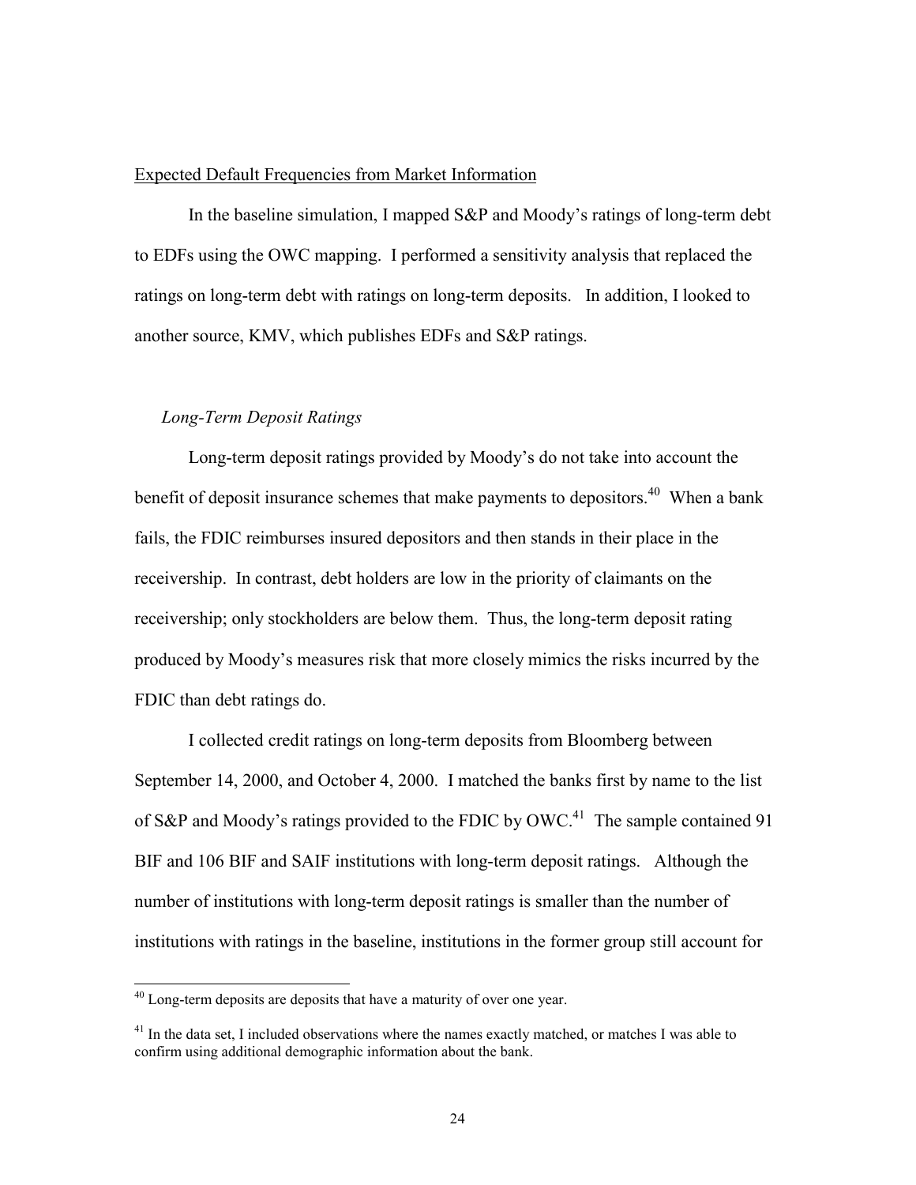Expected Default Frequencies from Market Information

In the baseline simulation, I mapped S&P and Moody's ratings of long-term debt to EDFs using the OWC mapping. I performed a sensitivity analysis that replaced the ratings on long-term debt with ratings on long-term deposits. In addition, I looked to another source, KMV, which publishes EDFs and S&P ratings.

*Long-Term Deposit Ratings*

Long-term deposit ratings provided by Moody's do not take into account the benefit of deposit insurance schemes that make payments to depositors.[40] When a bank fails, the FDIC reimburses insured depositors and then stands in their place in the receivership. In contrast, debt holders are low in the priority of claimants on the receivership; only stockholders are below them. Thus, the long-term deposit rating produced by Moody's measures risk that more closely mimics the risks incurred by the FDIC than debt ratings do.

I collected credit ratings on long-term deposits from Bloomberg between September 14, 2000, and October 4, 2000. I matched the banks first by name to the list of S&P and Moody's ratings provided to the FDIC by OWC.[41] The sample contained 91 BIF and 106 BIF and SAIF institutions with long-term deposit ratings. Although the number of institutions with long-term deposit ratings is smaller than the number of institutions with ratings in the baseline, institutions in the former group still account for

[40] Long-term deposits are deposits that have a maturity of over one year.

[41] In the data set, I included observations where the names exactly matched, or matches I was able to confirm using additional demographic information about the bank.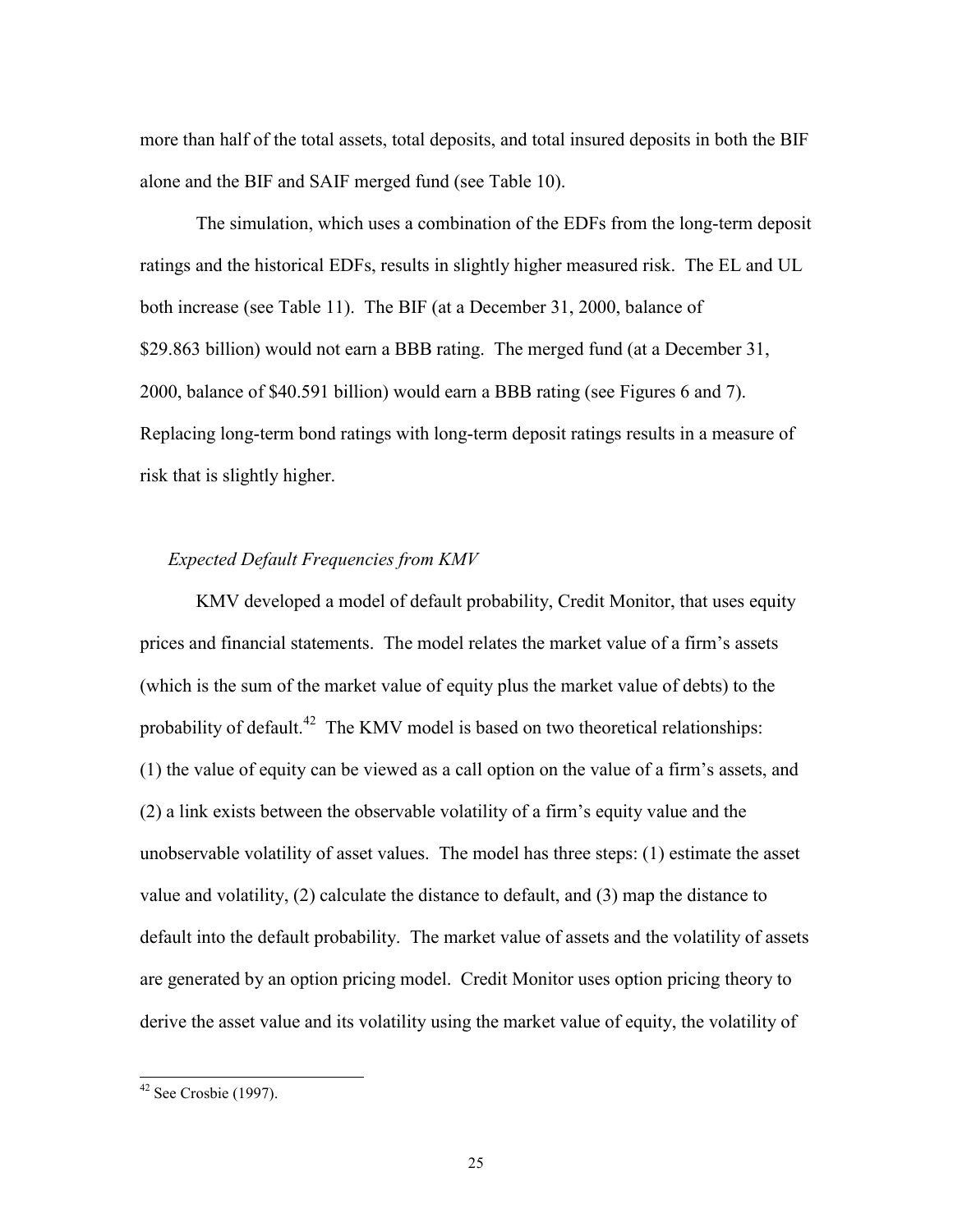more than half of the total assets, total deposits, and total insured deposits in both the BIF alone and the BIF and SAIF merged fund (see Table 10).

The simulation, which uses a combination of the EDFs from the long-term deposit ratings and the historical EDFs, results in slightly higher measured risk. The EL and UL both increase (see Table 11). The BIF (at a December 31, 2000, balance of $29.863 billion) would not earn a BBB rating. The merged fund (at a December 31, 2000, balance of $40.591 billion) would earn a BBB rating (see Figures 6 and 7). Replacing long-term bond ratings with long-term deposit ratings results in a measure of risk that is slightly higher.

### *Expected Default Frequencies from KMV*

KMV developed a model of default probability, Credit Monitor, that uses equity prices and financial statements. The model relates the market value of a firm's assets (which is the sum of the market value of equity plus the market value of debts) to the probability of default.[42] The KMV model is based on two theoretical relationships: (1) the value of equity can be viewed as a call option on the value of a firm's assets, and (2) a link exists between the observable volatility of a firm's equity value and the unobservable volatility of asset values. The model has three steps: (1) estimate the asset value and volatility, (2) calculate the distance to default, and (3) map the distance to default into the default probability. The market value of assets and the volatility of assets are generated by an option pricing model. Credit Monitor uses option pricing theory to derive the asset value and its volatility using the market value of equity, the volatility of

[42] See Crosbie (1997).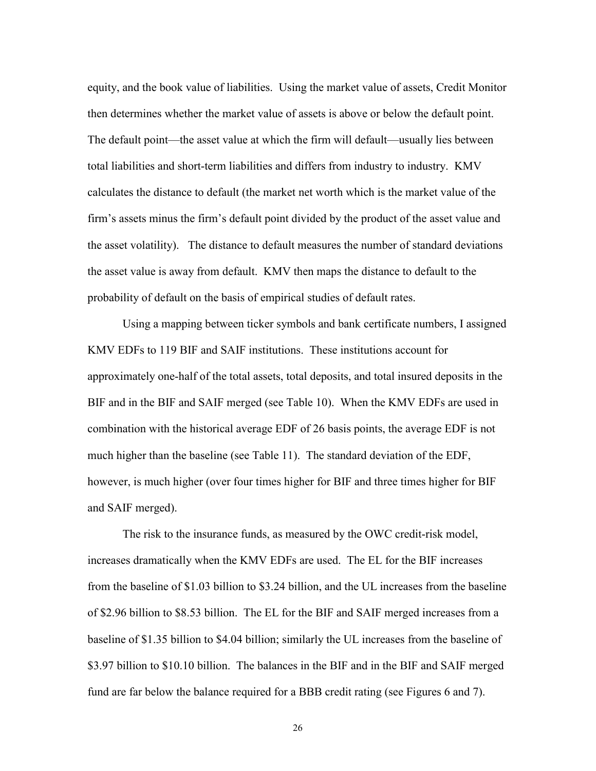equity, and the book value of liabilities. Using the market value of assets, Credit Monitor then determines whether the market value of assets is above or below the default point. The default point—the asset value at which the firm will default—usually lies between total liabilities and short-term liabilities and differs from industry to industry. KMV calculates the distance to default (the market net worth which is the market value of the firm's assets minus the firm's default point divided by the product of the asset value and the asset volatility). The distance to default measures the number of standard deviations the asset value is away from default. KMV then maps the distance to default to the probability of default on the basis of empirical studies of default rates.

Using a mapping between ticker symbols and bank certificate numbers, I assigned KMV EDFs to 119 BIF and SAIF institutions. These institutions account for approximately one-half of the total assets, total deposits, and total insured deposits in the BIF and in the BIF and SAIF merged (see Table 10). When the KMV EDFs are used in combination with the historical average EDF of 26 basis points, the average EDF is not much higher than the baseline (see Table 11). The standard deviation of the EDF, however, is much higher (over four times higher for BIF and three times higher for BIF and SAIF merged).

The risk to the insurance funds, as measured by the OWC credit-risk model, increases dramatically when the KMV EDFs are used. The EL for the BIF increases from the baseline of \$1.03 billion to \$3.24 billion, and the UL increases from the baseline of \$2.96 billion to \$8.53 billion. The EL for the BIF and SAIF merged increases from a baseline of \$1.35 billion to \$4.04 billion; similarly the UL increases from the baseline of \$3.97 billion to \$10.10 billion. The balances in the BIF and in the BIF and SAIF merged fund are far below the balance required for a BBB credit rating (see Figures 6 and 7).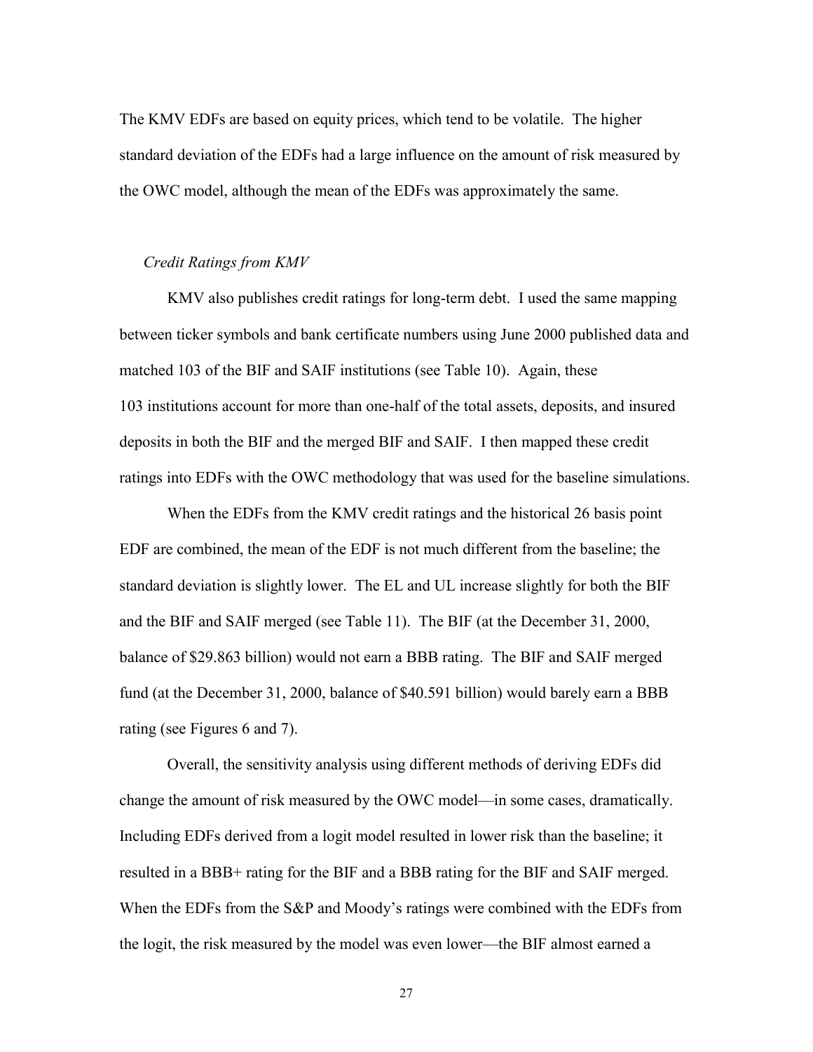The KMV EDFs are based on equity prices, which tend to be volatile. The higher standard deviation of the EDFs had a large influence on the amount of risk measured by the OWC model, although the mean of the EDFs was approximately the same.

*Credit Ratings from KMV*

KMV also publishes credit ratings for long-term debt. I used the same mapping between ticker symbols and bank certificate numbers using June 2000 published data and matched 103 of the BIF and SAIF institutions (see Table 10). Again, these 103 institutions account for more than one-half of the total assets, deposits, and insured deposits in both the BIF and the merged BIF and SAIF. I then mapped these credit ratings into EDFs with the OWC methodology that was used for the baseline simulations.

When the EDFs from the KMV credit ratings and the historical 26 basis point EDF are combined, the mean of the EDF is not much different from the baseline; the standard deviation is slightly lower. The EL and UL increase slightly for both the BIF and the BIF and SAIF merged (see Table 11). The BIF (at the December 31, 2000, balance of \$29.863 billion) would not earn a BBB rating. The BIF and SAIF merged fund (at the December 31, 2000, balance of \$40.591 billion) would barely earn a BBB rating (see Figures 6 and 7).

Overall, the sensitivity analysis using different methods of deriving EDFs did change the amount of risk measured by the OWC model—in some cases, dramatically. Including EDFs derived from a logit model resulted in lower risk than the baseline; it resulted in a BBB+ rating for the BIF and a BBB rating for the BIF and SAIF merged. When the EDFs from the S&P and Moody's ratings were combined with the EDFs from the logit, the risk measured by the model was even lower—the BIF almost earned a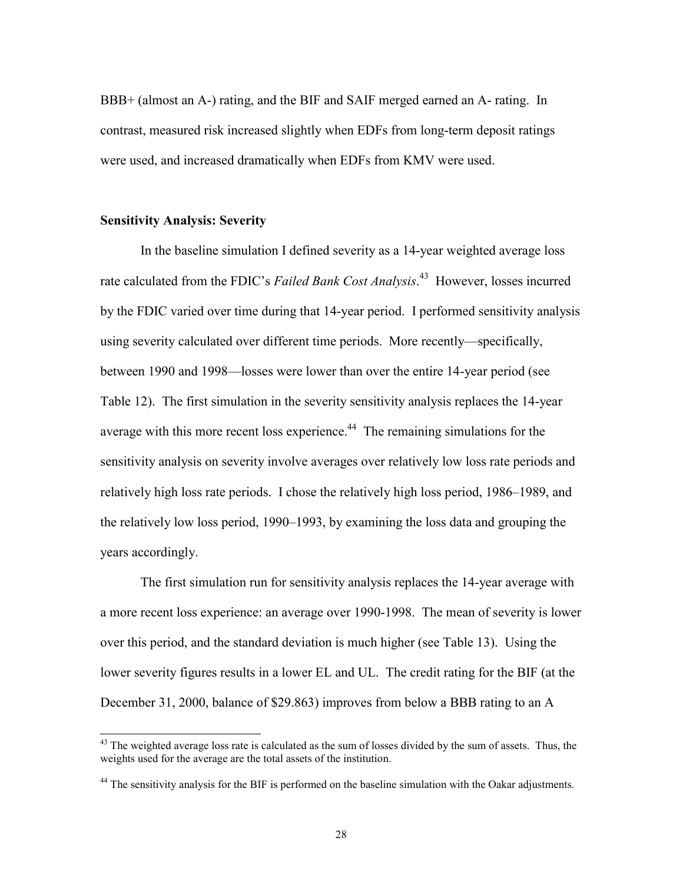BBB+ (almost an A-) rating, and the BIF and SAIF merged earned an A- rating. In contrast, measured risk increased slightly when EDFs from long-term deposit ratings were used, and increased dramatically when EDFs from KMV were used.

**Sensitivity Analysis: Severity**

In the baseline simulation I defined severity as a 14-year weighted average loss rate calculated from the FDIC's *Failed Bank Cost Analysis*.[43] However, losses incurred by the FDIC varied over time during that 14-year period. I performed sensitivity analysis using severity calculated over different time periods. More recently—specifically, between 1990 and 1998—losses were lower than over the entire 14-year period (see Table 12). The first simulation in the severity sensitivity analysis replaces the 14-year average with this more recent loss experience.[44] The remaining simulations for the sensitivity analysis on severity involve averages over relatively low loss rate periods and relatively high loss rate periods. I chose the relatively high loss period, 1986–1989, and the relatively low loss period, 1990–1993, by examining the loss data and grouping the years accordingly.

The first simulation run for sensitivity analysis replaces the 14-year average with a more recent loss experience: an average over 1990-1998. The mean of severity is lower over this period, and the standard deviation is much higher (see Table 13). Using the lower severity figures results in a lower EL and UL. The credit rating for the BIF (at the December 31, 2000, balance of \$29.863) improves from below a BBB rating to an A

[43] The weighted average loss rate is calculated as the sum of losses divided by the sum of assets. Thus, the weights used for the average are the total assets of the institution.

[44] The sensitivity analysis for the BIF is performed on the baseline simulation with the Oakar adjustments.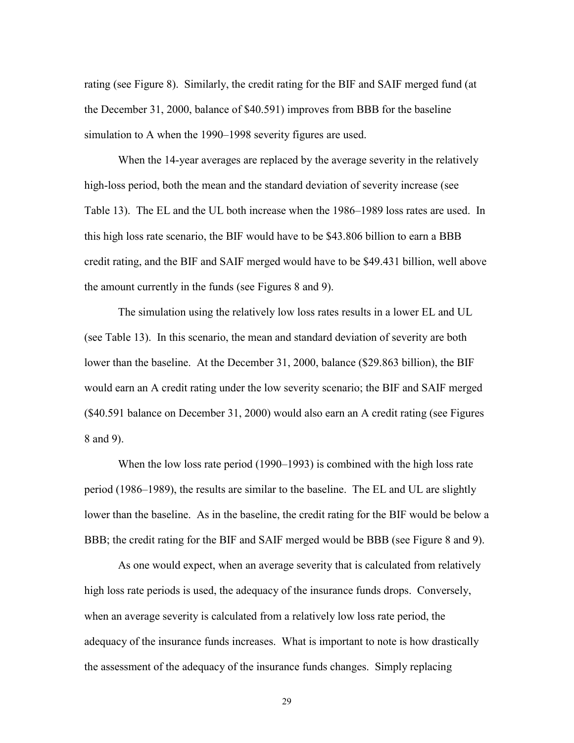rating (see Figure 8). Similarly, the credit rating for the BIF and SAIF merged fund (at the December 31, 2000, balance of $40.591) improves from BBB for the baseline simulation to A when the 1990–1998 severity figures are used.

When the 14-year averages are replaced by the average severity in the relatively high-loss period, both the mean and the standard deviation of severity increase (see Table 13). The EL and the UL both increase when the 1986–1989 loss rates are used. In this high loss rate scenario, the BIF would have to be $43.806 billion to earn a BBB credit rating, and the BIF and SAIF merged would have to be $49.431 billion, well above the amount currently in the funds (see Figures 8 and 9).

The simulation using the relatively low loss rates results in a lower EL and UL (see Table 13). In this scenario, the mean and standard deviation of severity are both lower than the baseline. At the December 31, 2000, balance ($29.863 billion), the BIF would earn an A credit rating under the low severity scenario; the BIF and SAIF merged ($40.591 balance on December 31, 2000) would also earn an A credit rating (see Figures 8 and 9).

When the low loss rate period (1990–1993) is combined with the high loss rate period (1986–1989), the results are similar to the baseline. The EL and UL are slightly lower than the baseline. As in the baseline, the credit rating for the BIF would be below a BBB; the credit rating for the BIF and SAIF merged would be BBB (see Figure 8 and 9).

As one would expect, when an average severity that is calculated from relatively high loss rate periods is used, the adequacy of the insurance funds drops. Conversely, when an average severity is calculated from a relatively low loss rate period, the adequacy of the insurance funds increases. What is important to note is how drastically the assessment of the adequacy of the insurance funds changes. Simply replacing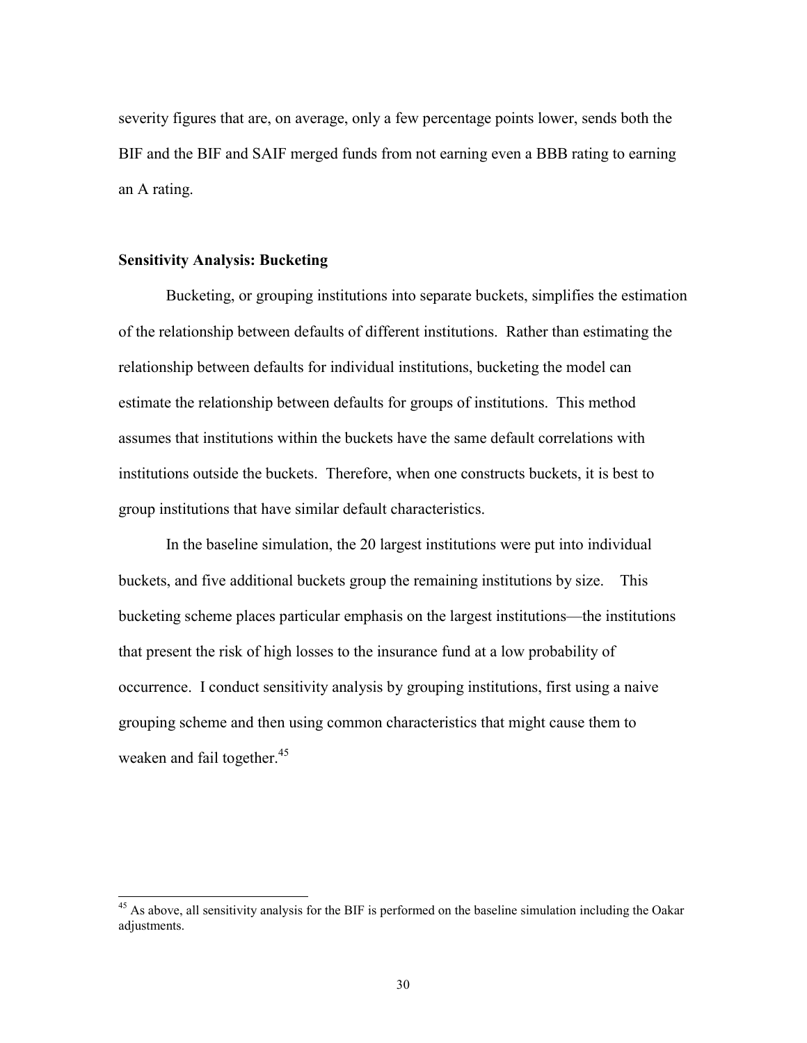severity figures that are, on average, only a few percentage points lower, sends both the BIF and the BIF and SAIF merged funds from not earning even a BBB rating to earning an A rating.

**Sensitivity Analysis: Bucketing**

Bucketing, or grouping institutions into separate buckets, simplifies the estimation of the relationship between defaults of different institutions. Rather than estimating the relationship between defaults for individual institutions, bucketing the model can estimate the relationship between defaults for groups of institutions. This method assumes that institutions within the buckets have the same default correlations with institutions outside the buckets. Therefore, when one constructs buckets, it is best to group institutions that have similar default characteristics.

In the baseline simulation, the 20 largest institutions were put into individual buckets, and five additional buckets group the remaining institutions by size. This bucketing scheme places particular emphasis on the largest institutions—the institutions that present the risk of high losses to the insurance fund at a low probability of occurrence. I conduct sensitivity analysis by grouping institutions, first using a naive grouping scheme and then using common characteristics that might cause them to weaken and fail together.[45]

[45] As above, all sensitivity analysis for the BIF is performed on the baseline simulation including the Oakar adjustments.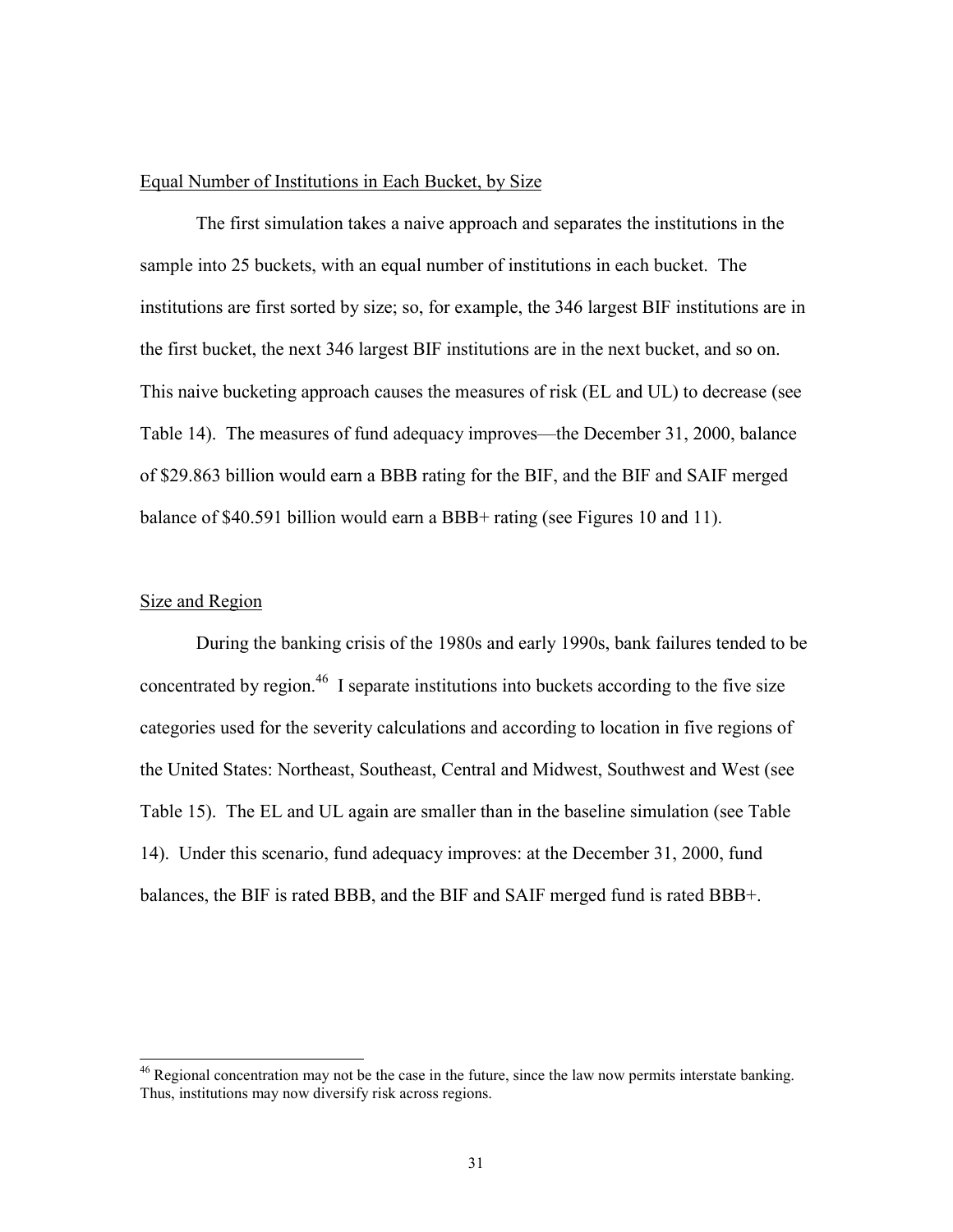### Equal Number of Institutions in Each Bucket, by Size

The first simulation takes a naive approach and separates the institutions in the sample into 25 buckets, with an equal number of institutions in each bucket. The institutions are first sorted by size; so, for example, the 346 largest BIF institutions are in the first bucket, the next 346 largest BIF institutions are in the next bucket, and so on. This naive bucketing approach causes the measures of risk (EL and UL) to decrease (see Table 14). The measures of fund adequacy improves—the December 31, 2000, balance of $29.863 billion would earn a BBB rating for the BIF, and the BIF and SAIF merged balance of $40.591 billion would earn a BBB+ rating (see Figures 10 and 11).

### Size and Region

During the banking crisis of the 1980s and early 1990s, bank failures tended to be concentrated by region.[46] I separate institutions into buckets according to the five size categories used for the severity calculations and according to location in five regions of the United States: Northeast, Southeast, Central and Midwest, Southwest and West (see Table 15). The EL and UL again are smaller than in the baseline simulation (see Table 14). Under this scenario, fund adequacy improves: at the December 31, 2000, fund balances, the BIF is rated BBB, and the BIF and SAIF merged fund is rated BBB+.

---

[46] Regional concentration may not be the case in the future, since the law now permits interstate banking. Thus, institutions may now diversify risk across regions.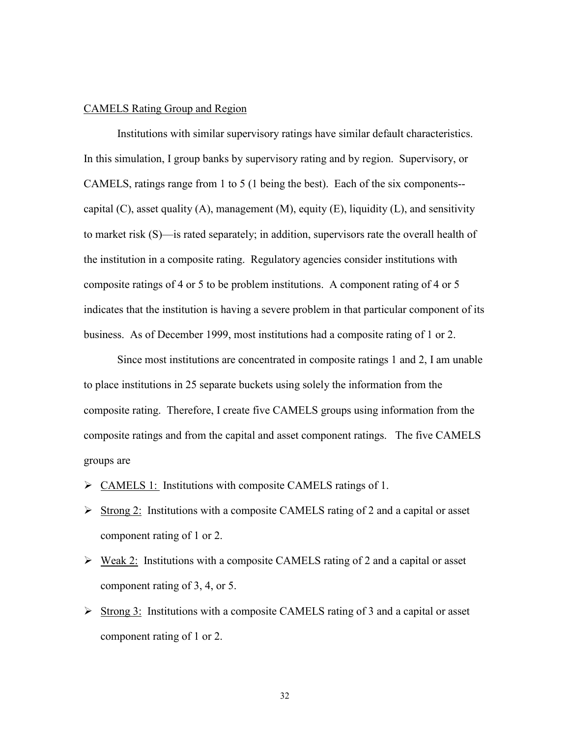<u>CAMELS Rating Group and Region</u>

Institutions with similar supervisory ratings have similar default characteristics. In this simulation, I group banks by supervisory rating and by region. Supervisory, or CAMELS, ratings range from 1 to 5 (1 being the best). Each of the six components--capital (C), asset quality (A), management (M), equity (E), liquidity (L), and sensitivity to market risk (S)—is rated separately; in addition, supervisors rate the overall health of the institution in a composite rating. Regulatory agencies consider institutions with composite ratings of 4 or 5 to be problem institutions. A component rating of 4 or 5 indicates that the institution is having a severe problem in that particular component of its business. As of December 1999, most institutions had a composite rating of 1 or 2.

Since most institutions are concentrated in composite ratings 1 and 2, I am unable to place institutions in 25 separate buckets using solely the information from the composite rating. Therefore, I create five CAMELS groups using information from the composite ratings and from the capital and asset component ratings. The five CAMELS groups are

- <u>CAMELS 1:</u> Institutions with composite CAMELS ratings of 1.
- <u>Strong 2:</u> Institutions with a composite CAMELS rating of 2 and a capital or asset component rating of 1 or 2.
- <u>Weak 2:</u> Institutions with a composite CAMELS rating of 2 and a capital or asset component rating of 3, 4, or 5.
- <u>Strong 3:</u> Institutions with a composite CAMELS rating of 3 and a capital or asset component rating of 1 or 2.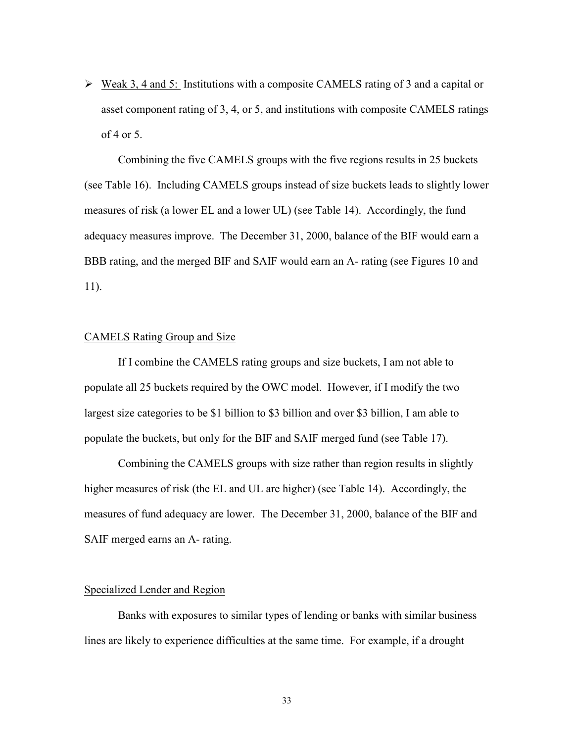- Weak 3, 4 and 5: Institutions with a composite CAMELS rating of 3 and a capital or asset component rating of 3, 4, or 5, and institutions with composite CAMELS ratings of 4 or 5.

Combining the five CAMELS groups with the five regions results in 25 buckets (see Table 16). Including CAMELS groups instead of size buckets leads to slightly lower measures of risk (a lower EL and a lower UL) (see Table 14). Accordingly, the fund adequacy measures improve. The December 31, 2000, balance of the BIF would earn a BBB rating, and the merged BIF and SAIF would earn an A- rating (see Figures 10 and 11).

## CAMELS Rating Group and Size

If I combine the CAMELS rating groups and size buckets, I am not able to populate all 25 buckets required by the OWC model. However, if I modify the two largest size categories to be \$1 billion to \$3 billion and over \$3 billion, I am able to populate the buckets, but only for the BIF and SAIF merged fund (see Table 17).

Combining the CAMELS groups with size rather than region results in slightly higher measures of risk (the EL and UL are higher) (see Table 14). Accordingly, the measures of fund adequacy are lower. The December 31, 2000, balance of the BIF and SAIF merged earns an A- rating.

## Specialized Lender and Region

Banks with exposures to similar types of lending or banks with similar business lines are likely to experience difficulties at the same time. For example, if a drought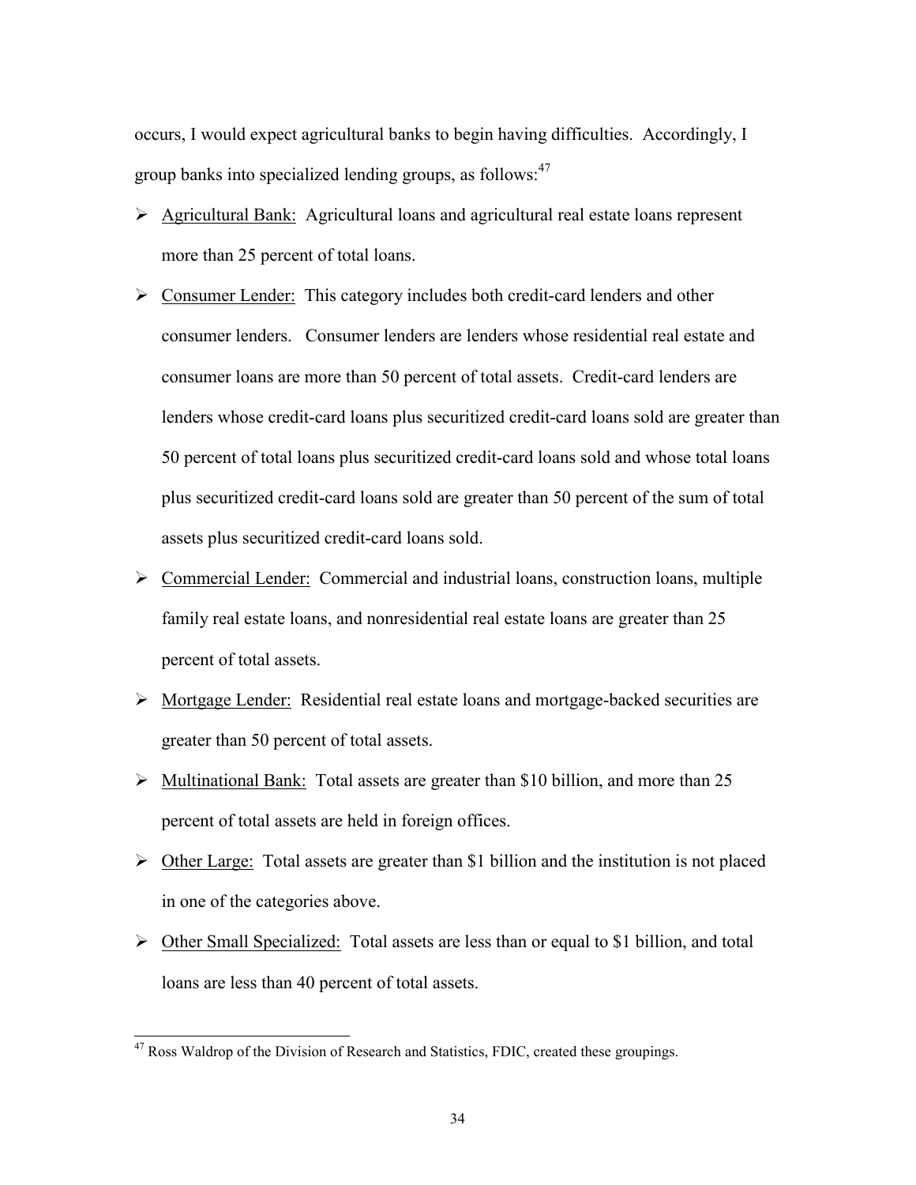occurs, I would expect agricultural banks to begin having difficulties. Accordingly, I group banks into specialized lending groups, as follows:[47]

- Agricultural Bank: Agricultural loans and agricultural real estate loans represent more than 25 percent of total loans.
- Consumer Lender: This category includes both credit-card lenders and other consumer lenders. Consumer lenders are lenders whose residential real estate and consumer loans are more than 50 percent of total assets. Credit-card lenders are lenders whose credit-card loans plus securitized credit-card loans sold are greater than 50 percent of total loans plus securitized credit-card loans sold and whose total loans plus securitized credit-card loans sold are greater than 50 percent of the sum of total assets plus securitized credit-card loans sold.
- Commercial Lender: Commercial and industrial loans, construction loans, multiple family real estate loans, and nonresidential real estate loans are greater than 25 percent of total assets.
- Mortgage Lender: Residential real estate loans and mortgage-backed securities are greater than 50 percent of total assets.
- Multinational Bank: Total assets are greater than $10 billion, and more than 25 percent of total assets are held in foreign offices.
- Other Large: Total assets are greater than $1 billion and the institution is not placed in one of the categories above.
- Other Small Specialized: Total assets are less than or equal to $1 billion, and total loans are less than 40 percent of total assets.

---

[47] Ross Waldrop of the Division of Research and Statistics, FDIC, created these groupings.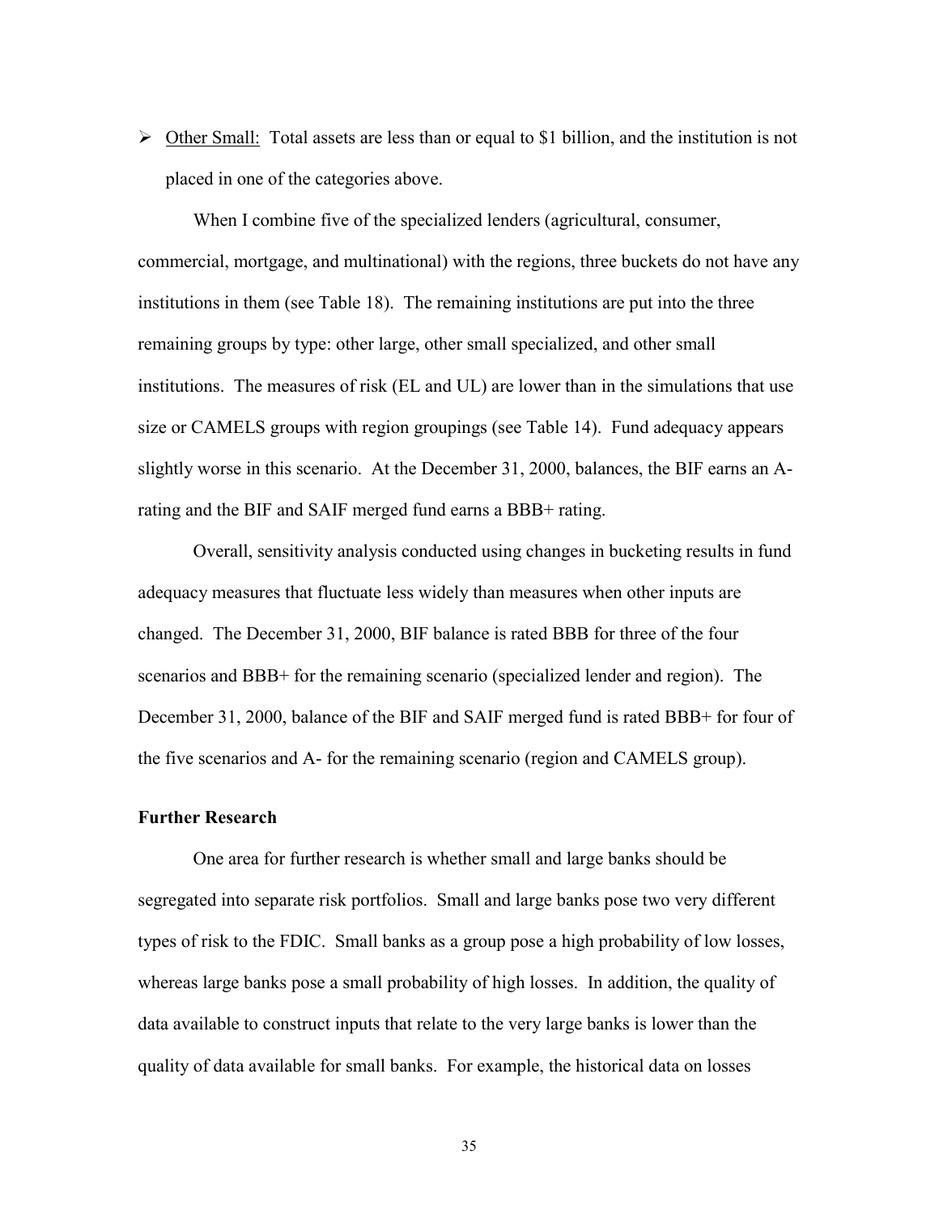- <u>Other Small:</u> Total assets are less than or equal to $1 billion, and the institution is not placed in one of the categories above.

When I combine five of the specialized lenders (agricultural, consumer, commercial, mortgage, and multinational) with the regions, three buckets do not have any institutions in them (see Table 18). The remaining institutions are put into the three remaining groups by type: other large, other small specialized, and other small institutions. The measures of risk (EL and UL) are lower than in the simulations that use size or CAMELS groups with region groupings (see Table 14). Fund adequacy appears slightly worse in this scenario. At the December 31, 2000, balances, the BIF earns an A- rating and the BIF and SAIF merged fund earns a BBB+ rating.

Overall, sensitivity analysis conducted using changes in bucketing results in fund adequacy measures that fluctuate less widely than measures when other inputs are changed. The December 31, 2000, BIF balance is rated BBB for three of the four scenarios and BBB+ for the remaining scenario (specialized lender and region). The December 31, 2000, balance of the BIF and SAIF merged fund is rated BBB+ for four of the five scenarios and A- for the remaining scenario (region and CAMELS group).

**Further Research**

One area for further research is whether small and large banks should be segregated into separate risk portfolios. Small and large banks pose two very different types of risk to the FDIC. Small banks as a group pose a high probability of low losses, whereas large banks pose a small probability of high losses. In addition, the quality of data available to construct inputs that relate to the very large banks is lower than the quality of data available for small banks. For example, the historical data on losses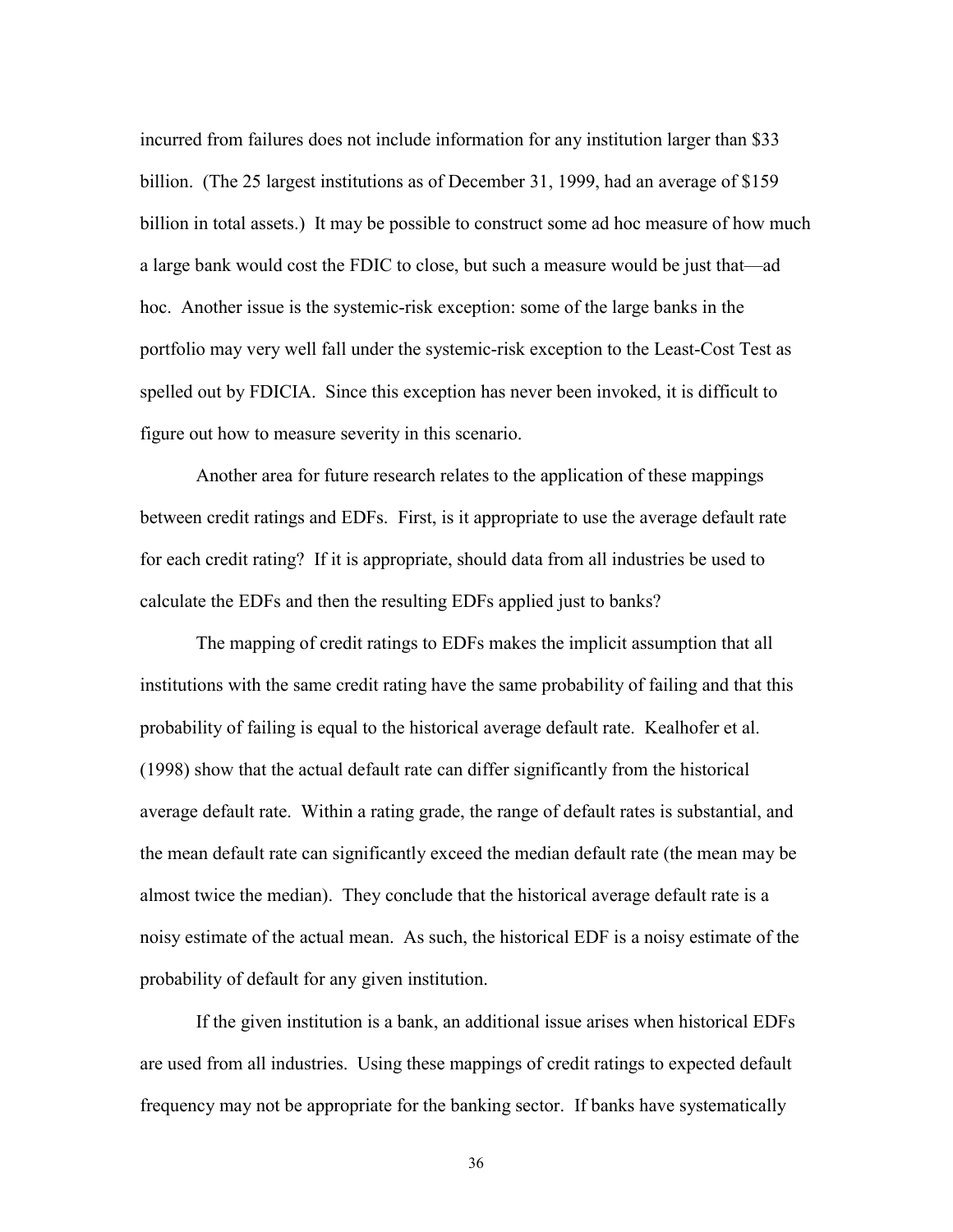incurred from failures does not include information for any institution larger than $33 billion. (The 25 largest institutions as of December 31, 1999, had an average of $159 billion in total assets.) It may be possible to construct some ad hoc measure of how much a large bank would cost the FDIC to close, but such a measure would be just that—ad hoc. Another issue is the systemic-risk exception: some of the large banks in the portfolio may very well fall under the systemic-risk exception to the Least-Cost Test as spelled out by FDICIA. Since this exception has never been invoked, it is difficult to figure out how to measure severity in this scenario.

Another area for future research relates to the application of these mappings between credit ratings and EDFs. First, is it appropriate to use the average default rate for each credit rating? If it is appropriate, should data from all industries be used to calculate the EDFs and then the resulting EDFs applied just to banks?

The mapping of credit ratings to EDFs makes the implicit assumption that all institutions with the same credit rating have the same probability of failing and that this probability of failing is equal to the historical average default rate. Kealhofer et al. (1998) show that the actual default rate can differ significantly from the historical average default rate. Within a rating grade, the range of default rates is substantial, and the mean default rate can significantly exceed the median default rate (the mean may be almost twice the median). They conclude that the historical average default rate is a noisy estimate of the actual mean. As such, the historical EDF is a noisy estimate of the probability of default for any given institution.

If the given institution is a bank, an additional issue arises when historical EDFs are used from all industries. Using these mappings of credit ratings to expected default frequency may not be appropriate for the banking sector. If banks have systematically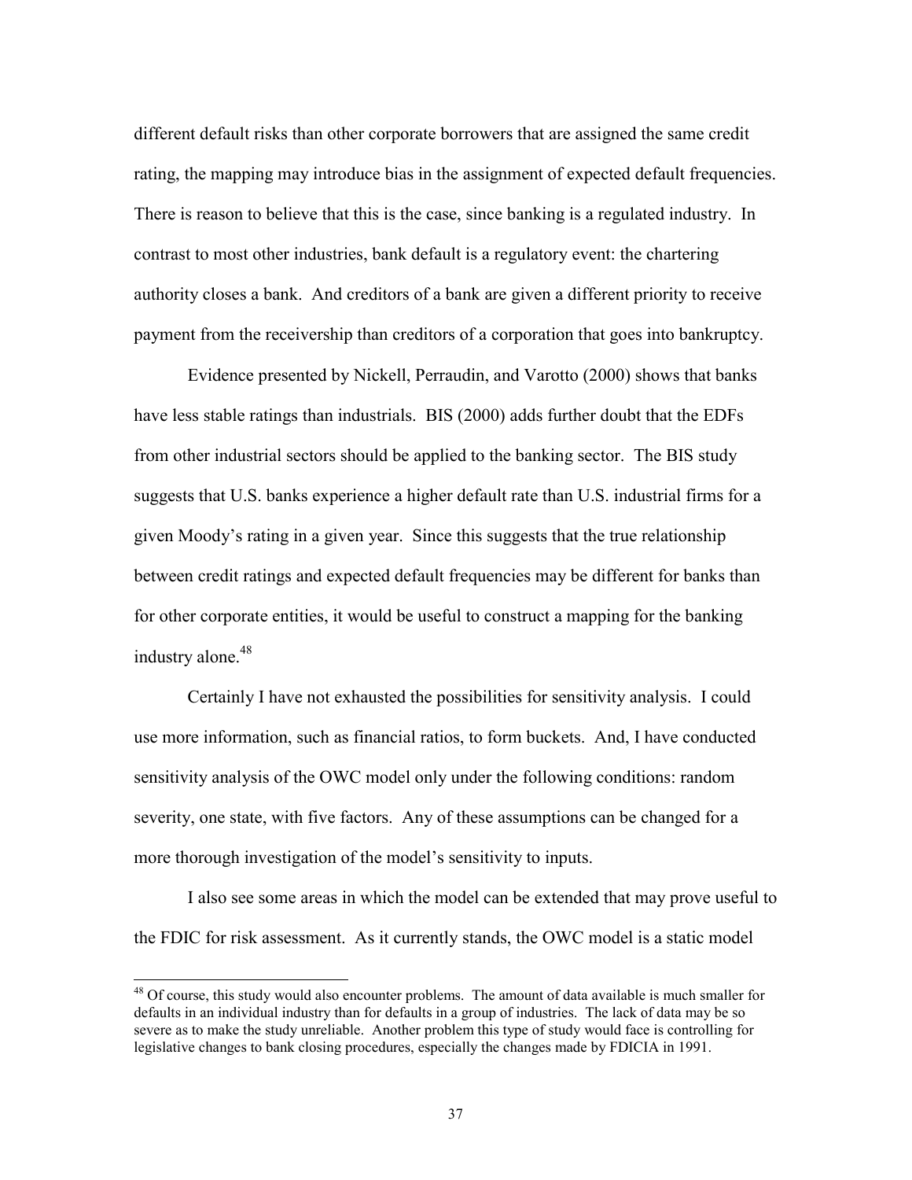different default risks than other corporate borrowers that are assigned the same credit rating, the mapping may introduce bias in the assignment of expected default frequencies. There is reason to believe that this is the case, since banking is a regulated industry. In contrast to most other industries, bank default is a regulatory event: the chartering authority closes a bank. And creditors of a bank are given a different priority to receive payment from the receivership than creditors of a corporation that goes into bankruptcy.

Evidence presented by Nickell, Perraudin, and Varotto (2000) shows that banks have less stable ratings than industrials. BIS (2000) adds further doubt that the EDFs from other industrial sectors should be applied to the banking sector. The BIS study suggests that U.S. banks experience a higher default rate than U.S. industrial firms for a given Moody's rating in a given year. Since this suggests that the true relationship between credit ratings and expected default frequencies may be different for banks than for other corporate entities, it would be useful to construct a mapping for the banking industry alone.[48]

Certainly I have not exhausted the possibilities for sensitivity analysis. I could use more information, such as financial ratios, to form buckets. And, I have conducted sensitivity analysis of the OWC model only under the following conditions: random severity, one state, with five factors. Any of these assumptions can be changed for a more thorough investigation of the model's sensitivity to inputs.

I also see some areas in which the model can be extended that may prove useful to the FDIC for risk assessment. As it currently stands, the OWC model is a static model

---

[48] Of course, this study would also encounter problems. The amount of data available is much smaller for defaults in an individual industry than for defaults in a group of industries. The lack of data may be so severe as to make the study unreliable. Another problem this type of study would face is controlling for legislative changes to bank closing procedures, especially the changes made by FDICIA in 1991.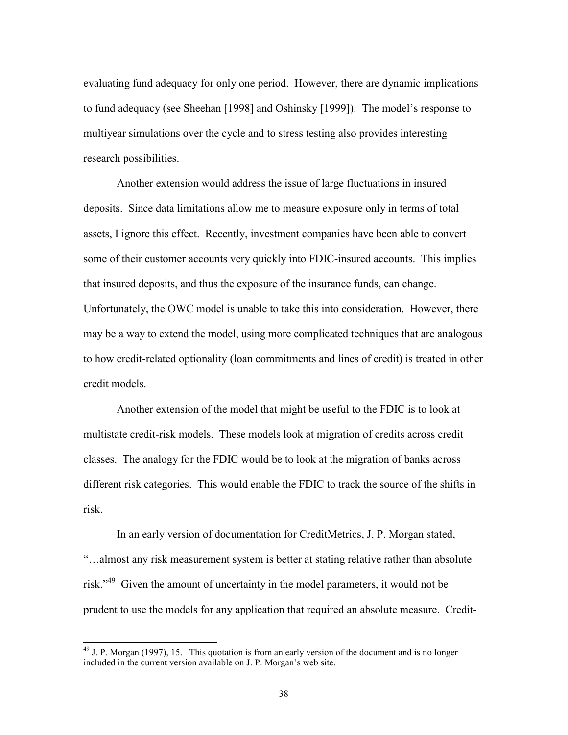evaluating fund adequacy for only one period. However, there are dynamic implications to fund adequacy (see Sheehan [1998] and Oshinsky [1999]). The model's response to multiyear simulations over the cycle and to stress testing also provides interesting research possibilities.

Another extension would address the issue of large fluctuations in insured deposits. Since data limitations allow me to measure exposure only in terms of total assets, I ignore this effect. Recently, investment companies have been able to convert some of their customer accounts very quickly into FDIC-insured accounts. This implies that insured deposits, and thus the exposure of the insurance funds, can change. Unfortunately, the OWC model is unable to take this into consideration. However, there may be a way to extend the model, using more complicated techniques that are analogous to how credit-related optionality (loan commitments and lines of credit) is treated in other credit models.

Another extension of the model that might be useful to the FDIC is to look at multistate credit-risk models. These models look at migration of credits across credit classes. The analogy for the FDIC would be to look at the migration of banks across different risk categories. This would enable the FDIC to track the source of the shifts in risk.

In an early version of documentation for CreditMetrics, J. P. Morgan stated, "…almost any risk measurement system is better at stating relative rather than absolute risk."[49] Given the amount of uncertainty in the model parameters, it would not be prudent to use the models for any application that required an absolute measure. Credit-

[49] J. P. Morgan (1997), 15. This quotation is from an early version of the document and is no longer included in the current version available on J. P. Morgan's web site.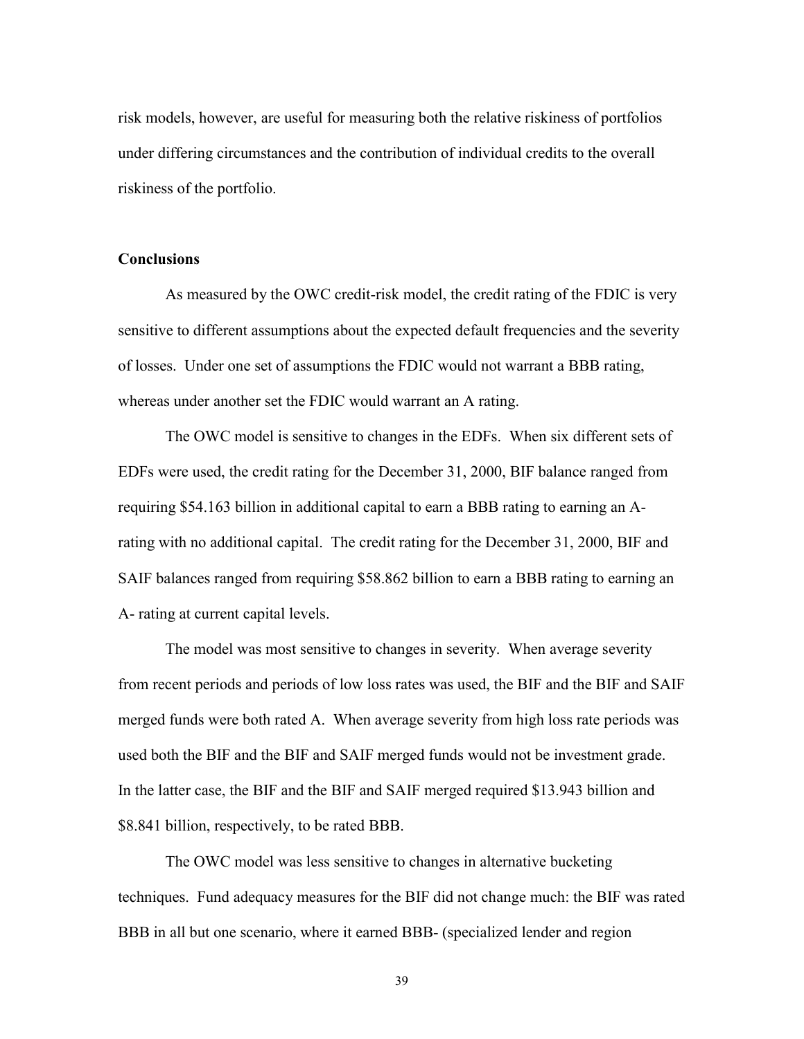risk models, however, are useful for measuring both the relative riskiness of portfolios under differing circumstances and the contribution of individual credits to the overall riskiness of the portfolio.

### Conclusions

As measured by the OWC credit-risk model, the credit rating of the FDIC is very sensitive to different assumptions about the expected default frequencies and the severity of losses. Under one set of assumptions the FDIC would not warrant a BBB rating, whereas under another set the FDIC would warrant an A rating.

The OWC model is sensitive to changes in the EDFs. When six different sets of EDFs were used, the credit rating for the December 31, 2000, BIF balance ranged from requiring $54.163 billion in additional capital to earn a BBB rating to earning an A- rating with no additional capital. The credit rating for the December 31, 2000, BIF and SAIF balances ranged from requiring $58.862 billion to earn a BBB rating to earning an A- rating at current capital levels.

The model was most sensitive to changes in severity. When average severity from recent periods and periods of low loss rates was used, the BIF and the BIF and SAIF merged funds were both rated A. When average severity from high loss rate periods was used both the BIF and the BIF and SAIF merged funds would not be investment grade. In the latter case, the BIF and the BIF and SAIF merged required $13.943 billion and $8.841 billion, respectively, to be rated BBB.

The OWC model was less sensitive to changes in alternative bucketing techniques. Fund adequacy measures for the BIF did not change much: the BIF was rated BBB in all but one scenario, where it earned BBB- (specialized lender and region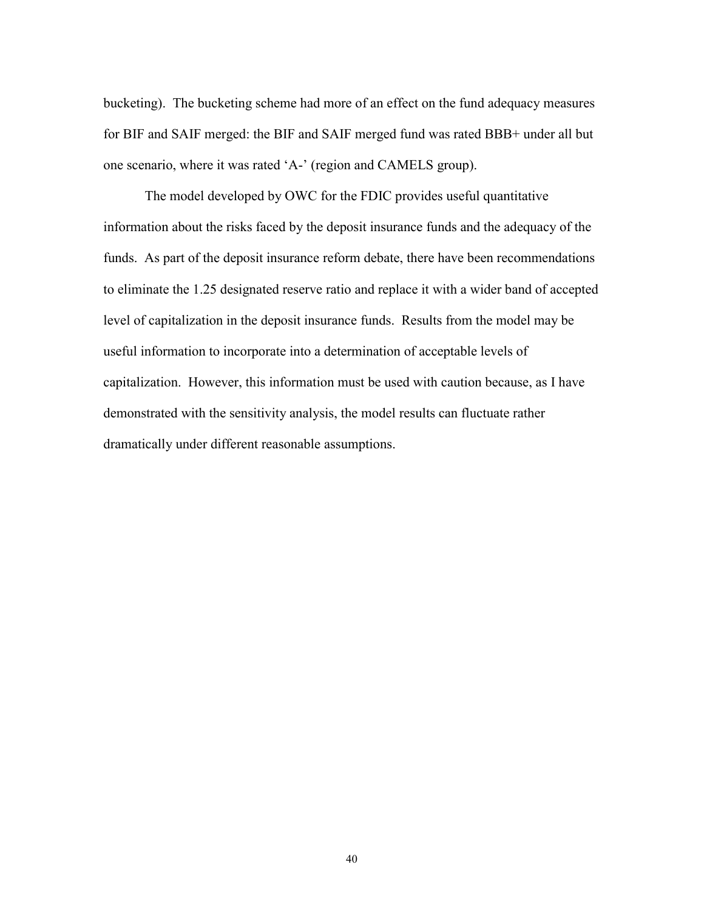bucketing). The bucketing scheme had more of an effect on the fund adequacy measures for BIF and SAIF merged: the BIF and SAIF merged fund was rated BBB+ under all but one scenario, where it was rated 'A-' (region and CAMELS group).

The model developed by OWC for the FDIC provides useful quantitative information about the risks faced by the deposit insurance funds and the adequacy of the funds. As part of the deposit insurance reform debate, there have been recommendations to eliminate the 1.25 designated reserve ratio and replace it with a wider band of accepted level of capitalization in the deposit insurance funds. Results from the model may be useful information to incorporate into a determination of acceptable levels of capitalization. However, this information must be used with caution because, as I have demonstrated with the sensitivity analysis, the model results can fluctuate rather dramatically under different reasonable assumptions.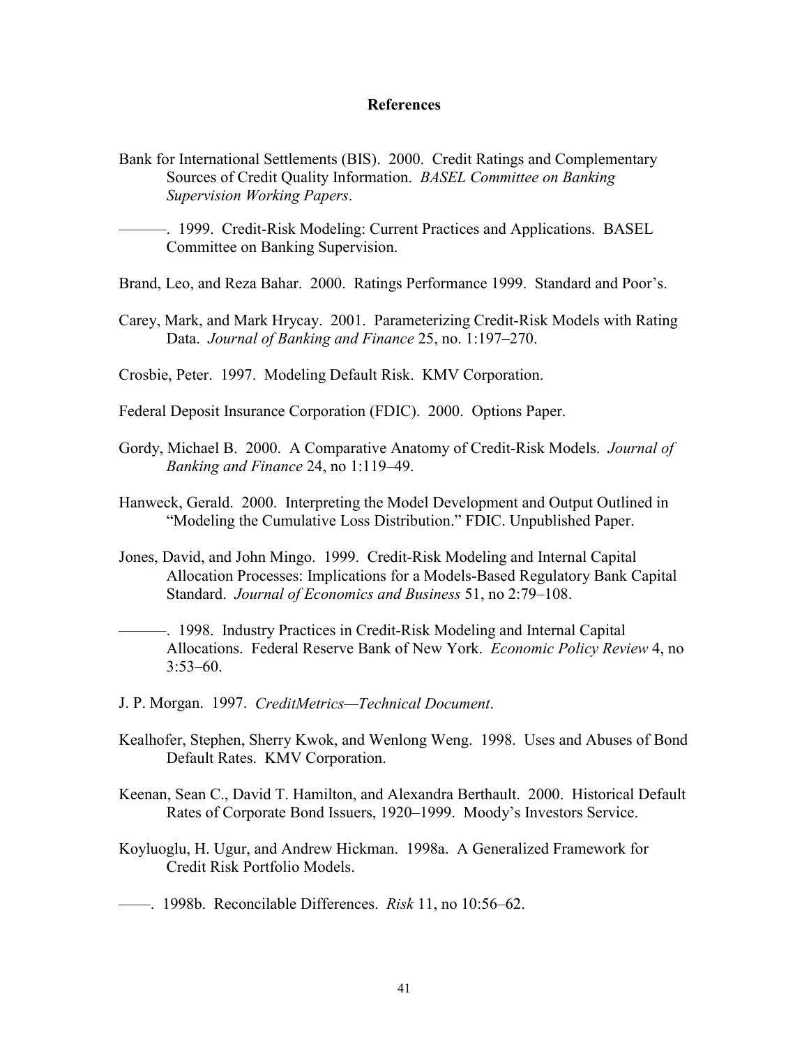## References

Bank for International Settlements (BIS). 2000. Credit Ratings and Complementary Sources of Credit Quality Information. *BASEL Committee on Banking Supervision Working Papers*.

———. 1999. Credit-Risk Modeling: Current Practices and Applications. BASEL Committee on Banking Supervision.

Brand, Leo, and Reza Bahar. 2000. Ratings Performance 1999. Standard and Poor's.

Carey, Mark, and Mark Hrycay. 2001. Parameterizing Credit-Risk Models with Rating Data. *Journal of Banking and Finance* 25, no. 1:197–270.

Crosbie, Peter. 1997. Modeling Default Risk. KMV Corporation.

Federal Deposit Insurance Corporation (FDIC). 2000. Options Paper.

Gordy, Michael B. 2000. A Comparative Anatomy of Credit-Risk Models. *Journal of Banking and Finance* 24, no 1:119–49.

Hanweck, Gerald. 2000. Interpreting the Model Development and Output Outlined in "Modeling the Cumulative Loss Distribution." FDIC. Unpublished Paper.

Jones, David, and John Mingo. 1999. Credit-Risk Modeling and Internal Capital Allocation Processes: Implications for a Models-Based Regulatory Bank Capital Standard. *Journal of Economics and Business* 51, no 2:79–108.

———. 1998. Industry Practices in Credit-Risk Modeling and Internal Capital Allocations. Federal Reserve Bank of New York. *Economic Policy Review* 4, no 3:53–60.

J. P. Morgan. 1997. *CreditMetrics—Technical Document*.

Kealhofer, Stephen, Sherry Kwok, and Wenlong Weng. 1998. Uses and Abuses of Bond Default Rates. KMV Corporation.

Keenan, Sean C., David T. Hamilton, and Alexandra Berthault. 2000. Historical Default Rates of Corporate Bond Issuers, 1920–1999. Moody's Investors Service.

Koyluoglu, H. Ugur, and Andrew Hickman. 1998a. A Generalized Framework for Credit Risk Portfolio Models.

——. 1998b. Reconcilable Differences. *Risk* 11, no 10:56–62.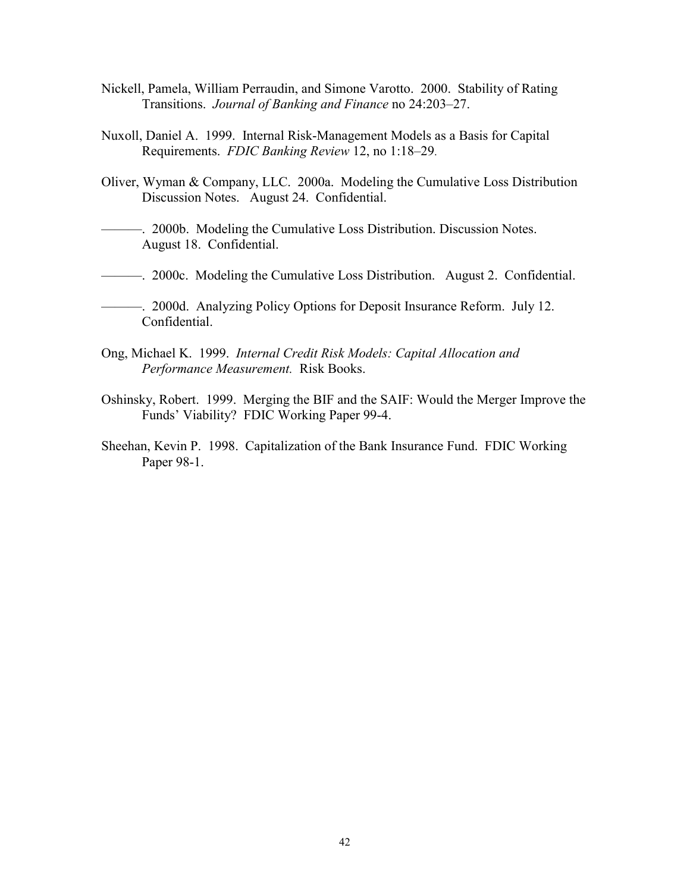Nickell, Pamela, William Perraudin, and Simone Varotto. 2000. Stability of Rating Transitions. *Journal of Banking and Finance* no 24:203–27.

Nuxoll, Daniel A. 1999. Internal Risk-Management Models as a Basis for Capital Requirements. *FDIC Banking Review* 12, no 1:18–29.

Oliver, Wyman & Company, LLC. 2000a. Modeling the Cumulative Loss Distribution Discussion Notes. August 24. Confidential.

———. 2000b. Modeling the Cumulative Loss Distribution. Discussion Notes. August 18. Confidential.

———. 2000c. Modeling the Cumulative Loss Distribution. August 2. Confidential.

———. 2000d. Analyzing Policy Options for Deposit Insurance Reform. July 12. Confidential.

Ong, Michael K. 1999. *Internal Credit Risk Models: Capital Allocation and Performance Measurement.* Risk Books.

Oshinsky, Robert. 1999. Merging the BIF and the SAIF: Would the Merger Improve the Funds' Viability? FDIC Working Paper 99-4.

Sheehan, Kevin P. 1998. Capitalization of the Bank Insurance Fund. FDIC Working Paper 98-1.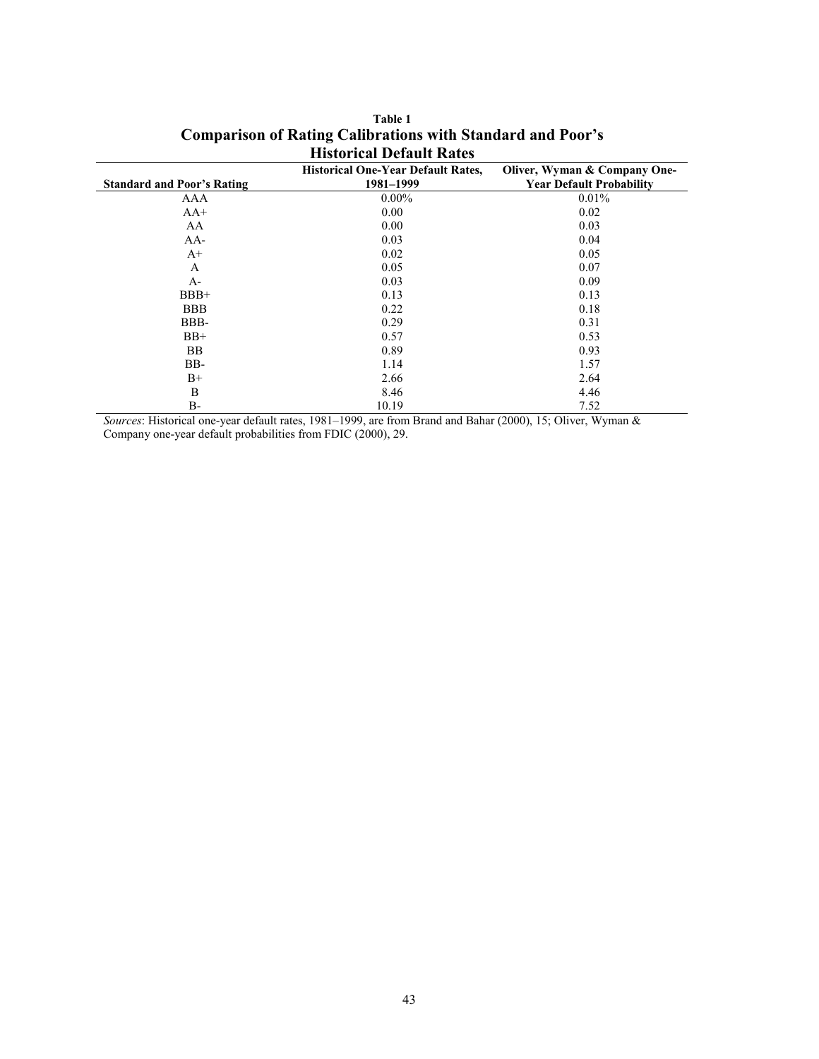**Table 1**

**Comparison of Rating Calibrations with Standard and Poor's Historical Default Rates**

| Standard and Poor's Rating | Historical One-Year Default Rates, 1981–1999 | Oliver, Wyman & Company One-Year Default Probability |
|---|---|---|
| AAA | 0.00% | 0.01% |
| AA+ | 0.00 | 0.02 |
| AA | 0.00 | 0.03 |
| AA- | 0.03 | 0.04 |
| A+ | 0.02 | 0.05 |
| A | 0.05 | 0.07 |
| A- | 0.03 | 0.09 |
| BBB+ | 0.13 | 0.13 |
| BBB | 0.22 | 0.18 |
| BBB- | 0.29 | 0.31 |
| BB+ | 0.57 | 0.53 |
| BB | 0.89 | 0.93 |
| BB- | 1.14 | 1.57 |
| B+ | 2.66 | 2.64 |
| B | 8.46 | 4.46 |
| B- | 10.19 | 7.52 |

*Sources*: Historical one-year default rates, 1981–1999, are from Brand and Bahar (2000), 15; Oliver, Wyman & Company one-year default probabilities from FDIC (2000), 29.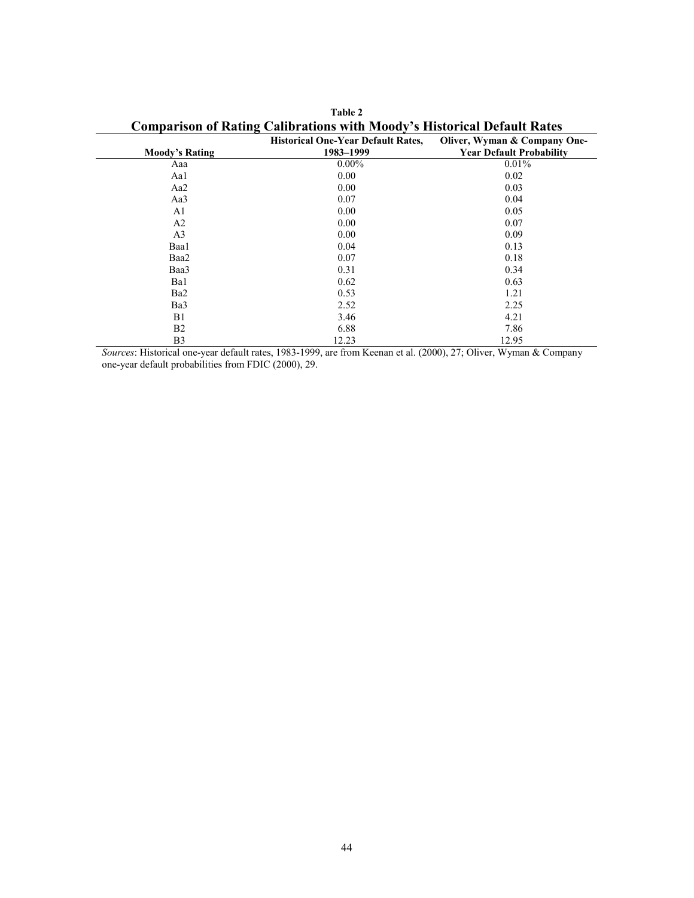**Table 2**

## Comparison of Rating Calibrations with Moody's Historical Default Rates

| Moody's Rating | Historical One-Year Default Rates, 1983–1999 | Oliver, Wyman & Company One-Year Default Probability |
|---|---|---|
| Aaa | 0.00% | 0.01% |
| Aa1 | 0.00 | 0.02 |
| Aa2 | 0.00 | 0.03 |
| Aa3 | 0.07 | 0.04 |
| A1 | 0.00 | 0.05 |
| A2 | 0.00 | 0.07 |
| A3 | 0.00 | 0.09 |
| Baa1 | 0.04 | 0.13 |
| Baa2 | 0.07 | 0.18 |
| Baa3 | 0.31 | 0.34 |
| Ba1 | 0.62 | 0.63 |
| Ba2 | 0.53 | 1.21 |
| Ba3 | 2.52 | 2.25 |
| B1 | 3.46 | 4.21 |
| B2 | 6.88 | 7.86 |
| B3 | 12.23 | 12.95 |

*Sources*: Historical one-year default rates, 1983-1999, are from Keenan et al. (2000), 27; Oliver, Wyman & Company one-year default probabilities from FDIC (2000), 29.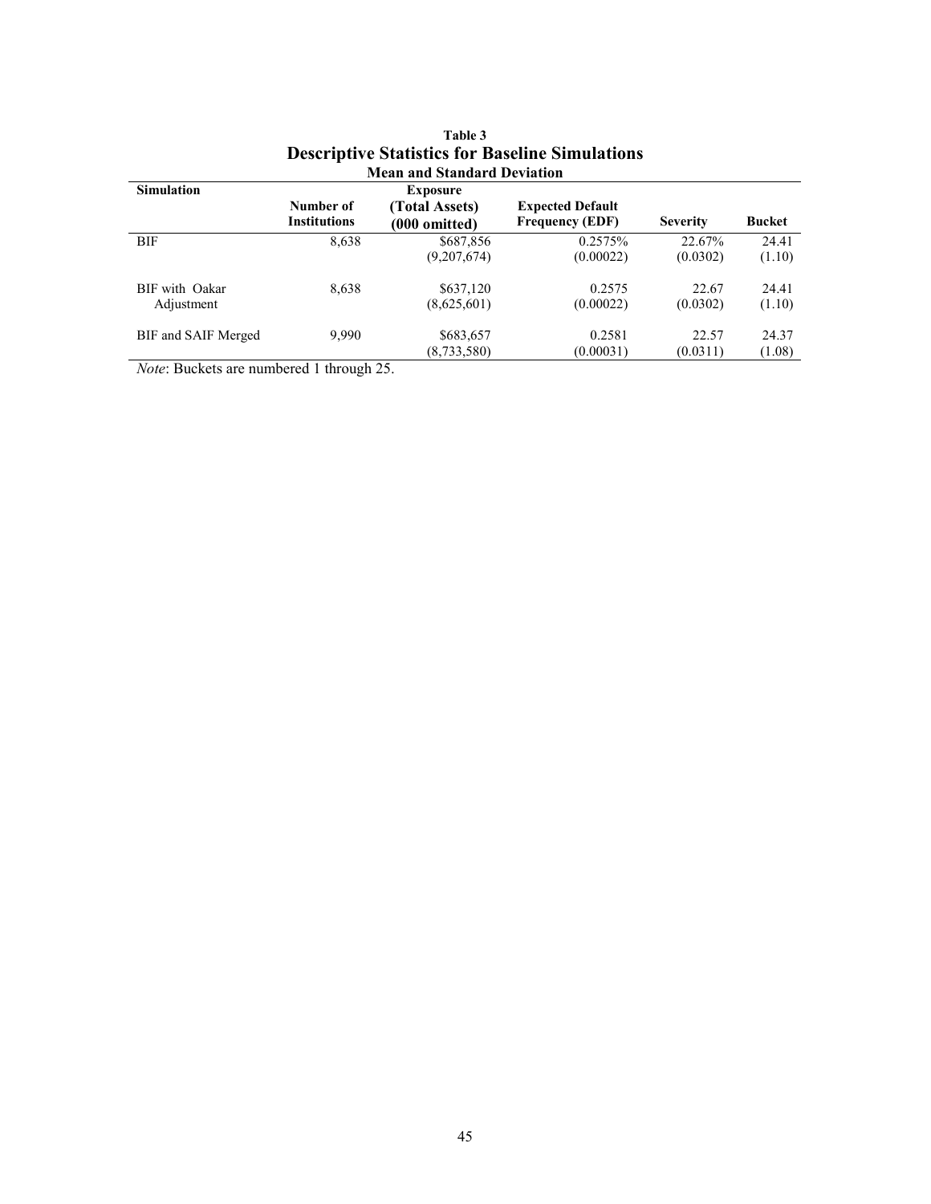**Table 3**

## Descriptive Statistics for Baseline Simulations

**Mean and Standard Deviation**

| Simulation | Number of Institutions | Exposure (Total Assets) (000 omitted) | Expected Default Frequency (EDF) | Severity | Bucket |
|---|---|---|---|---|---|
| BIF | 8,638 | $687,856 | 0.2575% | 22.67% | 24.41 |
| | | (9,207,674) | (0.00022) | (0.0302) | (1.10) |
| BIF with Oakar Adjustment | 8,638 | $637,120 | 0.2575 | 22.67 | 24.41 |
| | | (8,625,601) | (0.00022) | (0.0302) | (1.10) |
| BIF and SAIF Merged | 9,990 | $683,657 | 0.2581 | 22.57 | 24.37 |
| | | (8,733,580) | (0.00031) | (0.0311) | (1.08) |

*Note*: Buckets are numbered 1 through 25.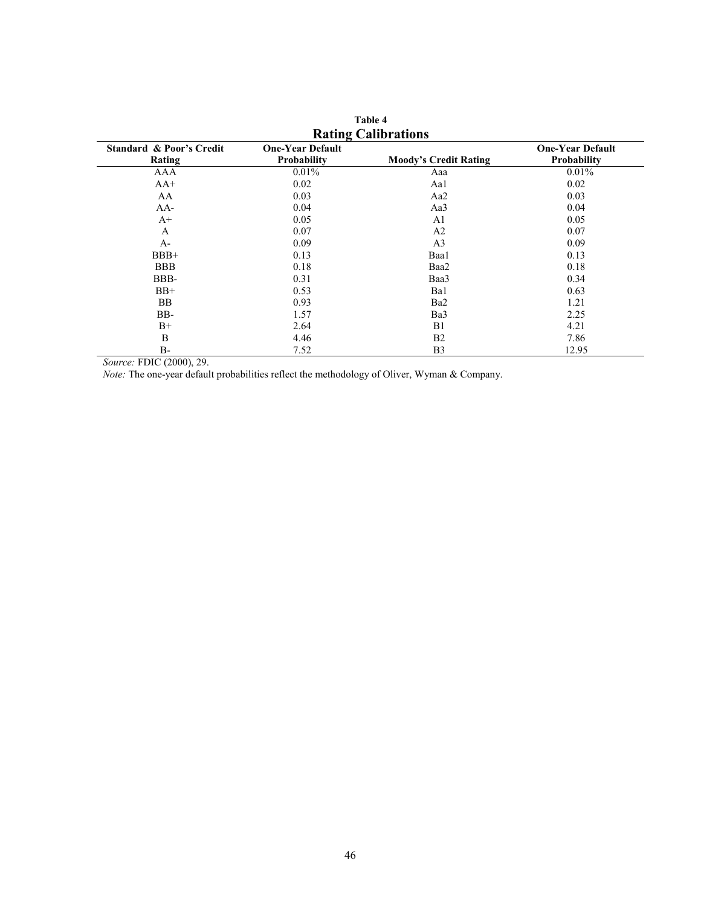**Table 4**

**Rating Calibrations**

| Standard & Poor's Credit Rating | One-Year Default Probability | Moody's Credit Rating | One-Year Default Probability |
|---|---|---|---|
| AAA | 0.01% | Aaa | 0.01% |
| AA+ | 0.02 | Aa1 | 0.02 |
| AA | 0.03 | Aa2 | 0.03 |
| AA- | 0.04 | Aa3 | 0.04 |
| A+ | 0.05 | A1 | 0.05 |
| A | 0.07 | A2 | 0.07 |
| A- | 0.09 | A3 | 0.09 |
| BBB+ | 0.13 | Baa1 | 0.13 |
| BBB | 0.18 | Baa2 | 0.18 |
| BBB- | 0.31 | Baa3 | 0.34 |
| BB+ | 0.53 | Ba1 | 0.63 |
| BB | 0.93 | Ba2 | 1.21 |
| BB- | 1.57 | Ba3 | 2.25 |
| B+ | 2.64 | B1 | 4.21 |
| B | 4.46 | B2 | 7.86 |
| B- | 7.52 | B3 | 12.95 |

*Source:* FDIC (2000), 29.

*Note:* The one-year default probabilities reflect the methodology of Oliver, Wyman & Company.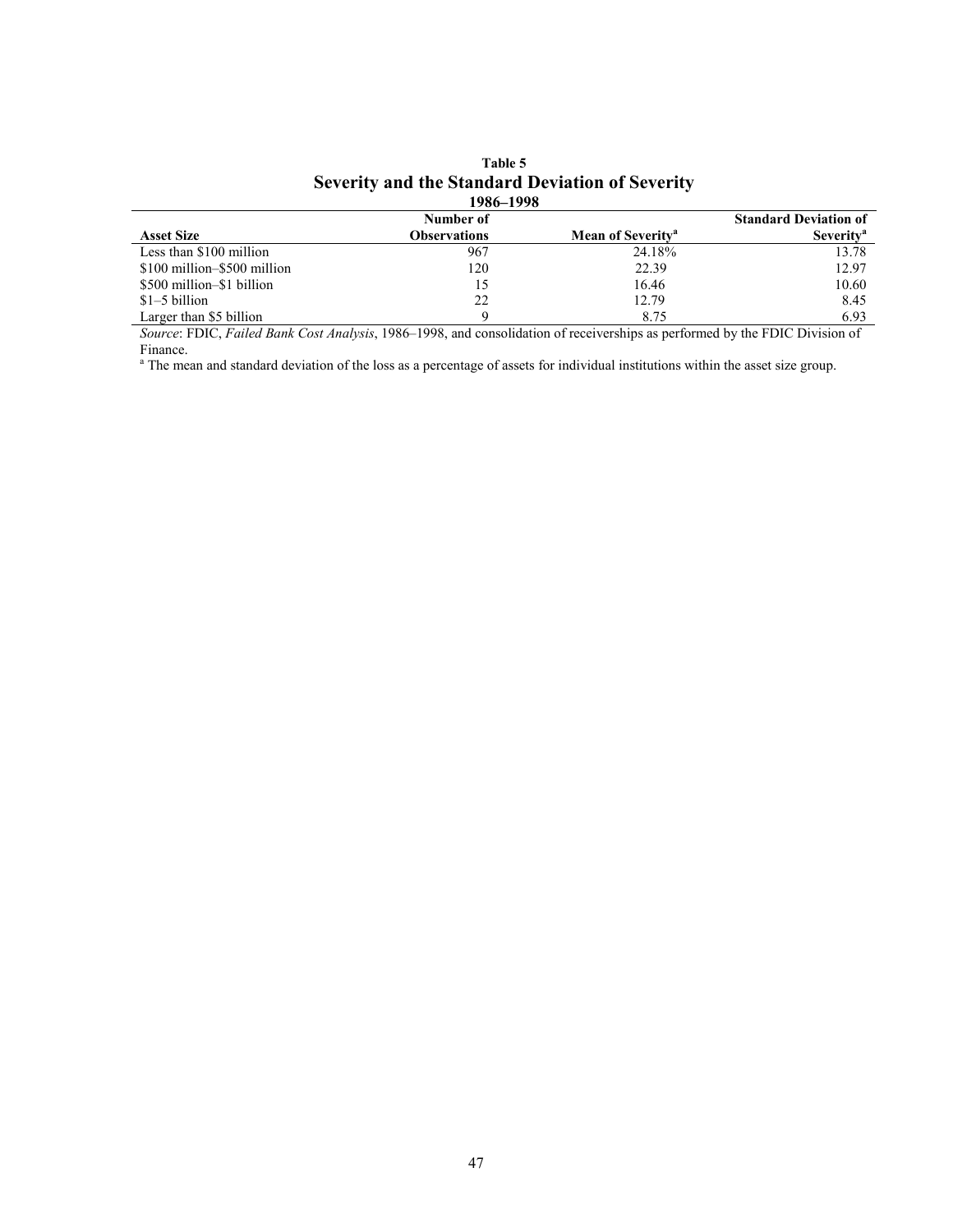**Table 5**

## Severity and the Standard Deviation of Severity

**1986–1998**

| Asset Size | Number of Observations | Mean of Severity[a] | Standard Deviation of Severity[a] |
|---|---|---|---|
| Less than $100 million | 967 | 24.18% | 13.78 |
| $100 million–$500 million | 120 | 22.39 | 12.97 |
| $500 million–$1 billion | 15 | 16.46 | 10.60 |
| $1–5 billion | 22 | 12.79 | 8.45 |
| Larger than $5 billion | 9 | 8.75 | 6.93 |

*Source*: FDIC, *Failed Bank Cost Analysis*, 1986–1998, and consolidation of receiverships as performed by the FDIC Division of Finance.

[a] The mean and standard deviation of the loss as a percentage of assets for individual institutions within the asset size group.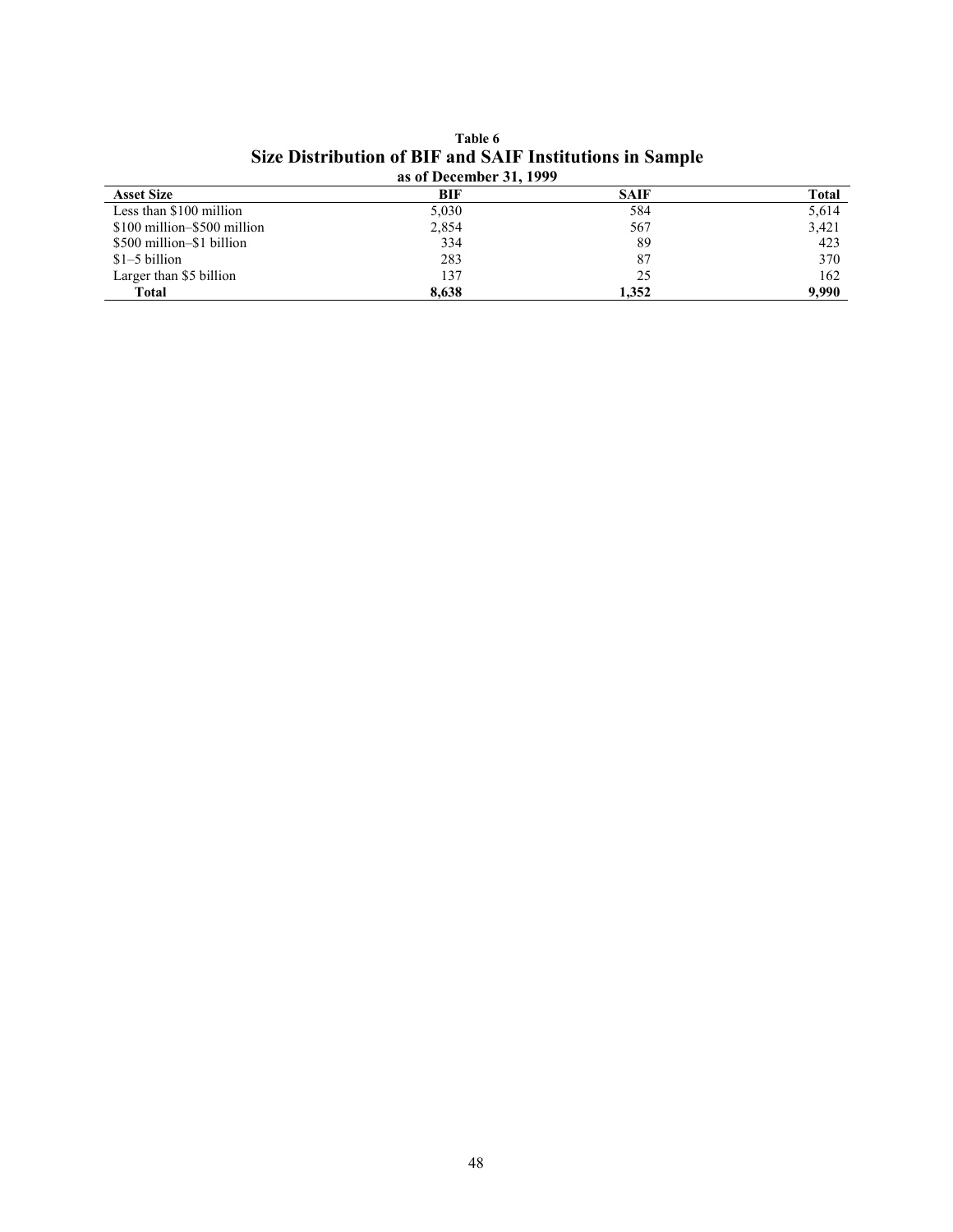**Table 6**

## Size Distribution of BIF and SAIF Institutions in Sample

**as of December 31, 1999**

| Asset Size | BIF | SAIF | Total |
|---|---|---|---|
| Less than $100 million | 5,030 | 584 | 5,614 |
| $100 million–$500 million | 2,854 | 567 | 3,421 |
| $500 million–$1 billion | 334 | 89 | 423 |
| $1–5 billion | 283 | 87 | 370 |
| Larger than $5 billion | 137 | 25 | 162 |
| **Total** | **8,638** | **1,352** | **9,990** |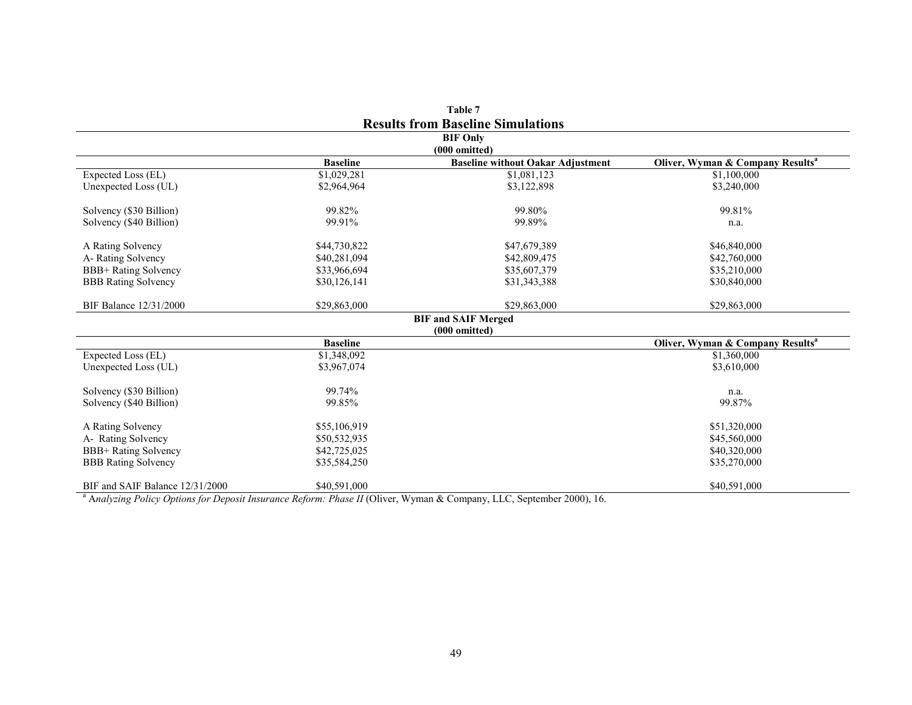**Table 7**

**Results from Baseline Simulations**

| BIF Only (000 omitted) | | | |
|---|---|---|---|
| | **Baseline** | **Baseline without Oakar Adjustment** | **Oliver, Wyman & Company Results[a]** |
| Expected Loss (EL) | $1,029,281 | $1,081,123 | $1,100,000 |
| Unexpected Loss (UL) | $2,964,964 | $3,122,898 | $3,240,000 |
| Solvency ($30 Billion) | 99.82% | 99.80% | 99.81% |
| Solvency ($40 Billion) | 99.91% | 99.89% | n.a. |
| A Rating Solvency | $44,730,822 | $47,679,389 | $46,840,000 |
| A- Rating Solvency | $40,281,094 | $42,809,475 | $42,760,000 |
| BBB+ Rating Solvency | $33,966,694 | $35,607,379 | $35,210,000 |
| BBB Rating Solvency | $30,126,141 | $31,343,388 | $30,840,000 |
| BIF Balance 12/31/2000 | $29,863,000 | $29,863,000 | $29,863,000 |

| BIF and SAIF Merged (000 omitted) | | | |
|---|---|---|---|
| | **Baseline** | | **Oliver, Wyman & Company Results[a]** |
| Expected Loss (EL) | $1,348,092 | | $1,360,000 |
| Unexpected Loss (UL) | $3,967,074 | | $3,610,000 |
| Solvency ($30 Billion) | 99.74% | | n.a. |
| Solvency ($40 Billion) | 99.85% | | 99.87% |
| A Rating Solvency | $55,106,919 | | $51,320,000 |
| A- Rating Solvency | $50,532,935 | | $45,560,000 |
| BBB+ Rating Solvency | $42,725,025 | | $40,320,000 |
| BBB Rating Solvency | $35,584,250 | | $35,270,000 |
| BIF and SAIF Balance 12/31/2000 | $40,591,000 | | $40,591,000 |

[a] *Analyzing Policy Options for Deposit Insurance Reform: Phase II* (Oliver, Wyman & Company, LLC, September 2000), 16.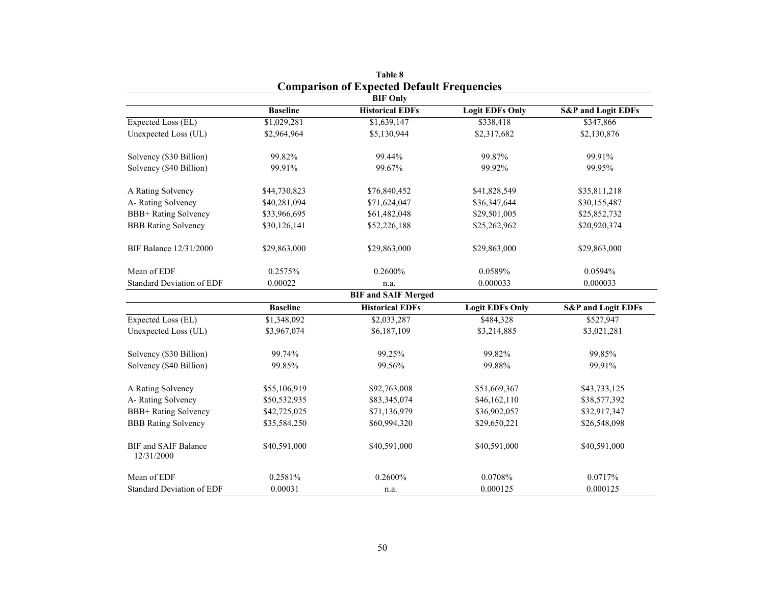**Table 8**

## Comparison of Expected Default Frequencies

**BIF Only**

| | Baseline | Historical EDFs | Logit EDFs Only | S&P and Logit EDFs |
|---|---|---|---|---|
| Expected Loss (EL) | $1,029,281 | $1,639,147 | $338,418 | $347,866 |
| Unexpected Loss (UL) | $2,964,964 | $5,130,944 | $2,317,682 | $2,130,876 |
| Solvency ($30 Billion) | 99.82% | 99.44% | 99.87% | 99.91% |
| Solvency ($40 Billion) | 99.91% | 99.67% | 99.92% | 99.95% |
| A Rating Solvency | $44,730,823 | $76,840,452 | $41,828,549 | $35,811,218 |
| A- Rating Solvency | $40,281,094 | $71,624,047 | $36,347,644 | $30,155,487 |
| BBB+ Rating Solvency | $33,966,695 | $61,482,048 | $29,501,005 | $25,852,732 |
| BBB Rating Solvency | $30,126,141 | $52,226,188 | $25,262,962 | $20,920,374 |
| BIF Balance 12/31/2000 | $29,863,000 | $29,863,000 | $29,863,000 | $29,863,000 |
| Mean of EDF | 0.2575% | 0.2600% | 0.0589% | 0.0594% |
| Standard Deviation of EDF | 0.00022 | n.a. | 0.000033 | 0.000033 |

**BIF and SAIF Merged**

| | Baseline | Historical EDFs | Logit EDFs Only | S&P and Logit EDFs |
|---|---|---|---|---|
| Expected Loss (EL) | $1,348,092 | $2,033,287 | $484,328 | $527,947 |
| Unexpected Loss (UL) | $3,967,074 | $6,187,109 | $3,214,885 | $3,021,281 |
| Solvency ($30 Billion) | 99.74% | 99.25% | 99.82% | 99.85% |
| Solvency ($40 Billion) | 99.85% | 99.56% | 99.88% | 99.91% |
| A Rating Solvency | $55,106,919 | $92,763,008 | $51,669,367 | $43,733,125 |
| A- Rating Solvency | $50,532,935 | $83,345,074 | $46,162,110 | $38,577,392 |
| BBB+ Rating Solvency | $42,725,025 | $71,136,979 | $36,902,057 | $32,917,347 |
| BBB Rating Solvency | $35,584,250 | $60,994,320 | $29,650,221 | $26,548,098 |
| BIF and SAIF Balance 12/31/2000 | $40,591,000 | $40,591,000 | $40,591,000 | $40,591,000 |
| Mean of EDF | 0.2581% | 0.2600% | 0.0708% | 0.0717% |
| Standard Deviation of EDF | 0.00031 | n.a. | 0.000125 | 0.000125 |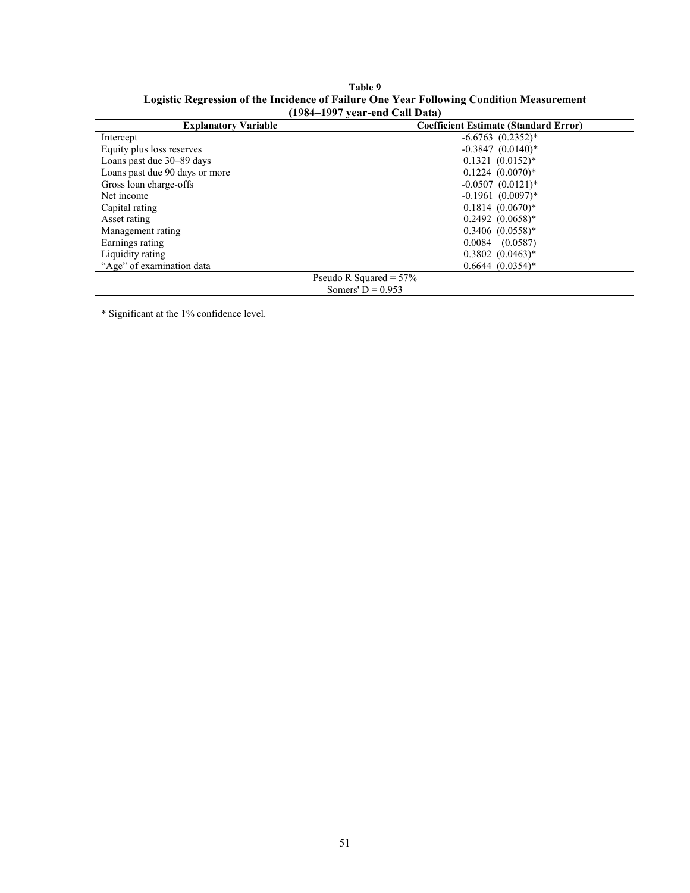**Table 9**
**Logistic Regression of the Incidence of Failure One Year Following Condition Measurement (1984–1997 year-end Call Data)**

| Explanatory Variable | Coefficient Estimate (Standard Error) |
|---|---|
| Intercept | -6.6763 (0.2352)* |
| Equity plus loss reserves | -0.3847 (0.0140)* |
| Loans past due 30–89 days | 0.1321 (0.0152)* |
| Loans past due 90 days or more | 0.1224 (0.0070)* |
| Gross loan charge-offs | -0.0507 (0.0121)* |
| Net income | -0.1961 (0.0097)* |
| Capital rating | 0.1814 (0.0670)* |
| Asset rating | 0.2492 (0.0658)* |
| Management rating | 0.3406 (0.0558)* |
| Earnings rating | 0.0084 (0.0587) |
| Liquidity rating | 0.3802 (0.0463)* |
| "Age" of examination data | 0.6644 (0.0354)* |
| Pseudo R Squared = 57% | |
| Somers' D = 0.953 | |

* Significant at the 1% confidence level.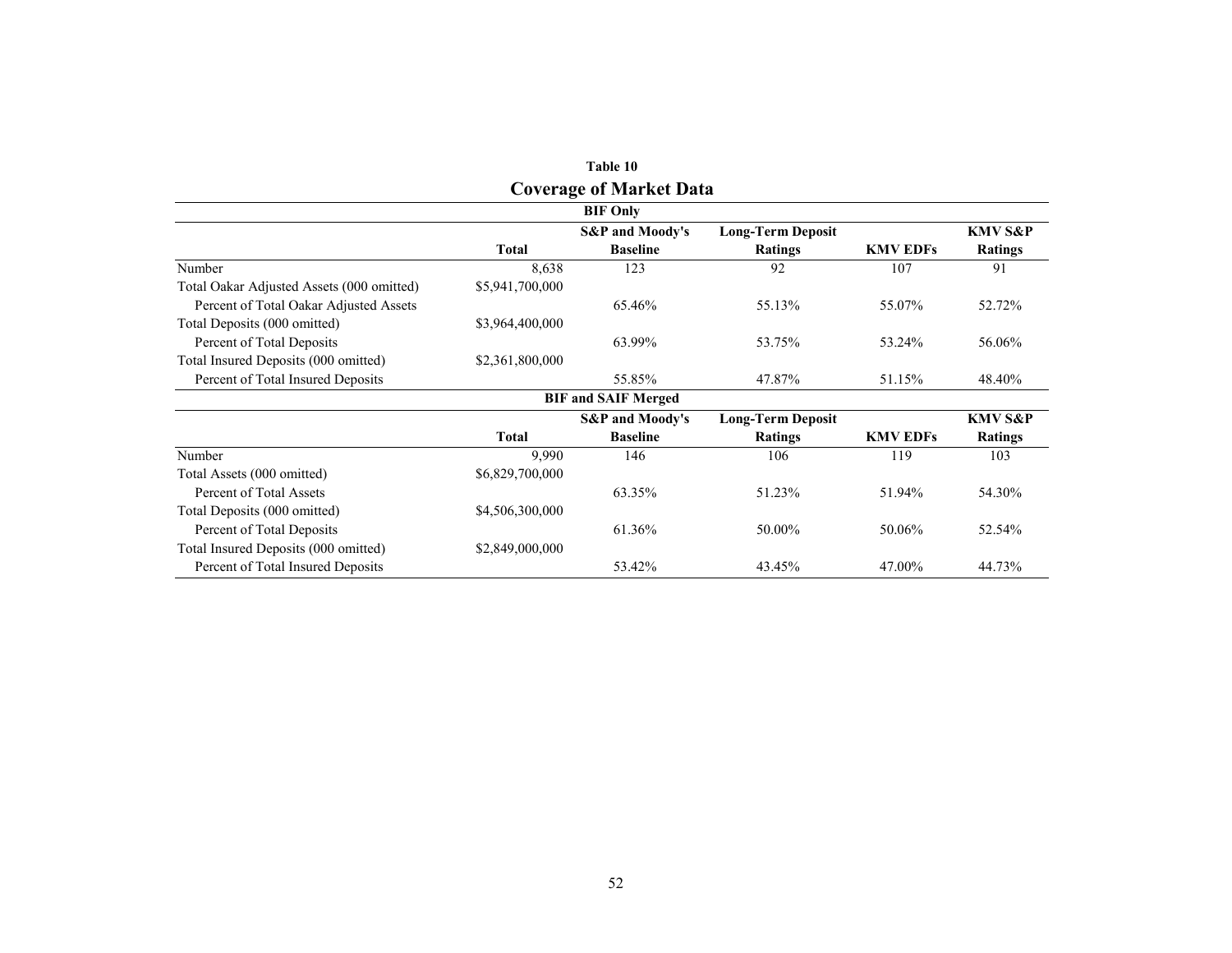## Table 10

## Coverage of Market Data

**BIF Only**

| | Total | S&P and Moody's Baseline | Long-Term Deposit Ratings | KMV EDFs | KMV S&P Ratings |
|---|---|---|---|---|---|
| Number | 8,638 | 123 | 92 | 107 | 91 |
| Total Oakar Adjusted Assets (000 omitted) | $5,941,700,000 | | | | |
| Percent of Total Oakar Adjusted Assets | | 65.46% | 55.13% | 55.07% | 52.72% |
| Total Deposits (000 omitted) | $3,964,400,000 | | | | |
| Percent of Total Deposits | | 63.99% | 53.75% | 53.24% | 56.06% |
| Total Insured Deposits (000 omitted) | $2,361,800,000 | | | | |
| Percent of Total Insured Deposits | | 55.85% | 47.87% | 51.15% | 48.40% |

**BIF and SAIF Merged**

| | Total | S&P and Moody's Baseline | Long-Term Deposit Ratings | KMV EDFs | KMV S&P Ratings |
|---|---|---|---|---|---|
| Number | 9,990 | 146 | 106 | 119 | 103 |
| Total Assets (000 omitted) | $6,829,700,000 | | | | |
| Percent of Total Assets | | 63.35% | 51.23% | 51.94% | 54.30% |
| Total Deposits (000 omitted) | $4,506,300,000 | | | | |
| Percent of Total Deposits | | 61.36% | 50.00% | 50.06% | 52.54% |
| Total Insured Deposits (000 omitted) | $2,849,000,000 | | | | |
| Percent of Total Insured Deposits | | 53.42% | 43.45% | 47.00% | 44.73% |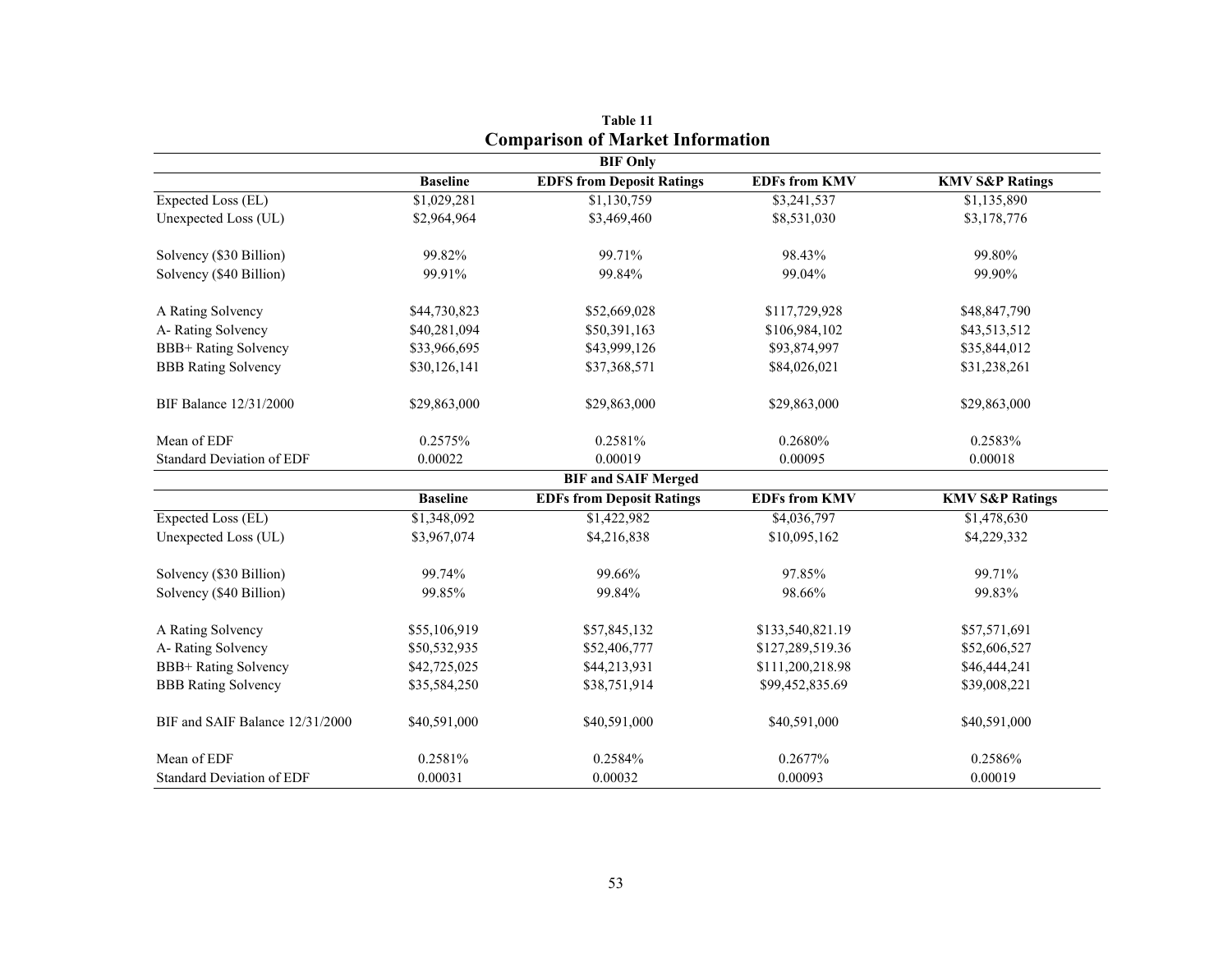**Table 11**

## Comparison of Market Information

| BIF Only | | | | |
|---|---|---|---|---|
| | **Baseline** | **EDFS from Deposit Ratings** | **EDFs from KMV** | **KMV S&P Ratings** |
| Expected Loss (EL) | $1,029,281 | $1,130,759 | $3,241,537 | $1,135,890 |
| Unexpected Loss (UL) | $2,964,964 | $3,469,460 | $8,531,030 | $3,178,776 |
| Solvency ($30 Billion) | 99.82% | 99.71% | 98.43% | 99.80% |
| Solvency ($40 Billion) | 99.91% | 99.84% | 99.04% | 99.90% |
| A Rating Solvency | $44,730,823 | $52,669,028 | $117,729,928 | $48,847,790 |
| A- Rating Solvency | $40,281,094 | $50,391,163 | $106,984,102 | $43,513,512 |
| BBB+ Rating Solvency | $33,966,695 | $43,999,126 | $93,874,997 | $35,844,012 |
| BBB Rating Solvency | $30,126,141 | $37,368,571 | $84,026,021 | $31,238,261 |
| BIF Balance 12/31/2000 | $29,863,000 | $29,863,000 | $29,863,000 | $29,863,000 |
| Mean of EDF | 0.2575% | 0.2581% | 0.2680% | 0.2583% |
| Standard Deviation of EDF | 0.00022 | 0.00019 | 0.00095 | 0.00018 |

| BIF and SAIF Merged | | | | |
|---|---|---|---|---|
| | **Baseline** | **EDFs from Deposit Ratings** | **EDFs from KMV** | **KMV S&P Ratings** |
| Expected Loss (EL) | $1,348,092 | $1,422,982 | $4,036,797 | $1,478,630 |
| Unexpected Loss (UL) | $3,967,074 | $4,216,838 | $10,095,162 | $4,229,332 |
| Solvency ($30 Billion) | 99.74% | 99.66% | 97.85% | 99.71% |
| Solvency ($40 Billion) | 99.85% | 99.84% | 98.66% | 99.83% |
| A Rating Solvency | $55,106,919 | $57,845,132 | $133,540,821.19 | $57,571,691 |
| A- Rating Solvency | $50,532,935 | $52,406,777 | $127,289,519.36 | $52,606,527 |
| BBB+ Rating Solvency | $42,725,025 | $44,213,931 | $111,200,218.98 | $46,444,241 |
| BBB Rating Solvency | $35,584,250 | $38,751,914 | $99,452,835.69 | $39,008,221 |
| BIF and SAIF Balance 12/31/2000 | $40,591,000 | $40,591,000 | $40,591,000 | $40,591,000 |
| Mean of EDF | 0.2581% | 0.2584% | 0.2677% | 0.2586% |
| Standard Deviation of EDF | 0.00031 | 0.00032 | 0.00093 | 0.00019 |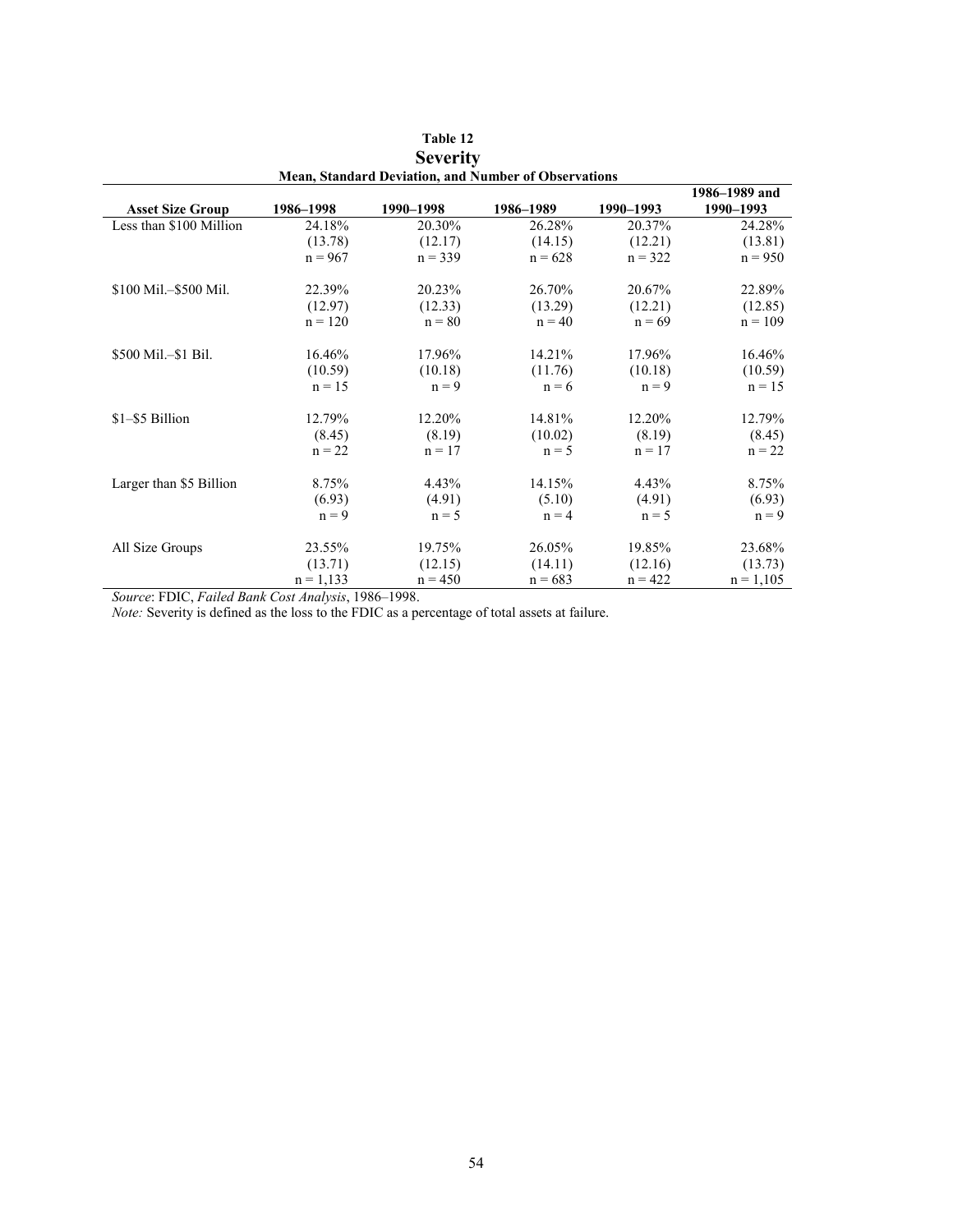**Table 12**

## Severity

**Mean, Standard Deviation, and Number of Observations**

| Asset Size Group | 1986–1998 | 1990–1998 | 1986–1989 | 1990–1993 | 1986–1989 and 1990–1993 |
|---|---|---|---|---|---|
| Less than \$100 Million | 24.18% | 20.30% | 26.28% | 20.37% | 24.28% |
| | (13.78) | (12.17) | (14.15) | (12.21) | (13.81) |
| | n = 967 | n = 339 | n = 628 | n = 322 | n = 950 |
| \$100 Mil.–\$500 Mil. | 22.39% | 20.23% | 26.70% | 20.67% | 22.89% |
| | (12.97) | (12.33) | (13.29) | (12.21) | (12.85) |
| | n = 120 | n = 80 | n = 40 | n = 69 | n = 109 |
| \$500 Mil.–\$1 Bil. | 16.46% | 17.96% | 14.21% | 17.96% | 16.46% |
| | (10.59) | (10.18) | (11.76) | (10.18) | (10.59) |
| | n = 15 | n = 9 | n = 6 | n = 9 | n = 15 |
| \$1–\$5 Billion | 12.79% | 12.20% | 14.81% | 12.20% | 12.79% |
| | (8.45) | (8.19) | (10.02) | (8.19) | (8.45) |
| | n = 22 | n = 17 | n = 5 | n = 17 | n = 22 |
| Larger than \$5 Billion | 8.75% | 4.43% | 14.15% | 4.43% | 8.75% |
| | (6.93) | (4.91) | (5.10) | (4.91) | (6.93) |
| | n = 9 | n = 5 | n = 4 | n = 5 | n = 9 |
| All Size Groups | 23.55% | 19.75% | 26.05% | 19.85% | 23.68% |
| | (13.71) | (12.15) | (14.11) | (12.16) | (13.73) |
| | n = 1,133 | n = 450 | n = 683 | n = 422 | n = 1,105 |

*Source*: FDIC, *Failed Bank Cost Analysis*, 1986–1998.
*Note:* Severity is defined as the loss to the FDIC as a percentage of total assets at failure.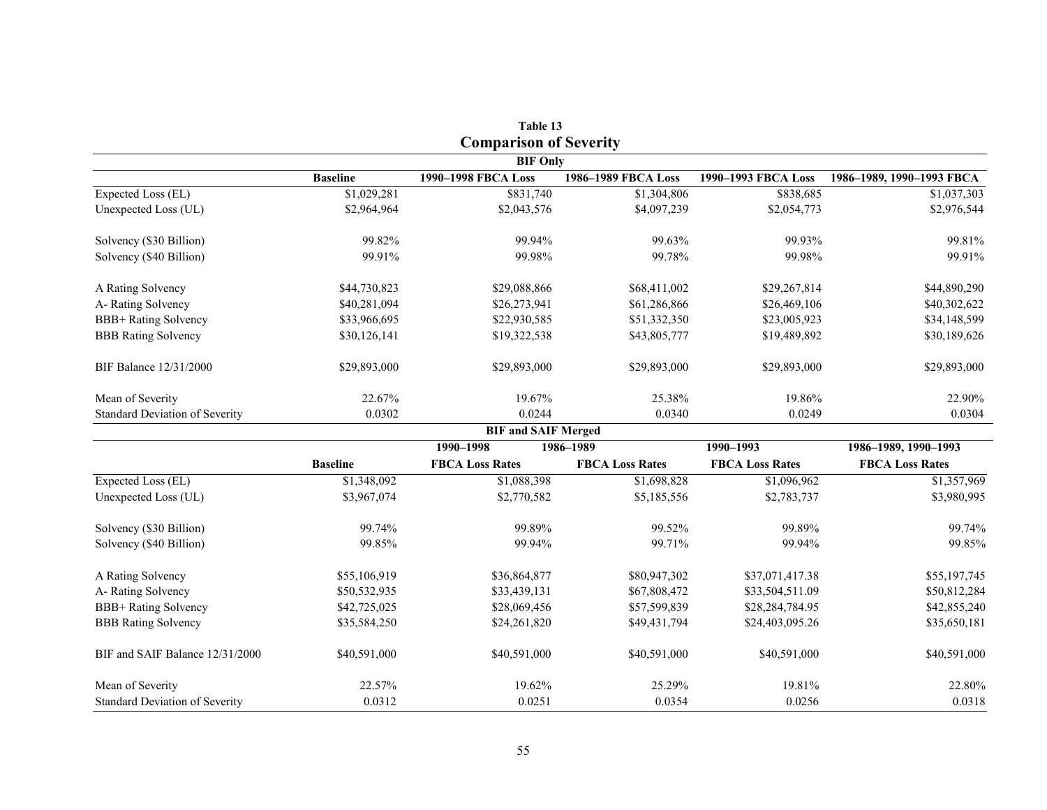**Table 13**

## Comparison of Severity

**BIF Only**

| | Baseline | 1990–1998 FBCA Loss | 1986–1989 FBCA Loss | 1990–1993 FBCA Loss | 1986–1989, 1990–1993 FBCA |
|---|---|---|---|---|---|
| Expected Loss (EL) | $1,029,281 | $831,740 | $1,304,806 | $838,685 | $1,037,303 |
| Unexpected Loss (UL) | $2,964,964 | $2,043,576 | $4,097,239 | $2,054,773 | $2,976,544 |
| Solvency ($30 Billion) | 99.82% | 99.94% | 99.63% | 99.93% | 99.81% |
| Solvency ($40 Billion) | 99.91% | 99.98% | 99.78% | 99.98% | 99.91% |
| A Rating Solvency | $44,730,823 | $29,088,866 | $68,411,002 | $29,267,814 | $44,890,290 |
| A- Rating Solvency | $40,281,094 | $26,273,941 | $61,286,866 | $26,469,106 | $40,302,622 |
| BBB+ Rating Solvency | $33,966,695 | $22,930,585 | $51,332,350 | $23,005,923 | $34,148,599 |
| BBB Rating Solvency | $30,126,141 | $19,322,538 | $43,805,777 | $19,489,892 | $30,189,626 |
| BIF Balance 12/31/2000 | $29,893,000 | $29,893,000 | $29,893,000 | $29,893,000 | $29,893,000 |
| Mean of Severity | 22.67% | 19.67% | 25.38% | 19.86% | 22.90% |
| Standard Deviation of Severity | 0.0302 | 0.0244 | 0.0340 | 0.0249 | 0.0304 |

**BIF and SAIF Merged**

| | Baseline | 1990–1998 FBCA Loss Rates | 1986–1989 FBCA Loss Rates | 1990–1993 FBCA Loss Rates | 1986–1989, 1990–1993 FBCA Loss Rates |
|---|---|---|---|---|---|
| Expected Loss (EL) | $1,348,092 | $1,088,398 | $1,698,828 | $1,096,962 | $1,357,969 |
| Unexpected Loss (UL) | $3,967,074 | $2,770,582 | $5,185,556 | $2,783,737 | $3,980,995 |
| Solvency ($30 Billion) | 99.74% | 99.89% | 99.52% | 99.89% | 99.74% |
| Solvency ($40 Billion) | 99.85% | 99.94% | 99.71% | 99.94% | 99.85% |
| A Rating Solvency | $55,106,919 | $36,864,877 | $80,947,302 | $37,071,417.38 | $55,197,745 |
| A- Rating Solvency | $50,532,935 | $33,439,131 | $67,808,472 | $33,504,511.09 | $50,812,284 |
| BBB+ Rating Solvency | $42,725,025 | $28,069,456 | $57,599,839 | $28,284,784.95 | $42,855,240 |
| BBB Rating Solvency | $35,584,250 | $24,261,820 | $49,431,794 | $24,403,095.26 | $35,650,181 |
| BIF and SAIF Balance 12/31/2000 | $40,591,000 | $40,591,000 | $40,591,000 | $40,591,000 | $40,591,000 |
| Mean of Severity | 22.57% | 19.62% | 25.29% | 19.81% | 22.80% |
| Standard Deviation of Severity | 0.0312 | 0.0251 | 0.0354 | 0.0256 | 0.0318 |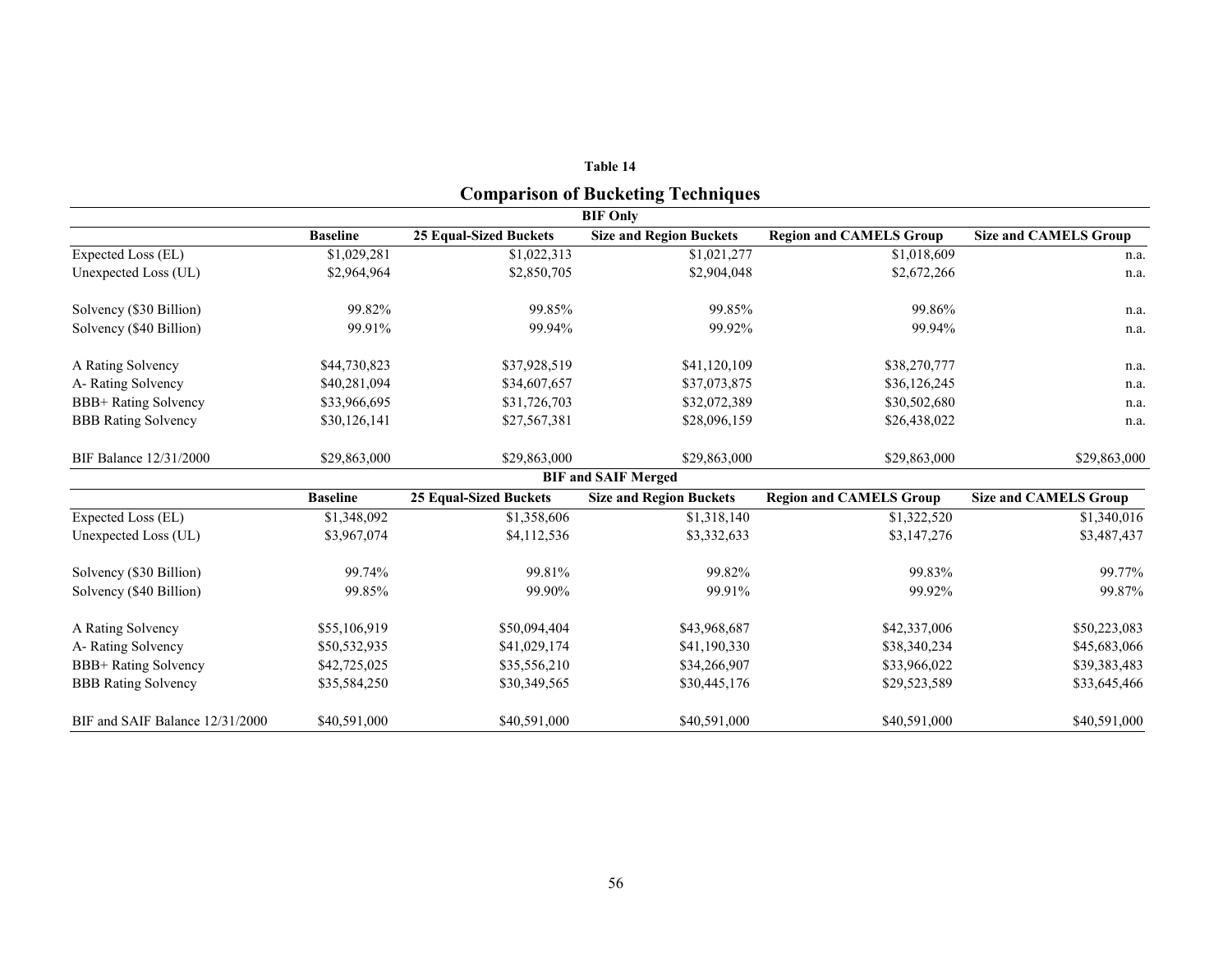**Table 14**

## Comparison of Bucketing Techniques

| | **BIF Only** | | | | |
|---|---|---|---|---|---|
| | **Baseline** | **25 Equal-Sized Buckets** | **Size and Region Buckets** | **Region and CAMELS Group** | **Size and CAMELS Group** |
| Expected Loss (EL) | $1,029,281 | $1,022,313 | $1,021,277 | $1,018,609 | n.a. |
| Unexpected Loss (UL) | $2,964,964 | $2,850,705 | $2,904,048 | $2,672,266 | n.a. |
| Solvency ($30 Billion) | 99.82% | 99.85% | 99.85% | 99.86% | n.a. |
| Solvency ($40 Billion) | 99.91% | 99.94% | 99.92% | 99.94% | n.a. |
| A Rating Solvency | $44,730,823 | $37,928,519 | $41,120,109 | $38,270,777 | n.a. |
| A- Rating Solvency | $40,281,094 | $34,607,657 | $37,073,875 | $36,126,245 | n.a. |
| BBB+ Rating Solvency | $33,966,695 | $31,726,703 | $32,072,389 | $30,502,680 | n.a. |
| BBB Rating Solvency | $30,126,141 | $27,567,381 | $28,096,159 | $26,438,022 | n.a. |
| BIF Balance 12/31/2000 | $29,863,000 | $29,863,000 | $29,863,000 | $29,863,000 | $29,863,000 |

| | **BIF and SAIF Merged** | | | | |
|---|---|---|---|---|---|
| | **Baseline** | **25 Equal-Sized Buckets** | **Size and Region Buckets** | **Region and CAMELS Group** | **Size and CAMELS Group** |
| Expected Loss (EL) | $1,348,092 | $1,358,606 | $1,318,140 | $1,322,520 | $1,340,016 |
| Unexpected Loss (UL) | $3,967,074 | $4,112,536 | $3,332,633 | $3,147,276 | $3,487,437 |
| Solvency ($30 Billion) | 99.74% | 99.81% | 99.82% | 99.83% | 99.77% |
| Solvency ($40 Billion) | 99.85% | 99.90% | 99.91% | 99.92% | 99.87% |
| A Rating Solvency | $55,106,919 | $50,094,404 | $43,968,687 | $42,337,006 | $50,223,083 |
| A- Rating Solvency | $50,532,935 | $41,029,174 | $41,190,330 | $38,340,234 | $45,683,066 |
| BBB+ Rating Solvency | $42,725,025 | $35,556,210 | $34,266,907 | $33,966,022 | $39,383,483 |
| BBB Rating Solvency | $35,584,250 | $30,349,565 | $30,445,176 | $29,523,589 | $33,645,466 |
| BIF and SAIF Balance 12/31/2000 | $40,591,000 | $40,591,000 | $40,591,000 | $40,591,000 | $40,591,000 |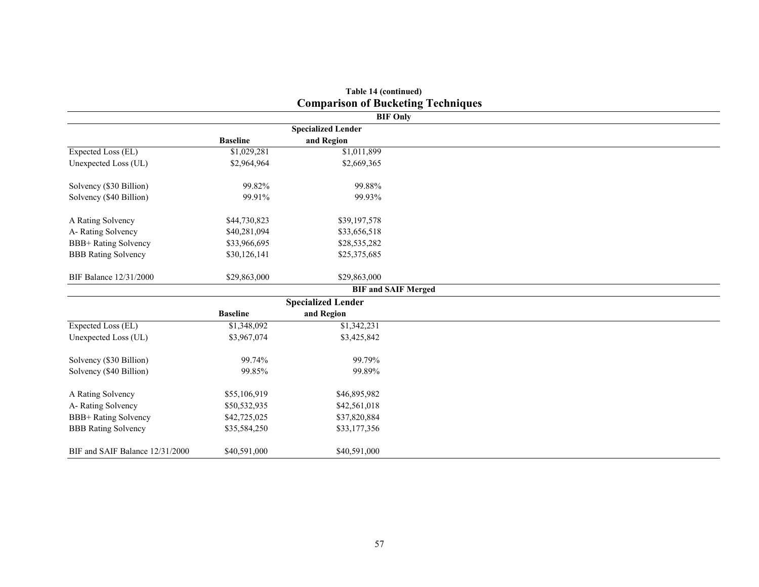**Table 14 (continued)**

## Comparison of Bucketing Techniques

**BIF Only**

| | Baseline | Specialized Lender and Region |
|---|---|---|
| Expected Loss (EL) | $1,029,281 | $1,011,899 |
| Unexpected Loss (UL) | $2,964,964 | $2,669,365 |
| | | |
| Solvency ($30 Billion) | 99.82% | 99.88% |
| Solvency ($40 Billion) | 99.91% | 99.93% |
| | | |
| A Rating Solvency | $44,730,823 | $39,197,578 |
| A- Rating Solvency | $40,281,094 | $33,656,518 |
| BBB+ Rating Solvency | $33,966,695 | $28,535,282 |
| BBB Rating Solvency | $30,126,141 | $25,375,685 |
| | | |
| BIF Balance 12/31/2000 | $29,863,000 | $29,863,000 |

**BIF and SAIF Merged**

| | Baseline | Specialized Lender and Region |
|---|---|---|
| Expected Loss (EL) | $1,348,092 | $1,342,231 |
| Unexpected Loss (UL) | $3,967,074 | $3,425,842 |
| | | |
| Solvency ($30 Billion) | 99.74% | 99.79% |
| Solvency ($40 Billion) | 99.85% | 99.89% |
| | | |
| A Rating Solvency | $55,106,919 | $46,895,982 |
| A- Rating Solvency | $50,532,935 | $42,561,018 |
| BBB+ Rating Solvency | $42,725,025 | $37,820,884 |
| BBB Rating Solvency | $35,584,250 | $33,177,356 |
| | | |
| BIF and SAIF Balance 12/31/2000 | $40,591,000 | $40,591,000 |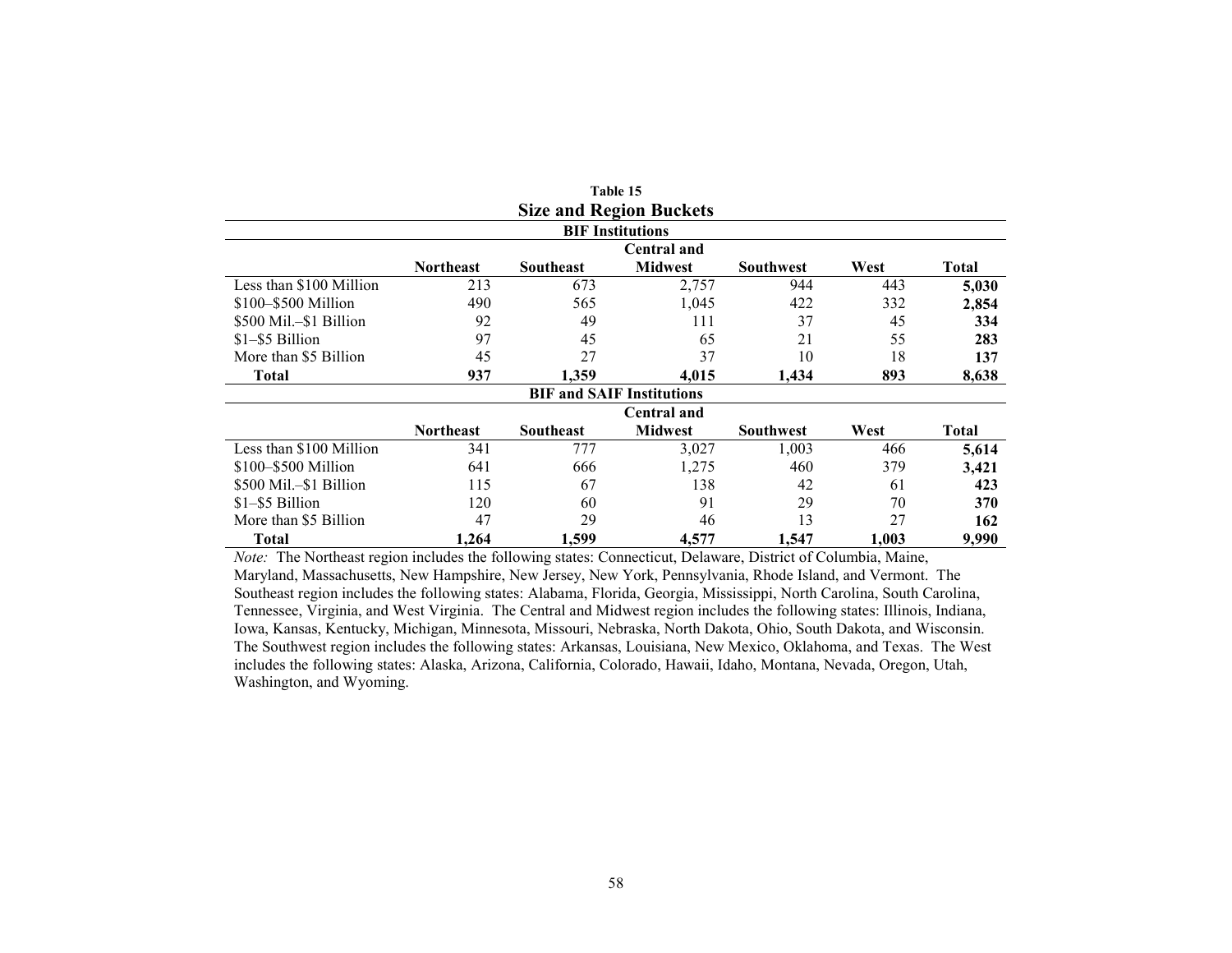**Table 15**

## Size and Region Buckets

**BIF Institutions**

| | Northeast | Southeast | Central and Midwest | Southwest | West | Total |
|---|---|---|---|---|---|---|
| Less than $100 Million | 213 | 673 | 2,757 | 944 | 443 | **5,030** |
| $100–$500 Million | 490 | 565 | 1,045 | 422 | 332 | **2,854** |
| $500 Mil.–$1 Billion | 92 | 49 | 111 | 37 | 45 | **334** |
| $1–$5 Billion | 97 | 45 | 65 | 21 | 55 | **283** |
| More than $5 Billion | 45 | 27 | 37 | 10 | 18 | **137** |
| **Total** | **937** | **1,359** | **4,015** | **1,434** | **893** | **8,638** |

**BIF and SAIF Institutions**

| | Northeast | Southeast | Central and Midwest | Southwest | West | Total |
|---|---|---|---|---|---|---|
| Less than $100 Million | 341 | 777 | 3,027 | 1,003 | 466 | **5,614** |
| $100–$500 Million | 641 | 666 | 1,275 | 460 | 379 | **3,421** |
| $500 Mil.–$1 Billion | 115 | 67 | 138 | 42 | 61 | **423** |
| $1–$5 Billion | 120 | 60 | 91 | 29 | 70 | **370** |
| More than $5 Billion | 47 | 29 | 46 | 13 | 27 | **162** |
| **Total** | **1,264** | **1,599** | **4,577** | **1,547** | **1,003** | **9,990** |

*Note:* The Northeast region includes the following states: Connecticut, Delaware, District of Columbia, Maine, Maryland, Massachusetts, New Hampshire, New Jersey, New York, Pennsylvania, Rhode Island, and Vermont. The Southeast region includes the following states: Alabama, Florida, Georgia, Mississippi, North Carolina, South Carolina, Tennessee, Virginia, and West Virginia. The Central and Midwest region includes the following states: Illinois, Indiana, Iowa, Kansas, Kentucky, Michigan, Minnesota, Missouri, Nebraska, North Dakota, Ohio, South Dakota, and Wisconsin. The Southwest region includes the following states: Arkansas, Louisiana, New Mexico, Oklahoma, and Texas. The West includes the following states: Alaska, Arizona, California, Colorado, Hawaii, Idaho, Montana, Nevada, Oregon, Utah, Washington, and Wyoming.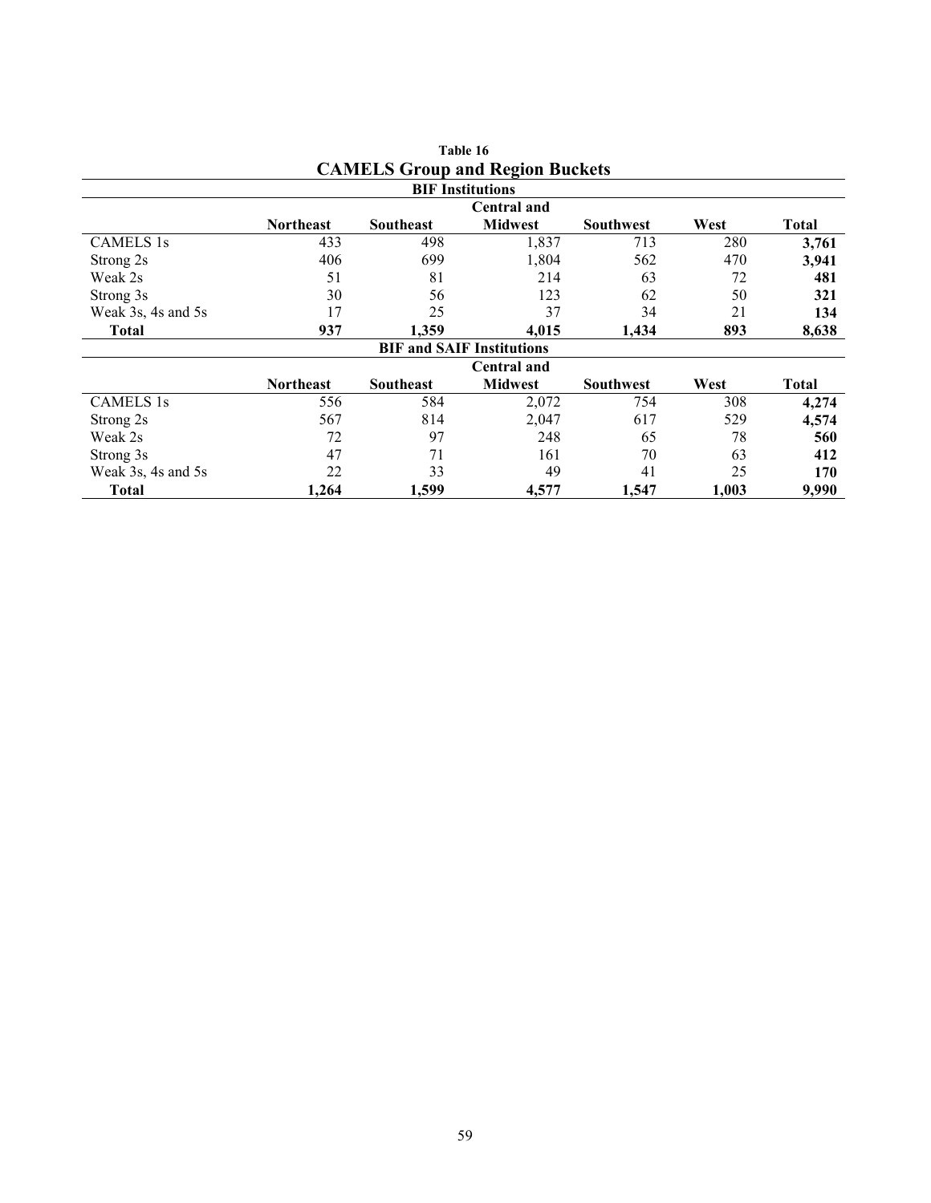**Table 16**

## CAMELS Group and Region Buckets

**BIF Institutions**

| | Northeast | Southeast | Central and Midwest | Southwest | West | Total |
|---|---|---|---|---|---|---|
| CAMELS 1s | 433 | 498 | 1,837 | 713 | 280 | **3,761** |
| Strong 2s | 406 | 699 | 1,804 | 562 | 470 | **3,941** |
| Weak 2s | 51 | 81 | 214 | 63 | 72 | **481** |
| Strong 3s | 30 | 56 | 123 | 62 | 50 | **321** |
| Weak 3s, 4s and 5s | 17 | 25 | 37 | 34 | 21 | **134** |
| **Total** | **937** | **1,359** | **4,015** | **1,434** | **893** | **8,638** |

**BIF and SAIF Institutions**

| | Northeast | Southeast | Central and Midwest | Southwest | West | Total |
|---|---|---|---|---|---|---|
| CAMELS 1s | 556 | 584 | 2,072 | 754 | 308 | **4,274** |
| Strong 2s | 567 | 814 | 2,047 | 617 | 529 | **4,574** |
| Weak 2s | 72 | 97 | 248 | 65 | 78 | **560** |
| Strong 3s | 47 | 71 | 161 | 70 | 63 | **412** |
| Weak 3s, 4s and 5s | 22 | 33 | 49 | 41 | 25 | **170** |
| **Total** | **1,264** | **1,599** | **4,577** | **1,547** | **1,003** | **9,990** |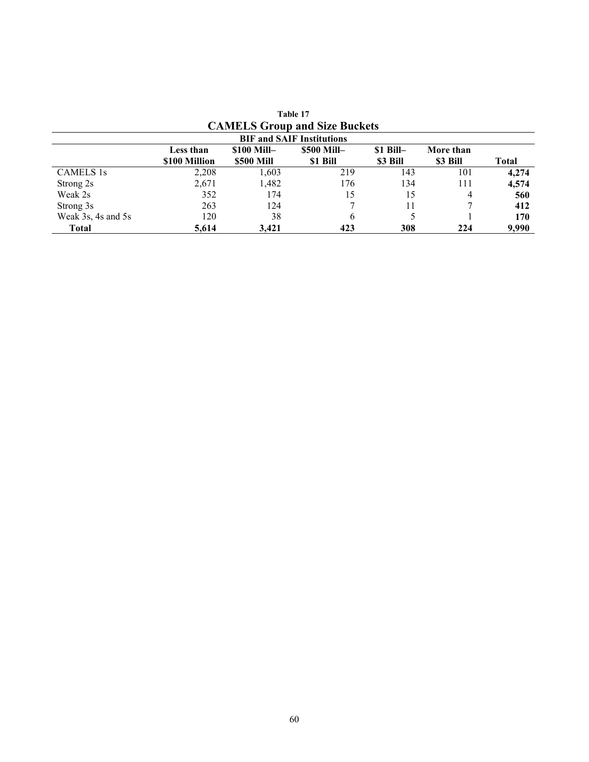**Table 17**

## CAMELS Group and Size Buckets

| BIF and SAIF Institutions | | | | | | |
|---|---|---|---|---|---|---|
| | **Less than $100 Million** | **$100 Mill– $500 Mill** | **$500 Mill– $1 Bill** | **$1 Bill– $3 Bill** | **More than $3 Bill** | **Total** |
| CAMELS 1s | 2,208 | 1,603 | 219 | 143 | 101 | **4,274** |
| Strong 2s | 2,671 | 1,482 | 176 | 134 | 111 | **4,574** |
| Weak 2s | 352 | 174 | 15 | 15 | 4 | **560** |
| Strong 3s | 263 | 124 | 7 | 11 | 7 | **412** |
| Weak 3s, 4s and 5s | 120 | 38 | 6 | 5 | 1 | **170** |
| **Total** | **5,614** | **3,421** | **423** | **308** | **224** | **9,990** |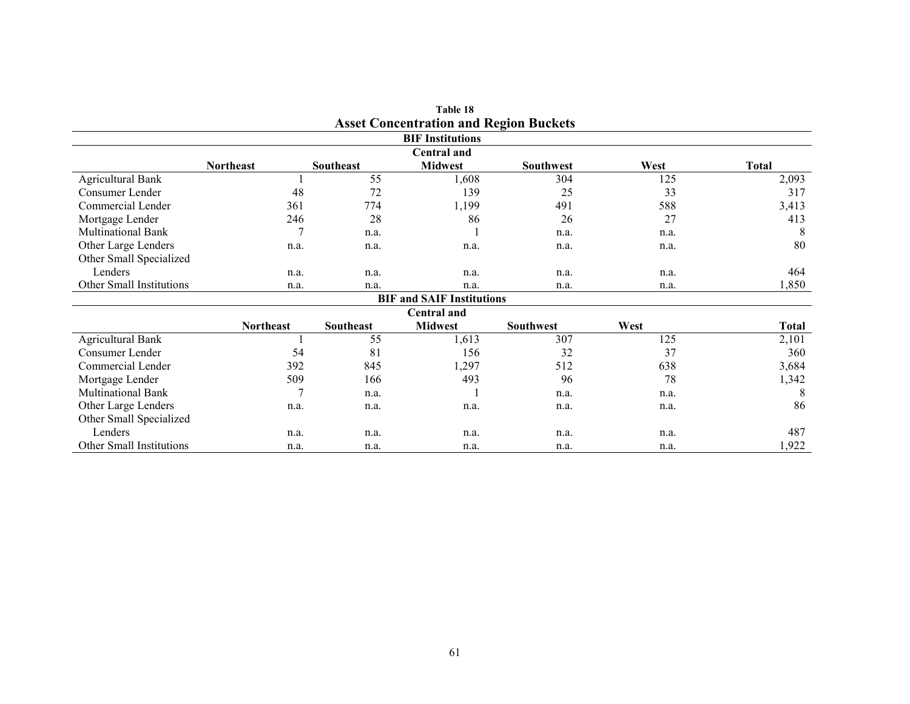**Table 18**

## Asset Concentration and Region Buckets

**BIF Institutions**

| | Northeast | Southeast | Central and Midwest | Southwest | West | Total |
|---|---|---|---|---|---|---|
| Agricultural Bank | 1 | 55 | 1,608 | 304 | 125 | 2,093 |
| Consumer Lender | 48 | 72 | 139 | 25 | 33 | 317 |
| Commercial Lender | 361 | 774 | 1,199 | 491 | 588 | 3,413 |
| Mortgage Lender | 246 | 28 | 86 | 26 | 27 | 413 |
| Multinational Bank | 7 | n.a. | 1 | n.a. | n.a. | 8 |
| Other Large Lenders | n.a. | n.a. | n.a. | n.a. | n.a. | 80 |
| Other Small Specialized Lenders | n.a. | n.a. | n.a. | n.a. | n.a. | 464 |
| Other Small Institutions | n.a. | n.a. | n.a. | n.a. | n.a. | 1,850 |

**BIF and SAIF Institutions**

| | Northeast | Southeast | Central and Midwest | Southwest | West | Total |
|---|---|---|---|---|---|---|
| Agricultural Bank | 1 | 55 | 1,613 | 307 | 125 | 2,101 |
| Consumer Lender | 54 | 81 | 156 | 32 | 37 | 360 |
| Commercial Lender | 392 | 845 | 1,297 | 512 | 638 | 3,684 |
| Mortgage Lender | 509 | 166 | 493 | 96 | 78 | 1,342 |
| Multinational Bank | 7 | n.a. | 1 | n.a. | n.a. | 8 |
| Other Large Lenders | n.a. | n.a. | n.a. | n.a. | n.a. | 86 |
| Other Small Specialized Lenders | n.a. | n.a. | n.a. | n.a. | n.a. | 487 |
| Other Small Institutions | n.a. | n.a. | n.a. | n.a. | n.a. | 1,922 |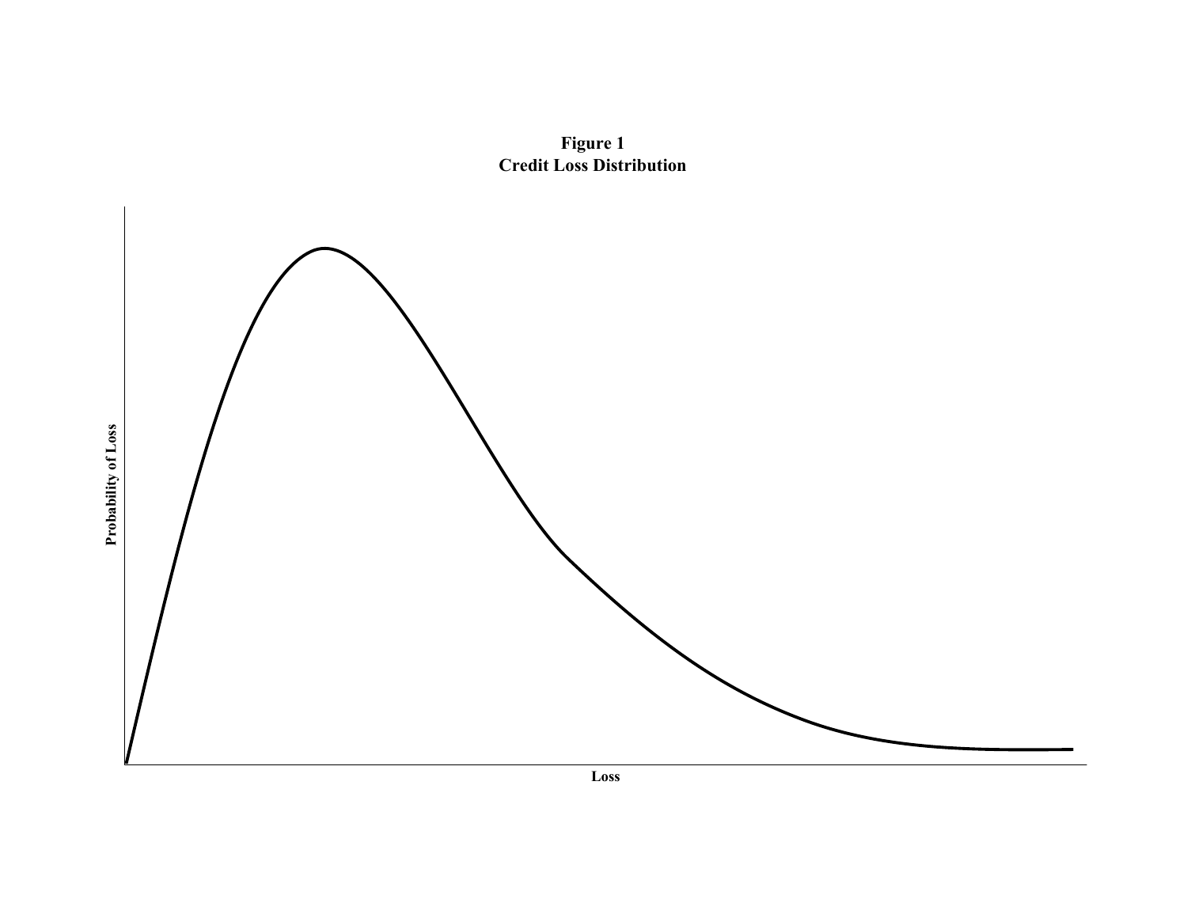**Figure 1**
**Credit Loss Distribution**

Probability of Loss

Loss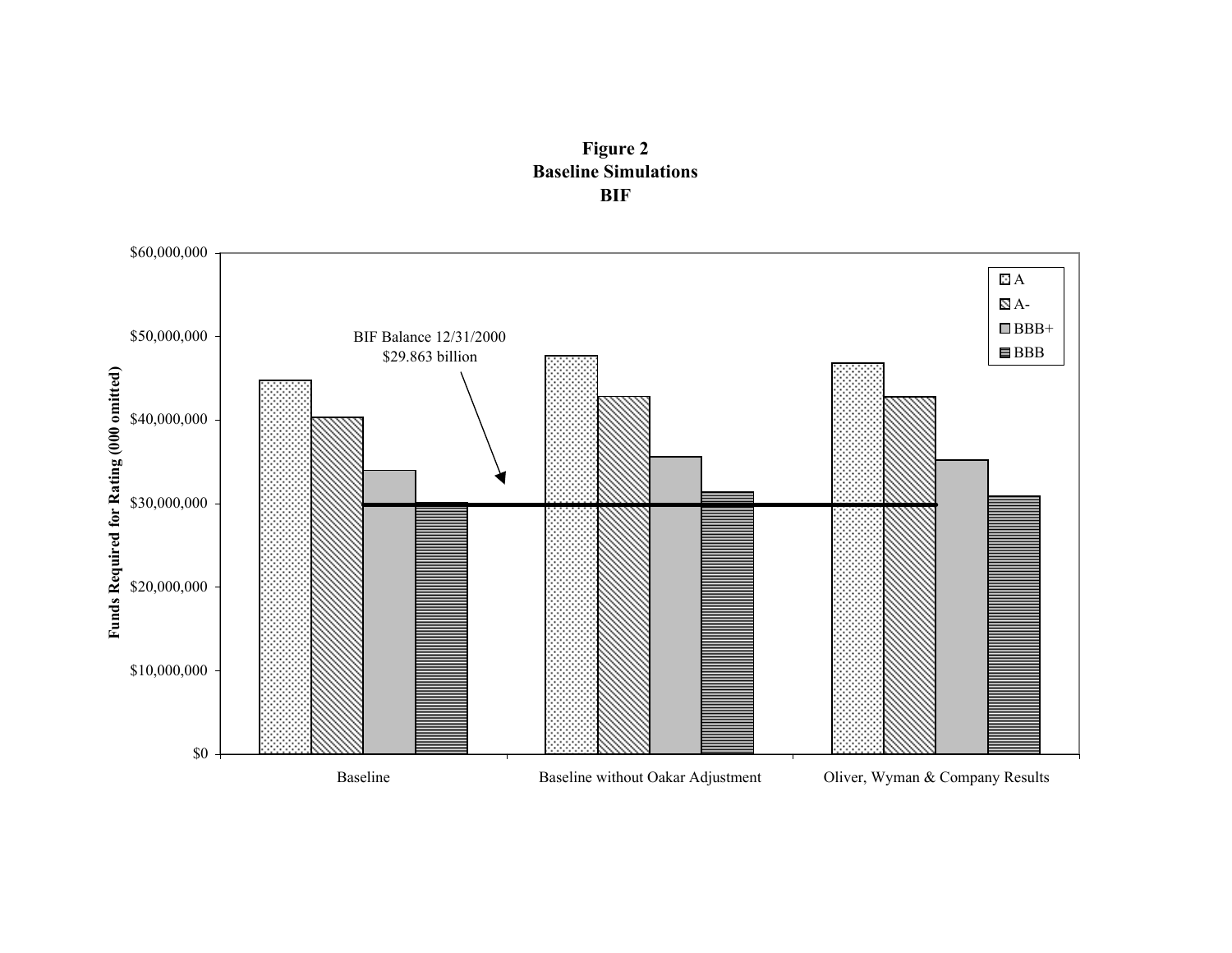**Figure 2**
**Baseline Simulations**
**BIF**

Funds Required for Rating (000 omitted)

$60,000,000
$50,000,000
$40,000,000
$30,000,000
$20,000,000
$10,000,000
$0

BIF Balance 12/31/2000
$29.863 billion

A
A-
BBB+
BBB

Baseline

Baseline without Oakar Adjustment

Oliver, Wyman & Company Results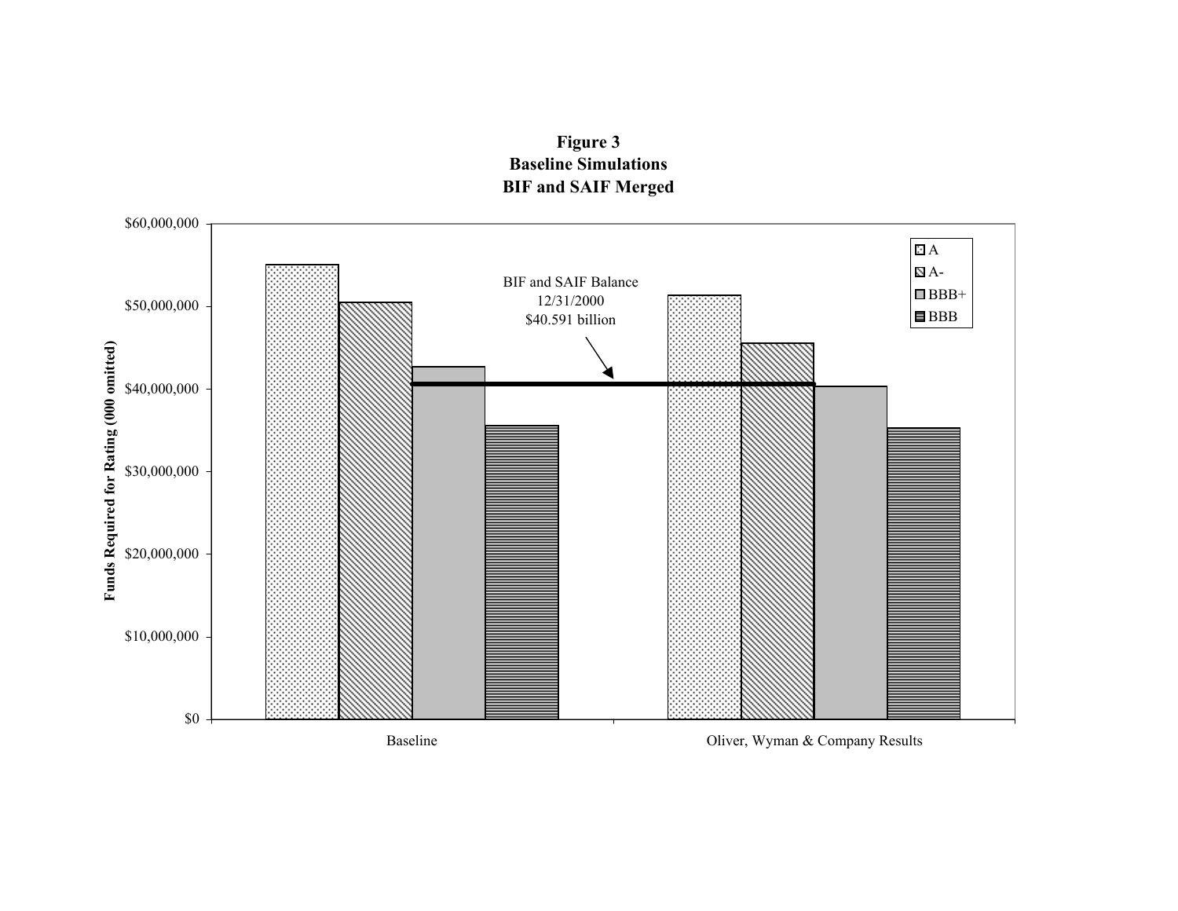**Figure 3**
**Baseline Simulations**
**BIF and SAIF Merged**

Funds Required for Rating (000 omitted)

$60,000,000
$50,000,000
$40,000,000
$30,000,000
$20,000,000
$10,000,000
$0

BIF and SAIF Balance
12/31/2000
$40.591 billion

A
A-
BBB+
BBB

Baseline

Oliver, Wyman & Company Results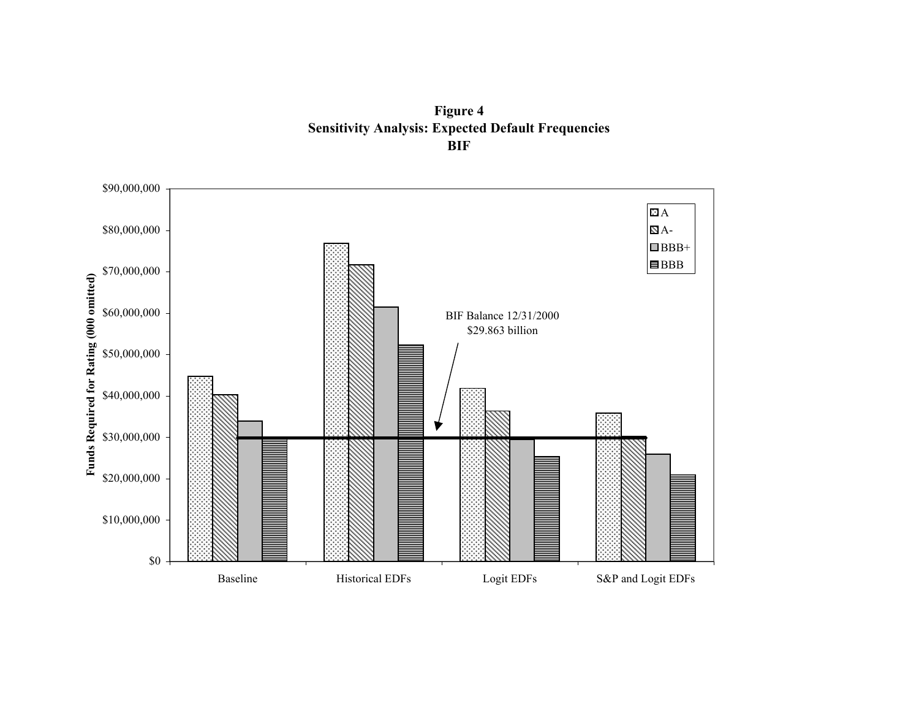**Figure 4**
**Sensitivity Analysis: Expected Default Frequencies**
**BIF**

Funds Required for Rating (000 omitted)

$90,000,000
$80,000,000
$70,000,000
$60,000,000
$50,000,000
$40,000,000
$30,000,000
$20,000,000
$10,000,000
$0

A
A-
BBB+
BBB

BIF Balance 12/31/2000
$29.863 billion

Baseline
Historical EDFs
Logit EDFs
S&P and Logit EDFs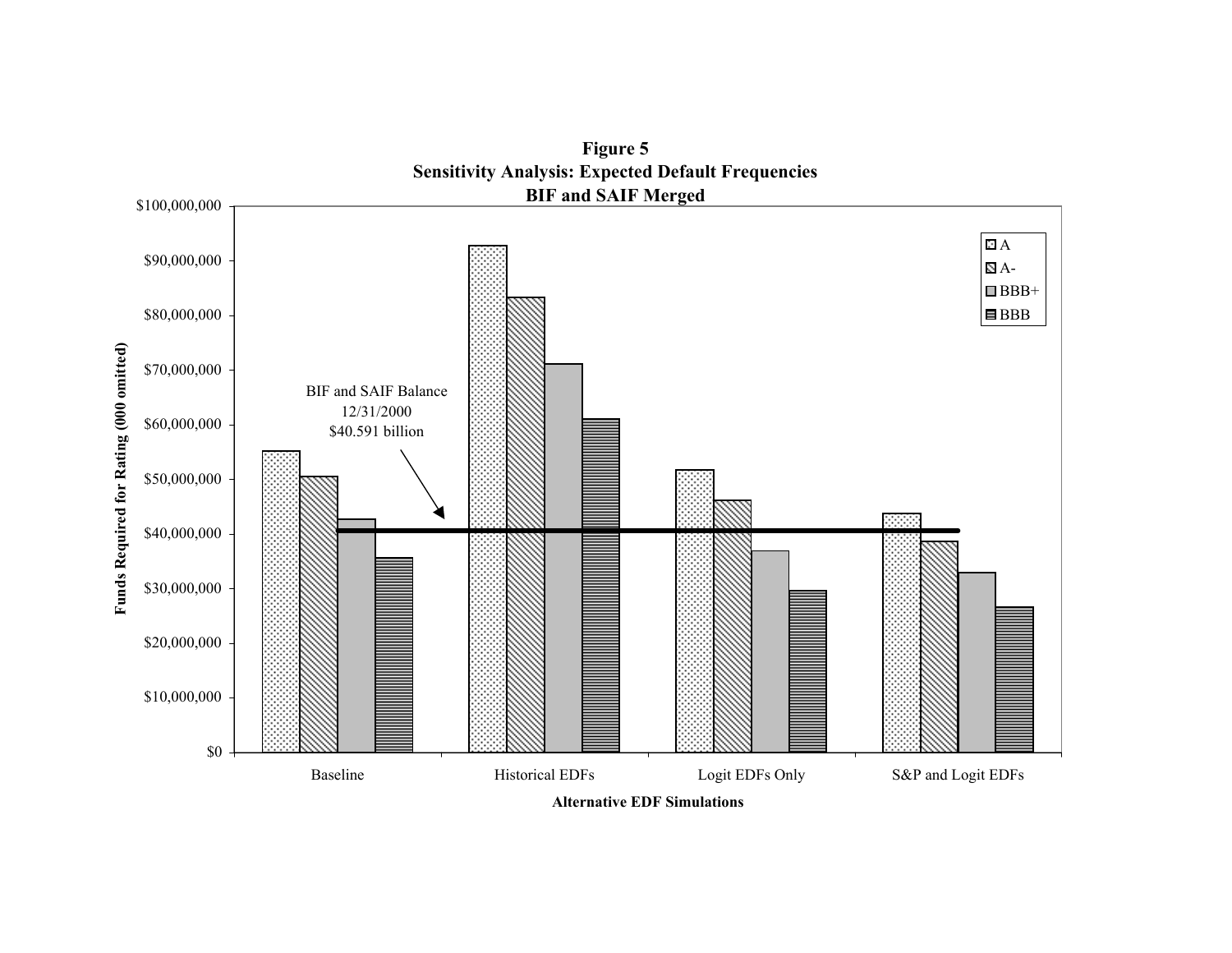**Figure 5**
**Sensitivity Analysis: Expected Default Frequencies**
**BIF and SAIF Merged**

Funds Required for Rating (000 omitted)

$100,000,000
$90,000,000
$80,000,000
$70,000,000
$60,000,000
$50,000,000
$40,000,000
$30,000,000
$20,000,000
$10,000,000
$0

BIF and SAIF Balance
12/31/2000
$40.591 billion

A
A-
BBB+
BBB

Baseline | Historical EDFs | Logit EDFs Only | S&P and Logit EDFs

**Alternative EDF Simulations**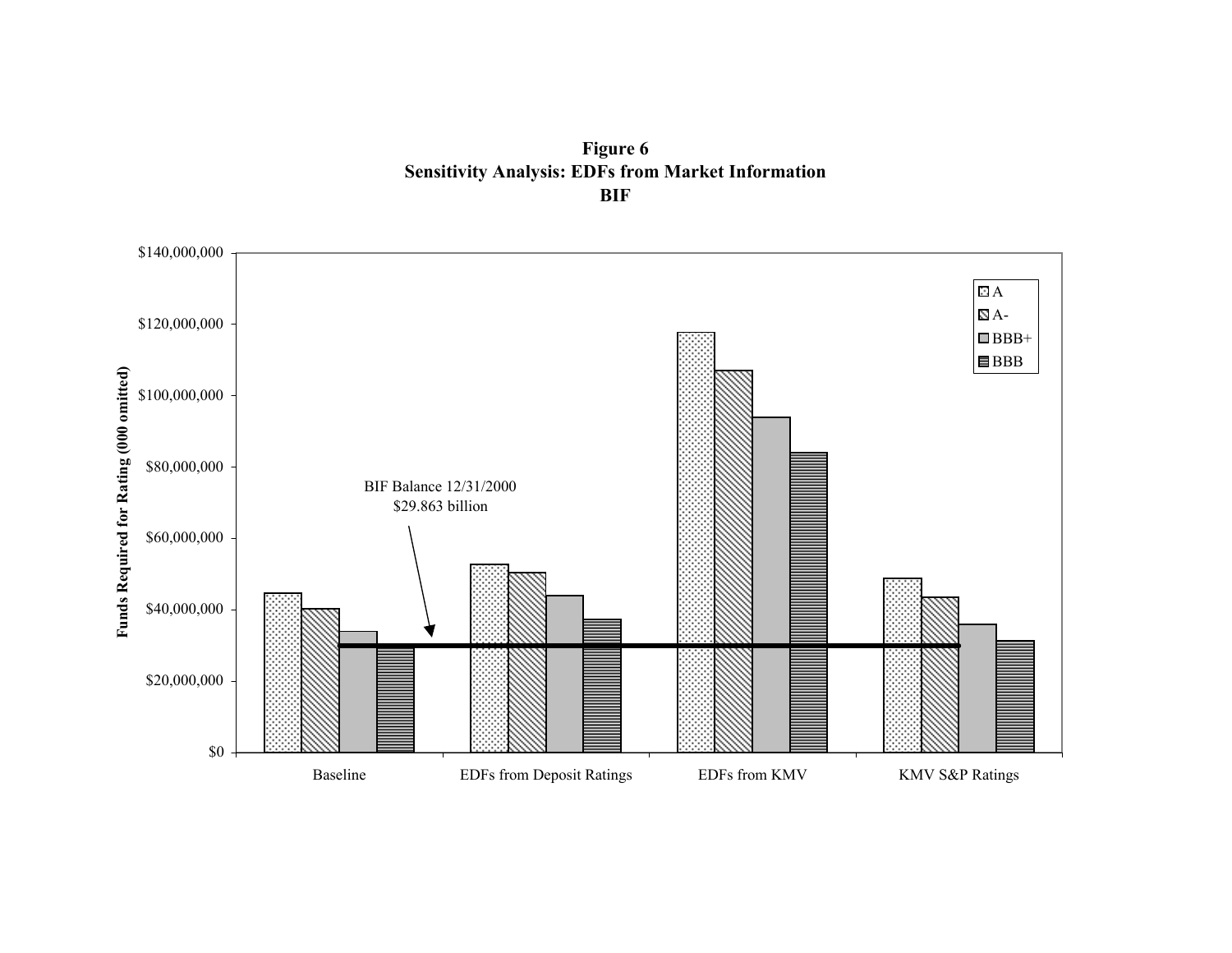**Figure 6**
**Sensitivity Analysis: EDFs from Market Information**
**BIF**

Funds Required for Rating (000 omitted)

$140,000,000
$120,000,000
$100,000,000
$80,000,000
$60,000,000
$40,000,000
$20,000,000
$0

A
A-
BBB+
BBB

BIF Balance 12/31/2000
$29.863 billion

Baseline | EDFs from Deposit Ratings | EDFs from KMV | KMV S&P Ratings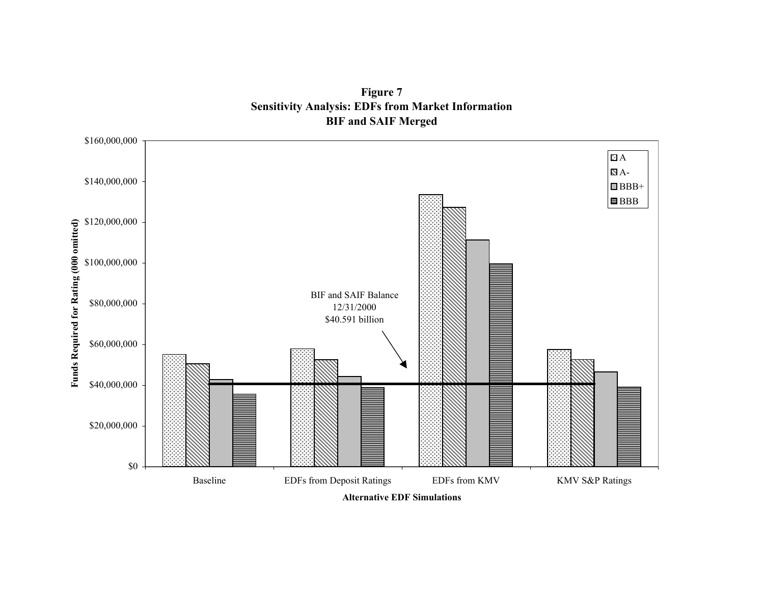**Figure 7**
**Sensitivity Analysis: EDFs from Market Information**
**BIF and SAIF Merged**

Funds Required for Rating (000 omitted)

$160,000,000
$140,000,000
$120,000,000
$100,000,000
$80,000,000
$60,000,000
$40,000,000
$20,000,000
$0

A
A-
BBB+
BBB

BIF and SAIF Balance
12/31/2000
$40.591 billion

Baseline
EDFs from Deposit Ratings
EDFs from KMV
KMV S&P Ratings

**Alternative EDF Simulations**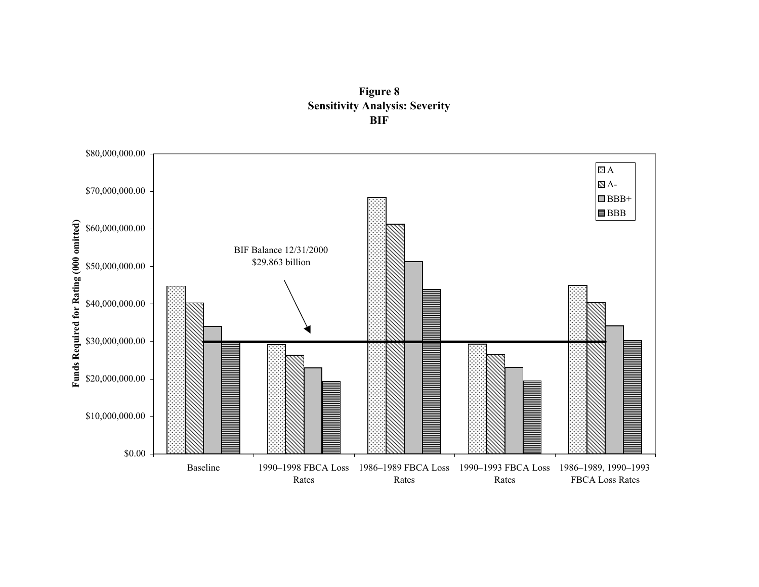**Figure 8**
**Sensitivity Analysis: Severity**
**BIF**

Funds Required for Rating (000 omitted)

$80,000,000.00
$70,000,000.00
$60,000,000.00
$50,000,000.00
$40,000,000.00
$30,000,000.00
$20,000,000.00
$10,000,000.00
$0.00

BIF Balance 12/31/2000
$29.863 billion

A
A-
BBB+
BBB

Baseline | 1990–1998 FBCA Loss Rates | 1986–1989 FBCA Loss Rates | 1990–1993 FBCA Loss Rates | 1986–1989, 1990–1993 FBCA Loss Rates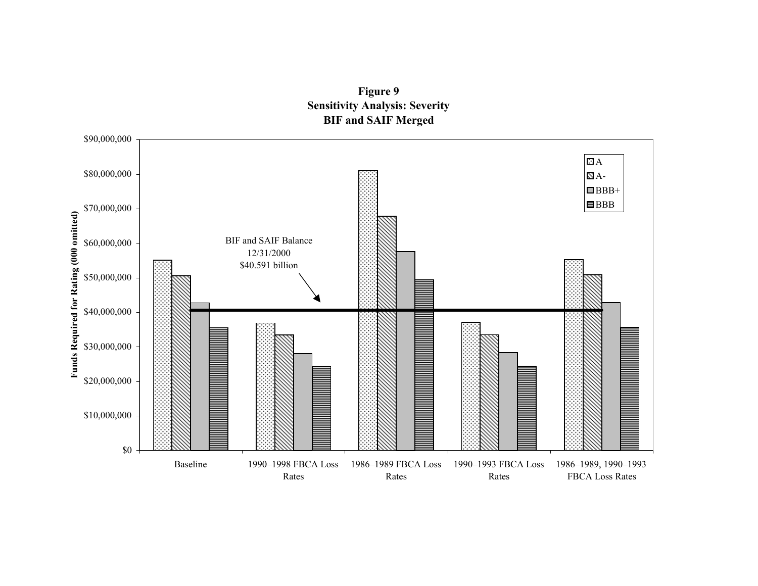**Figure 9**
**Sensitivity Analysis: Severity**
**BIF and SAIF Merged**

Funds Required for Rating (000 omitted)

$90,000,000
$80,000,000
$70,000,000
$60,000,000
$50,000,000
$40,000,000
$30,000,000
$20,000,000
$10,000,000
$0

A
A-
BBB+
BBB

BIF and SAIF Balance
12/31/2000
$40.591 billion

Baseline

1990–1998 FBCA Loss Rates

1986–1989 FBCA Loss Rates

1990–1993 FBCA Loss Rates

1986–1989, 1990–1993 FBCA Loss Rates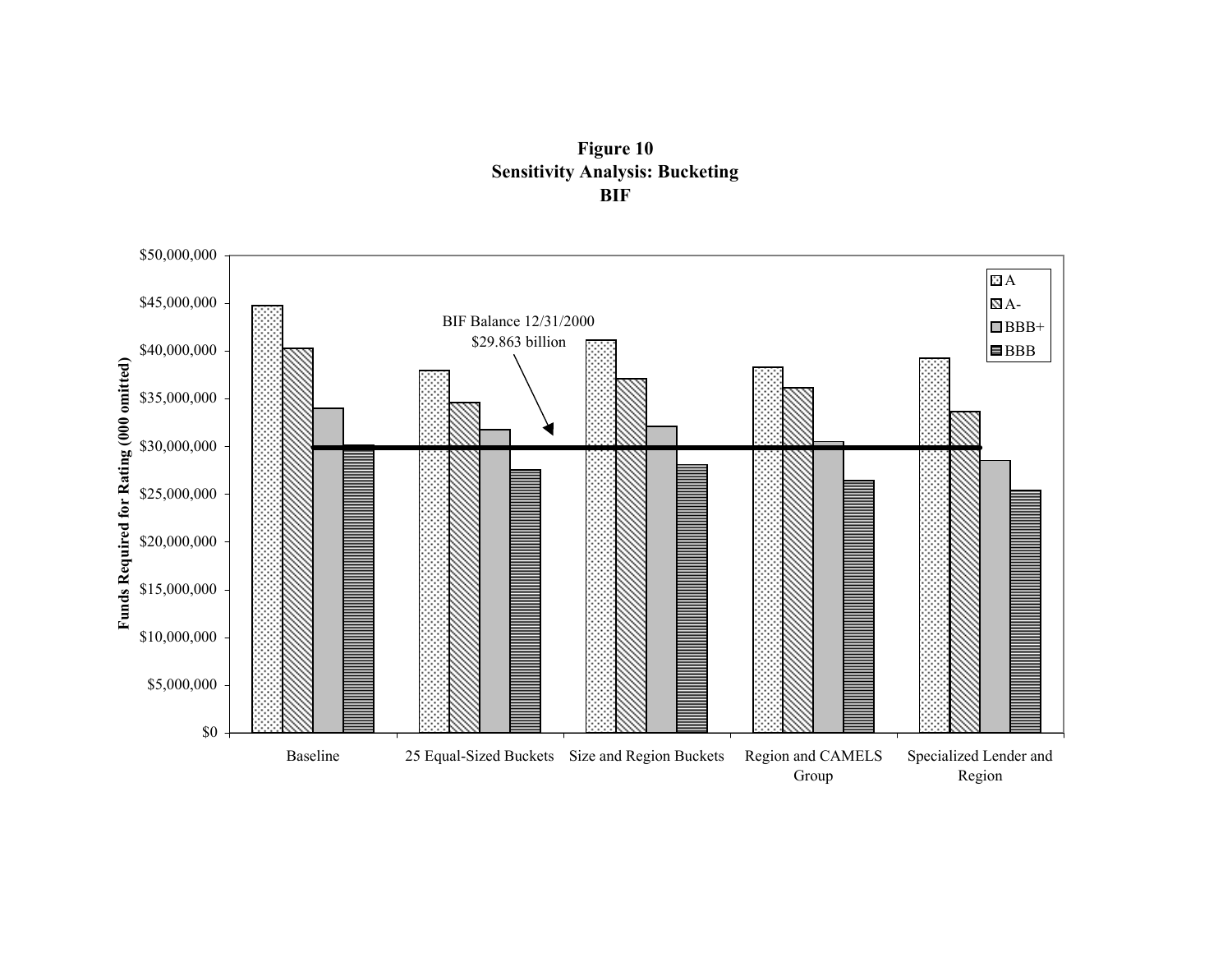**Figure 10**
**Sensitivity Analysis: Bucketing**
**BIF**

BIF Balance 12/31/2000
$29.863 billion

Funds Required for Rating (000 omitted)

$50,000,000
$45,000,000
$40,000,000
$35,000,000
$30,000,000
$25,000,000
$20,000,000
$15,000,000
$10,000,000
$5,000,000
$0

A
A-
BBB+
BBB

Baseline | 25 Equal-Sized Buckets | Size and Region Buckets | Region and CAMELS Group | Specialized Lender and Region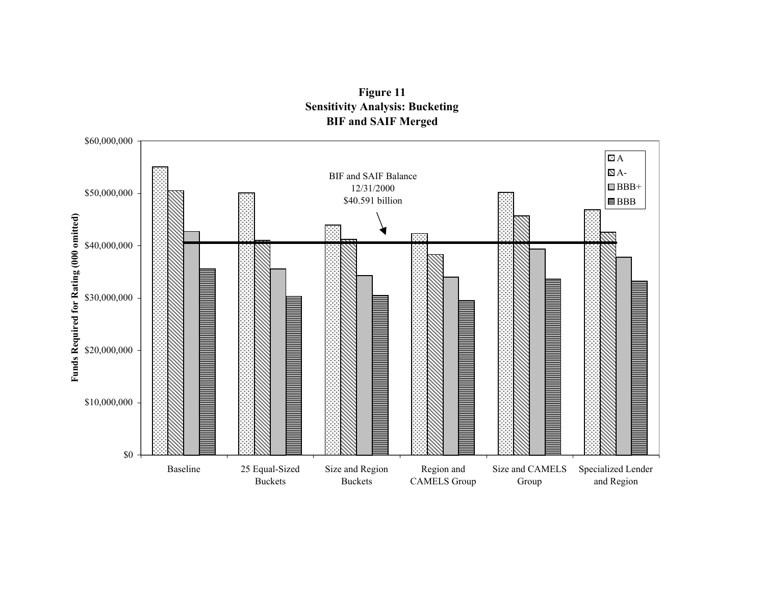**Figure 11**
**Sensitivity Analysis: Bucketing**
**BIF and SAIF Merged**

$60,000,000
$50,000,000
$40,000,000
$30,000,000
$20,000,000
$10,000,000
$0

Funds Required for Rating (000 omitted)

A
A-
BBB+
BBB

BIF and SAIF Balance
12/31/2000
$40.591 billion

Baseline
25 Equal-Sized Buckets
Size and Region Buckets
Region and CAMELS Group
Size and CAMELS Group
Specialized Lender and Region